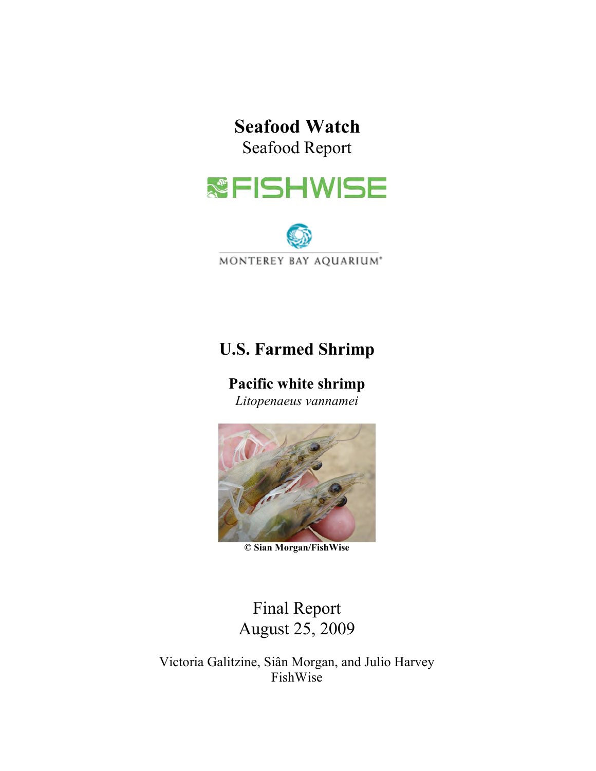# Seafood Watch
Seafood Report

FISHWISE

MONTEREY BAY AQUARIUM®

## U.S. Farmed Shrimp

### Pacific white shrimp
*Litopenaeus vannamei*

**© Sian Morgan/FishWise**

Final Report
August 25, 2009

Victoria Galitzine, Siân Morgan, and Julio Harvey
FishWise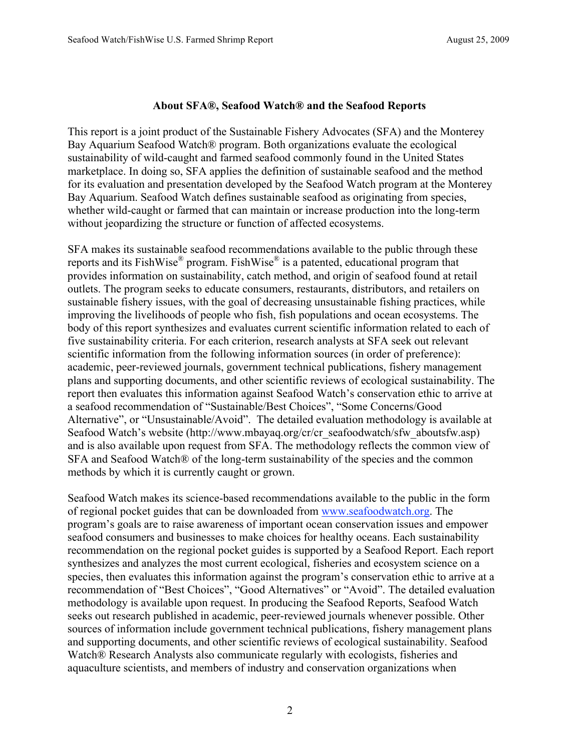## About SFA®, Seafood Watch® and the Seafood Reports

This report is a joint product of the Sustainable Fishery Advocates (SFA) and the Monterey Bay Aquarium Seafood Watch® program. Both organizations evaluate the ecological sustainability of wild-caught and farmed seafood commonly found in the United States marketplace. In doing so, SFA applies the definition of sustainable seafood and the method for its evaluation and presentation developed by the Seafood Watch program at the Monterey Bay Aquarium. Seafood Watch defines sustainable seafood as originating from species, whether wild-caught or farmed that can maintain or increase production into the long-term without jeopardizing the structure or function of affected ecosystems.

SFA makes its sustainable seafood recommendations available to the public through these reports and its FishWise® program. FishWise® is a patented, educational program that provides information on sustainability, catch method, and origin of seafood found at retail outlets. The program seeks to educate consumers, restaurants, distributors, and retailers on sustainable fishery issues, with the goal of decreasing unsustainable fishing practices, while improving the livelihoods of people who fish, fish populations and ocean ecosystems. The body of this report synthesizes and evaluates current scientific information related to each of five sustainability criteria. For each criterion, research analysts at SFA seek out relevant scientific information from the following information sources (in order of preference): academic, peer-reviewed journals, government technical publications, fishery management plans and supporting documents, and other scientific reviews of ecological sustainability. The report then evaluates this information against Seafood Watch's conservation ethic to arrive at a seafood recommendation of "Sustainable/Best Choices", "Some Concerns/Good Alternative", or "Unsustainable/Avoid". The detailed evaluation methodology is available at Seafood Watch's website (http://www.mbayaq.org/cr/cr_seafoodwatch/sfw_aboutsfw.asp) and is also available upon request from SFA. The methodology reflects the common view of SFA and Seafood Watch® of the long-term sustainability of the species and the common methods by which it is currently caught or grown.

Seafood Watch makes its science-based recommendations available to the public in the form of regional pocket guides that can be downloaded from www.seafoodwatch.org. The program's goals are to raise awareness of important ocean conservation issues and empower seafood consumers and businesses to make choices for healthy oceans. Each sustainability recommendation on the regional pocket guides is supported by a Seafood Report. Each report synthesizes and analyzes the most current ecological, fisheries and ecosystem science on a species, then evaluates this information against the program's conservation ethic to arrive at a recommendation of "Best Choices", "Good Alternatives" or "Avoid". The detailed evaluation methodology is available upon request. In producing the Seafood Reports, Seafood Watch seeks out research published in academic, peer-reviewed journals whenever possible. Other sources of information include government technical publications, fishery management plans and supporting documents, and other scientific reviews of ecological sustainability. Seafood Watch® Research Analysts also communicate regularly with ecologists, fisheries and aquaculture scientists, and members of industry and conservation organizations when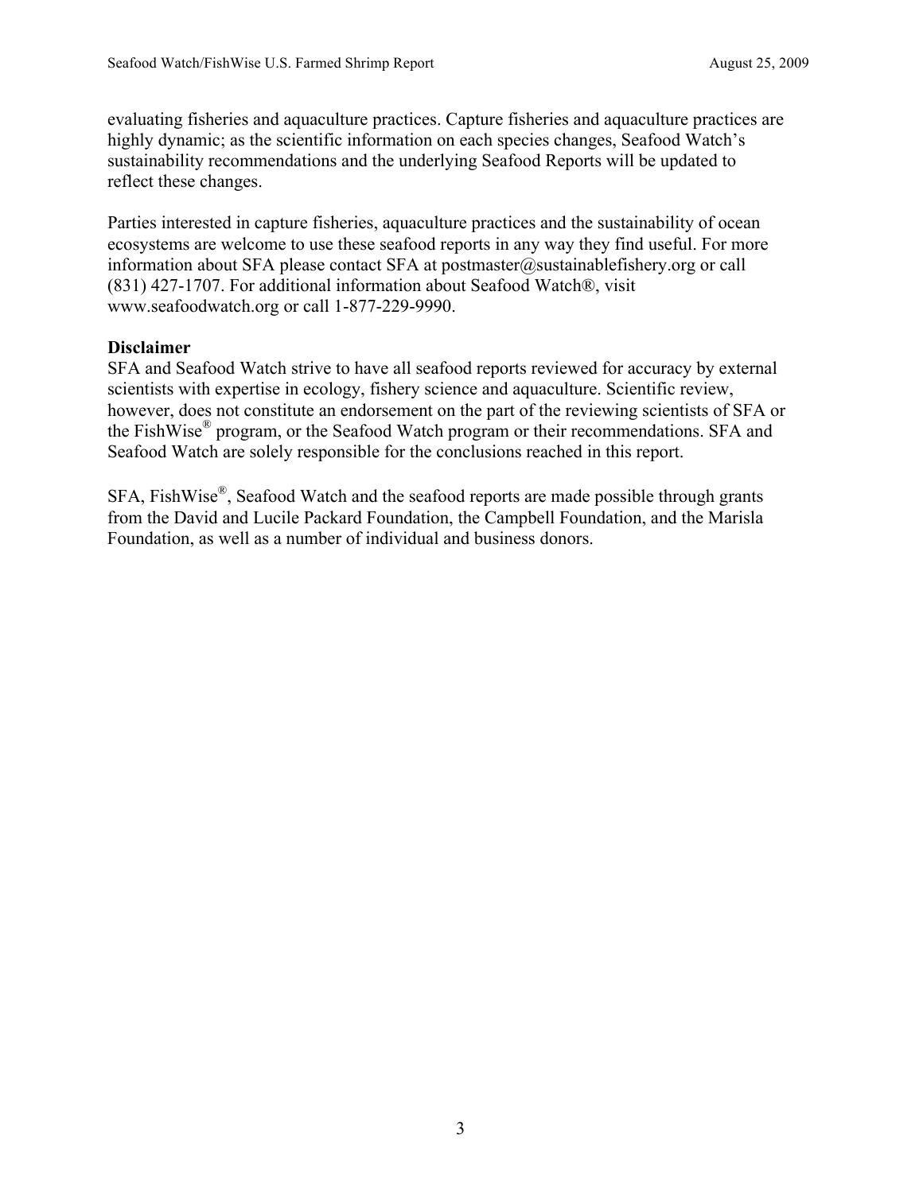evaluating fisheries and aquaculture practices. Capture fisheries and aquaculture practices are highly dynamic; as the scientific information on each species changes, Seafood Watch's sustainability recommendations and the underlying Seafood Reports will be updated to reflect these changes.

Parties interested in capture fisheries, aquaculture practices and the sustainability of ocean ecosystems are welcome to use these seafood reports in any way they find useful. For more information about SFA please contact SFA at postmaster@sustainablefishery.org or call (831) 427-1707. For additional information about Seafood Watch®, visit www.seafoodwatch.org or call 1-877-229-9990.

**Disclaimer**

SFA and Seafood Watch strive to have all seafood reports reviewed for accuracy by external scientists with expertise in ecology, fishery science and aquaculture. Scientific review, however, does not constitute an endorsement on the part of the reviewing scientists of SFA or the FishWise® program, or the Seafood Watch program or their recommendations. SFA and Seafood Watch are solely responsible for the conclusions reached in this report.

SFA, FishWise®, Seafood Watch and the seafood reports are made possible through grants from the David and Lucile Packard Foundation, the Campbell Foundation, and the Marisla Foundation, as well as a number of individual and business donors.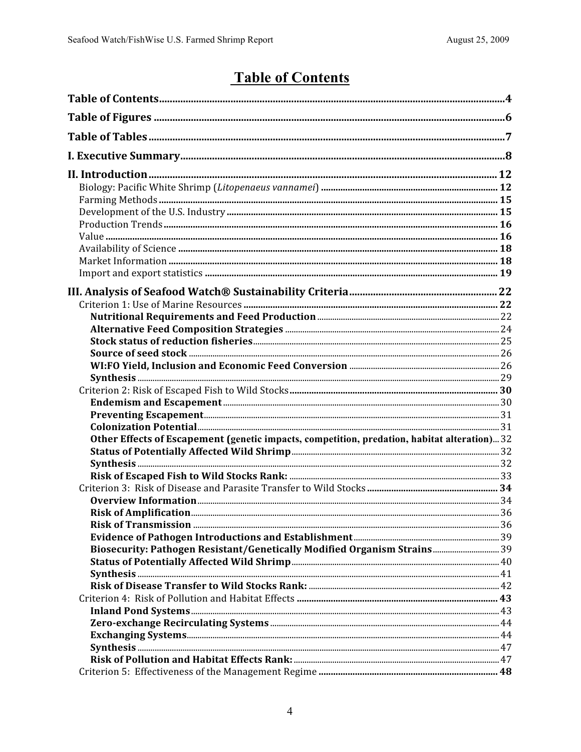# Table of Contents

**Table of Contents** 4

**Table of Figures** 6

**Table of Tables** 7

**I. Executive Summary** 8

**II. Introduction** 12

- Biology: Pacific White Shrimp (*Litopenaeus vannamei*) 12
- Farming Methods 15
- Development of the U.S. Industry 15
- Production Trends 16
- Value 16
- Availability of Science 18
- Market Information 18
- Import and export statistics 19

**III. Analysis of Seafood Watch® Sustainability Criteria** 22

- Criterion 1: Use of Marine Resources 22
  - **Nutritional Requirements and Feed Production** 22
  - **Alternative Feed Composition Strategies** 24
  - **Stock status of reduction fisheries** 25
  - **Source of seed stock** 26
  - **WI:FO Yield, Inclusion and Economic Feed Conversion** 26
  - **Synthesis** 29
- Criterion 2: Risk of Escaped Fish to Wild Stocks 30
  - **Endemism and Escapement** 30
  - **Preventing Escapement** 31
  - **Colonization Potential** 31
  - **Other Effects of Escapement (genetic impacts, competition, predation, habitat alteration)** 32
  - **Status of Potentially Affected Wild Shrimp** 32
  - **Synthesis** 32
  - **Risk of Escaped Fish to Wild Stocks Rank:** 33
- Criterion 3: Risk of Disease and Parasite Transfer to Wild Stocks 34
  - **Overview Information** 34
  - **Risk of Amplification** 36
  - **Risk of Transmission** 36
  - **Evidence of Pathogen Introductions and Establishment** 39
  - **Biosecurity: Pathogen Resistant/Genetically Modified Organism Strains** 39
  - **Status of Potentially Affected Wild Shrimp** 40
  - **Synthesis** 41
  - **Risk of Disease Transfer to Wild Stocks Rank:** 42
- Criterion 4: Risk of Pollution and Habitat Effects 43
  - **Inland Pond Systems** 43
  - **Zero-exchange Recirculating Systems** 44
  - **Exchanging Systems** 44
  - **Synthesis** 47
  - **Risk of Pollution and Habitat Effects Rank:** 47
- Criterion 5: Effectiveness of the Management Regime 48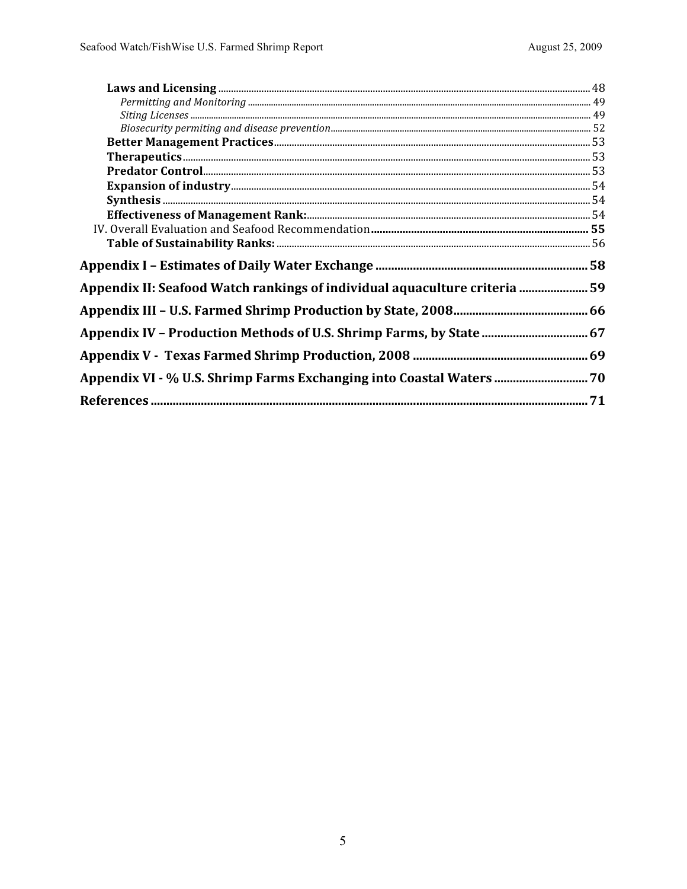**Laws and Licensing** ... 48

*Permitting and Monitoring* ... 49

*Siting Licenses* ... 49

*Biosecurity permiting and disease prevention* ... 52

**Better Management Practices** ... 53

**Therapeutics** ... 53

**Predator Control** ... 53

**Expansion of industry** ... 54

**Synthesis** ... 54

**Effectiveness of Management Rank:** ... 54

IV. Overall Evaluation and Seafood Recommendation ... **55**

**Table of Sustainability Ranks:** ... 56

**Appendix I – Estimates of Daily Water Exchange ... 58**

**Appendix II: Seafood Watch rankings of individual aquaculture criteria ... 59**

**Appendix III – U.S. Farmed Shrimp Production by State, 2008 ... 66**

**Appendix IV – Production Methods of U.S. Shrimp Farms, by State ... 67**

**Appendix V - Texas Farmed Shrimp Production, 2008 ... 69**

**Appendix VI - % U.S. Shrimp Farms Exchanging into Coastal Waters ... 70**

**References ... 71**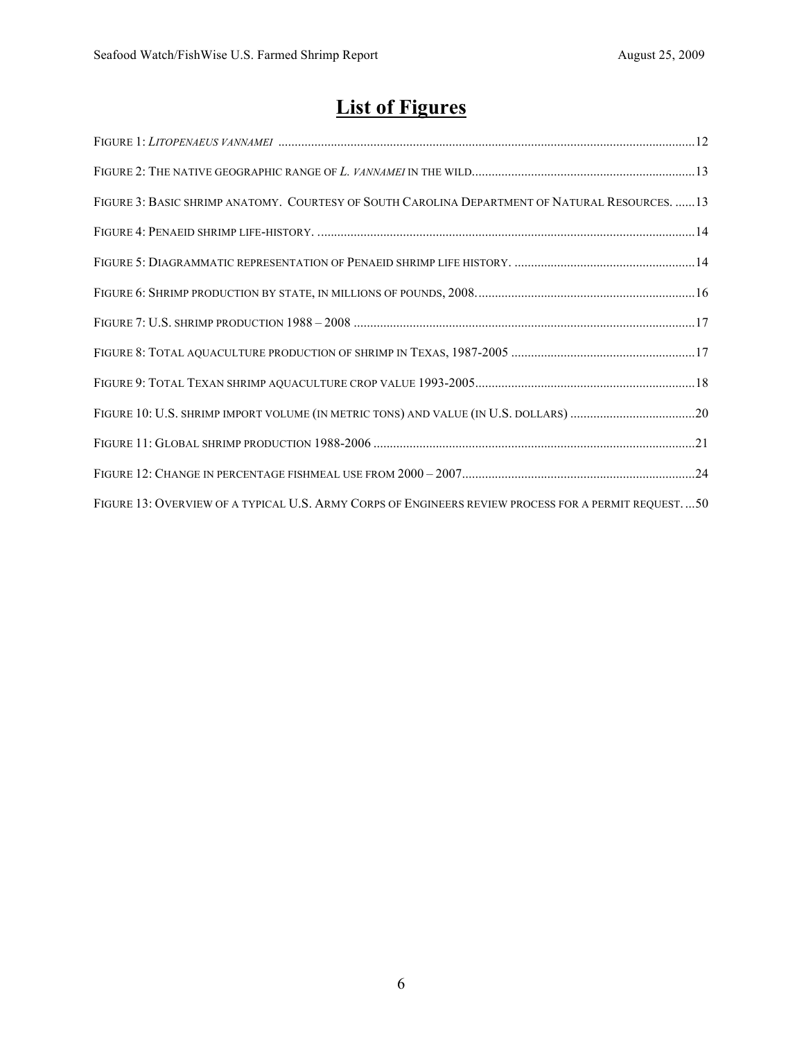# List of Figures

Figure 1: *Litopenaeus vannamei* ....................................................................................................................12

Figure 2: The native geographic range of *L. vannamei* in the wild....................................................................13

Figure 3: Basic shrimp anatomy. Courtesy of South Carolina Department of Natural Resources. ......13

Figure 4: Penaeid shrimp life-history. ..................................................................................................................14

Figure 5: Diagrammatic representation of Penaeid shrimp life history. .......................................................14

Figure 6: Shrimp production by state, in millions of pounds, 2008...................................................................16

Figure 7: U.S. shrimp production 1988 – 2008 .......................................................................................................17

Figure 8: Total aquaculture production of shrimp in Texas, 1987-2005 ........................................................17

Figure 9: Total Texan shrimp aquaculture crop value 1993-2005...................................................................18

Figure 10: U.S. shrimp import volume (in metric tons) and value (in U.S. dollars) ......................................20

Figure 11: Global shrimp production 1988-2006 .................................................................................................21

Figure 12: Change in percentage fishmeal use from 2000 – 2007.......................................................................24

Figure 13: Overview of a typical U.S. Army Corps of Engineers review process for a permit request. ...50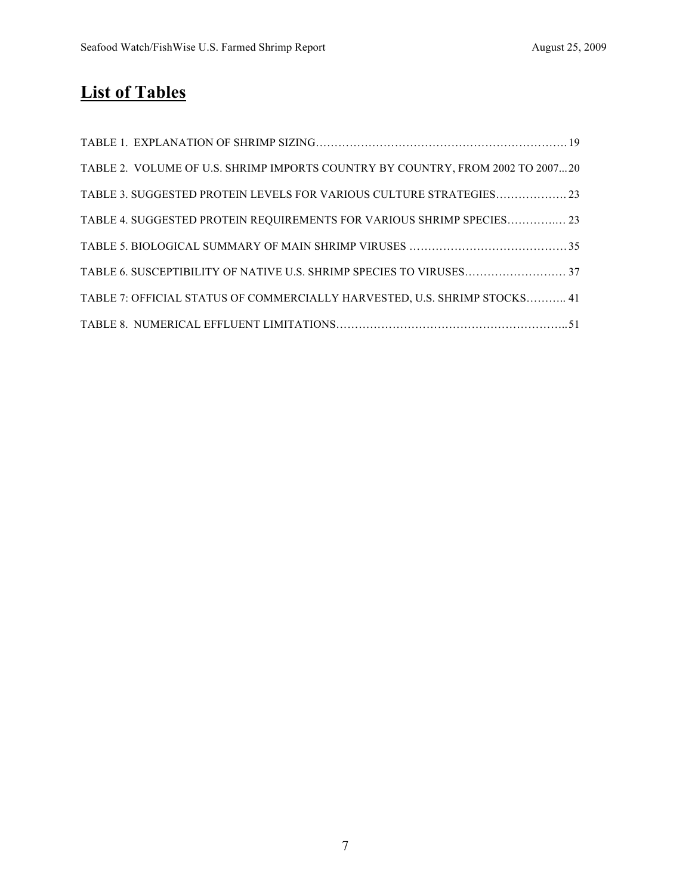# List of Tables

TABLE 1. EXPLANATION OF SHRIMP SIZING……………………………………………………………. 19

TABLE 2. VOLUME OF U.S. SHRIMP IMPORTS COUNTRY BY COUNTRY, FROM 2002 TO 2007... 20

TABLE 3. SUGGESTED PROTEIN LEVELS FOR VARIOUS CULTURE STRATEGIES………………. 23

TABLE 4. SUGGESTED PROTEIN REQUIREMENTS FOR VARIOUS SHRIMP SPECIES…………..… 23

TABLE 5. BIOLOGICAL SUMMARY OF MAIN SHRIMP VIRUSES …………………………………… 35

TABLE 6. SUSCEPTIBILITY OF NATIVE U.S. SHRIMP SPECIES TO VIRUSES……………………… 37

TABLE 7: OFFICIAL STATUS OF COMMERCIALLY HARVESTED, U.S. SHRIMP STOCKS……….. 41

TABLE 8. NUMERICAL EFFLUENT LIMITATIONS……………………………………………………... 51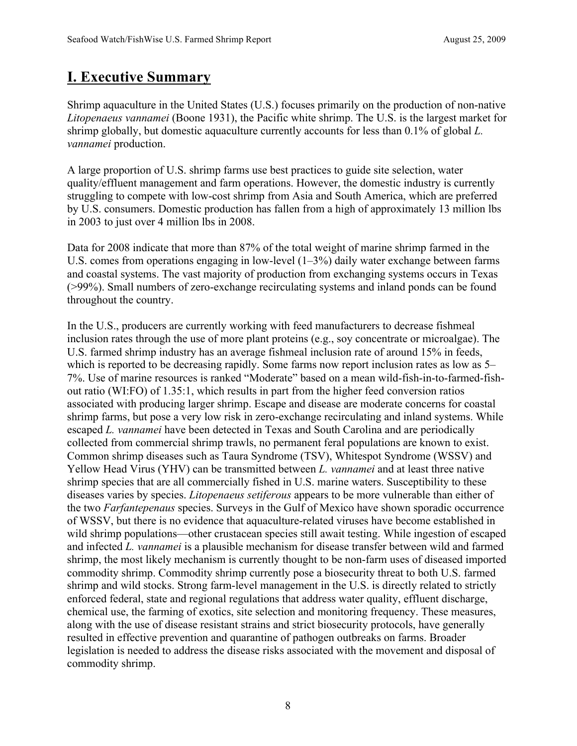# I. Executive Summary

Shrimp aquaculture in the United States (U.S.) focuses primarily on the production of non-native *Litopenaeus vannamei* (Boone 1931), the Pacific white shrimp. The U.S. is the largest market for shrimp globally, but domestic aquaculture currently accounts for less than 0.1% of global *L. vannamei* production.

A large proportion of U.S. shrimp farms use best practices to guide site selection, water quality/effluent management and farm operations. However, the domestic industry is currently struggling to compete with low-cost shrimp from Asia and South America, which are preferred by U.S. consumers. Domestic production has fallen from a high of approximately 13 million lbs in 2003 to just over 4 million lbs in 2008.

Data for 2008 indicate that more than 87% of the total weight of marine shrimp farmed in the U.S. comes from operations engaging in low-level (1–3%) daily water exchange between farms and coastal systems. The vast majority of production from exchanging systems occurs in Texas (>99%). Small numbers of zero-exchange recirculating systems and inland ponds can be found throughout the country.

In the U.S., producers are currently working with feed manufacturers to decrease fishmeal inclusion rates through the use of more plant proteins (e.g., soy concentrate or microalgae). The U.S. farmed shrimp industry has an average fishmeal inclusion rate of around 15% in feeds, which is reported to be decreasing rapidly. Some farms now report inclusion rates as low as 5–7%. Use of marine resources is ranked "Moderate" based on a mean wild-fish-in-to-farmed-fish-out ratio (WI:FO) of 1.35:1, which results in part from the higher feed conversion ratios associated with producing larger shrimp. Escape and disease are moderate concerns for coastal shrimp farms, but pose a very low risk in zero-exchange recirculating and inland systems. While escaped *L. vannamei* have been detected in Texas and South Carolina and are periodically collected from commercial shrimp trawls, no permanent feral populations are known to exist. Common shrimp diseases such as Taura Syndrome (TSV), Whitespot Syndrome (WSSV) and Yellow Head Virus (YHV) can be transmitted between *L. vannamei* and at least three native shrimp species that are all commercially fished in U.S. marine waters. Susceptibility to these diseases varies by species. *Litopenaeus setiferous* appears to be more vulnerable than either of the two *Farfantepenaus* species. Surveys in the Gulf of Mexico have shown sporadic occurrence of WSSV, but there is no evidence that aquaculture-related viruses have become established in wild shrimp populations—other crustacean species still await testing. While ingestion of escaped and infected *L. vannamei* is a plausible mechanism for disease transfer between wild and farmed shrimp, the most likely mechanism is currently thought to be non-farm uses of diseased imported commodity shrimp. Commodity shrimp currently pose a biosecurity threat to both U.S. farmed shrimp and wild stocks. Strong farm-level management in the U.S. is directly related to strictly enforced federal, state and regional regulations that address water quality, effluent discharge, chemical use, the farming of exotics, site selection and monitoring frequency. These measures, along with the use of disease resistant strains and strict biosecurity protocols, have generally resulted in effective prevention and quarantine of pathogen outbreaks on farms. Broader legislation is needed to address the disease risks associated with the movement and disposal of commodity shrimp.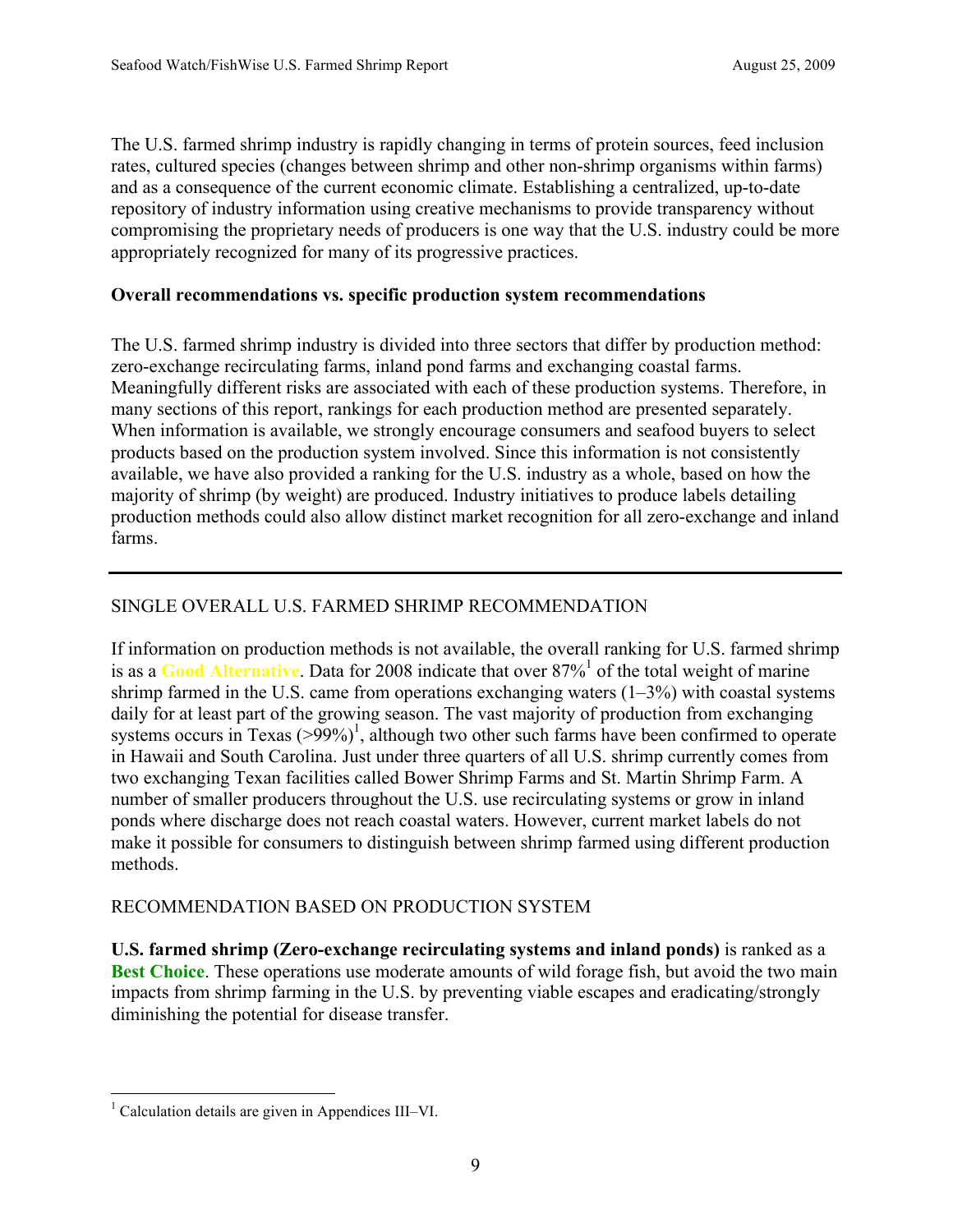The U.S. farmed shrimp industry is rapidly changing in terms of protein sources, feed inclusion rates, cultured species (changes between shrimp and other non-shrimp organisms within farms) and as a consequence of the current economic climate. Establishing a centralized, up-to-date repository of industry information using creative mechanisms to provide transparency without compromising the proprietary needs of producers is one way that the U.S. industry could be more appropriately recognized for many of its progressive practices.

**Overall recommendations vs. specific production system recommendations**

The U.S. farmed shrimp industry is divided into three sectors that differ by production method: zero-exchange recirculating farms, inland pond farms and exchanging coastal farms. Meaningfully different risks are associated with each of these production systems. Therefore, in many sections of this report, rankings for each production method are presented separately. When information is available, we strongly encourage consumers and seafood buyers to select products based on the production system involved. Since this information is not consistently available, we have also provided a ranking for the U.S. industry as a whole, based on how the majority of shrimp (by weight) are produced. Industry initiatives to produce labels detailing production methods could also allow distinct market recognition for all zero-exchange and inland farms.

---

SINGLE OVERALL U.S. FARMED SHRIMP RECOMMENDATION

If information on production methods is not available, the overall ranking for U.S. farmed shrimp is as a **Good Alternative**. Data for 2008 indicate that over 87%[1] of the total weight of marine shrimp farmed in the U.S. came from operations exchanging waters (1–3%) with coastal systems daily for at least part of the growing season. The vast majority of production from exchanging systems occurs in Texas (>99%)[1], although two other such farms have been confirmed to operate in Hawaii and South Carolina. Just under three quarters of all U.S. shrimp currently comes from two exchanging Texan facilities called Bower Shrimp Farms and St. Martin Shrimp Farm. A number of smaller producers throughout the U.S. use recirculating systems or grow in inland ponds where discharge does not reach coastal waters. However, current market labels do not make it possible for consumers to distinguish between shrimp farmed using different production methods.

RECOMMENDATION BASED ON PRODUCTION SYSTEM

**U.S. farmed shrimp (Zero-exchange recirculating systems and inland ponds)** is ranked as a **Best Choice**. These operations use moderate amounts of wild forage fish, but avoid the two main impacts from shrimp farming in the U.S. by preventing viable escapes and eradicating/strongly diminishing the potential for disease transfer.

---

[1] Calculation details are given in Appendices III–VI.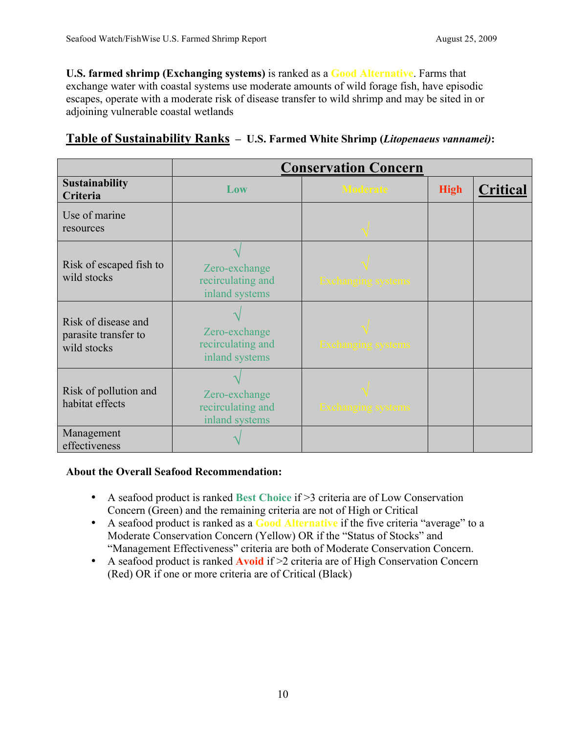**U.S. farmed shrimp (Exchanging systems)** is ranked as a Good Alternative. Farms that exchange water with coastal systems use moderate amounts of wild forage fish, have episodic escapes, operate with a moderate risk of disease transfer to wild shrimp and may be sited in or adjoining vulnerable coastal wetlands

## Table of Sustainability Ranks – U.S. Farmed White Shrimp (*Litopenaeus vannamei)*:

| | Conservation Concern | | | |
|---|---|---|---|---|
| **Sustainability Criteria** | **Low** | **Moderate** | **High** | **Critical** |
| Use of marine resources | | √ | | |
| Risk of escaped fish to wild stocks | √ Zero-exchange recirculating and inland systems | √ Exchanging systems | | |
| Risk of disease and parasite transfer to wild stocks | √ Zero-exchange recirculating and inland systems | √ Exchanging systems | | |
| Risk of pollution and habitat effects | √ Zero-exchange recirculating and inland systems | √ Exchanging systems | | |
| Management effectiveness | √ | | | |

**About the Overall Seafood Recommendation:**

- A seafood product is ranked **Best Choice** if >3 criteria are of Low Conservation Concern (Green) and the remaining criteria are not of High or Critical
- A seafood product is ranked as a **Good Alternative** if the five criteria "average" to a Moderate Conservation Concern (Yellow) OR if the "Status of Stocks" and "Management Effectiveness" criteria are both of Moderate Conservation Concern.
- A seafood product is ranked **Avoid** if >2 criteria are of High Conservation Concern (Red) OR if one or more criteria are of Critical (Black)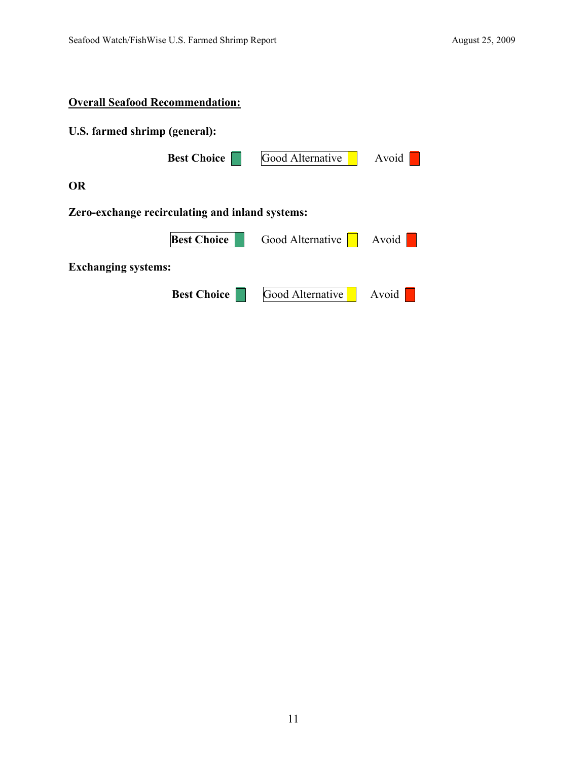**Overall Seafood Recommendation:**

**U.S. farmed shrimp (general):**

**Best Choice** [ ] Good Alternative [X] Avoid [ ]

**OR**

**Zero-exchange recirculating and inland systems:**

**Best Choice** [X] Good Alternative [ ] Avoid [ ]

**Exchanging systems:**

**Best Choice** [ ] Good Alternative [X] Avoid [ ]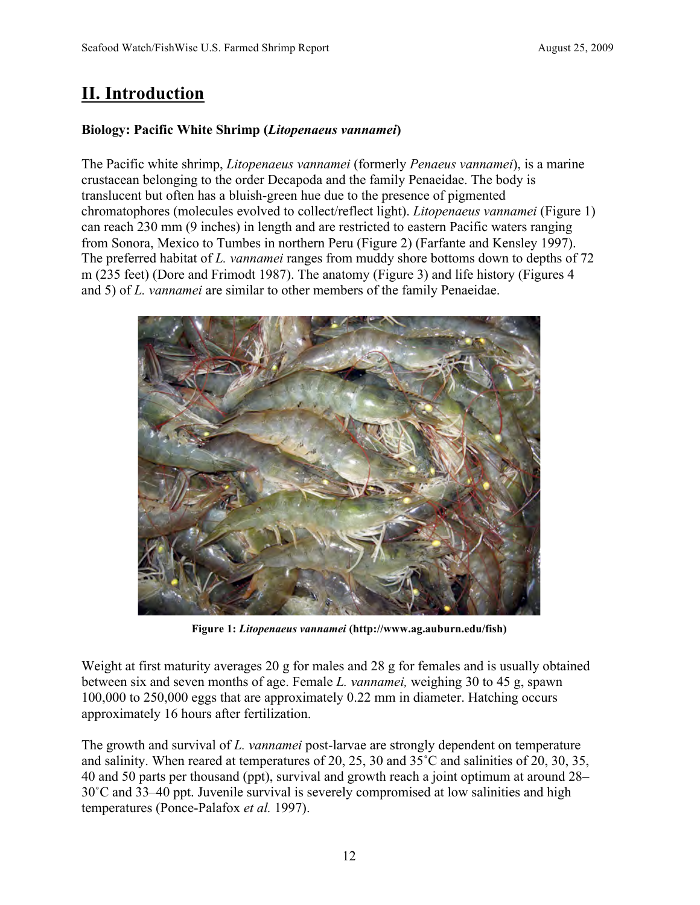# II. Introduction

### Biology: Pacific White Shrimp (*Litopenaeus vannamei*)

The Pacific white shrimp, *Litopenaeus vannamei* (formerly *Penaeus vannamei*), is a marine crustacean belonging to the order Decapoda and the family Penaeidae. The body is translucent but often has a bluish-green hue due to the presence of pigmented chromatophores (molecules evolved to collect/reflect light). *Litopenaeus vannamei* (Figure 1) can reach 230 mm (9 inches) in length and are restricted to eastern Pacific waters ranging from Sonora, Mexico to Tumbes in northern Peru (Figure 2) (Farfante and Kensley 1997). The preferred habitat of *L. vannamei* ranges from muddy shore bottoms down to depths of 72 m (235 feet) (Dore and Frimodt 1987). The anatomy (Figure 3) and life history (Figures 4 and 5) of *L. vannamei* are similar to other members of the family Penaeidae.

**Figure 1: *Litopenaeus vannamei* (http://www.ag.auburn.edu/fish)**

Weight at first maturity averages 20 g for males and 28 g for females and is usually obtained between six and seven months of age. Female *L. vannamei,* weighing 30 to 45 g, spawn 100,000 to 250,000 eggs that are approximately 0.22 mm in diameter. Hatching occurs approximately 16 hours after fertilization.

The growth and survival of *L. vannamei* post-larvae are strongly dependent on temperature and salinity. When reared at temperatures of 20, 25, 30 and 35˚C and salinities of 20, 30, 35, 40 and 50 parts per thousand (ppt), survival and growth reach a joint optimum at around 28–30˚C and 33–40 ppt. Juvenile survival is severely compromised at low salinities and high temperatures (Ponce-Palafox *et al.* 1997).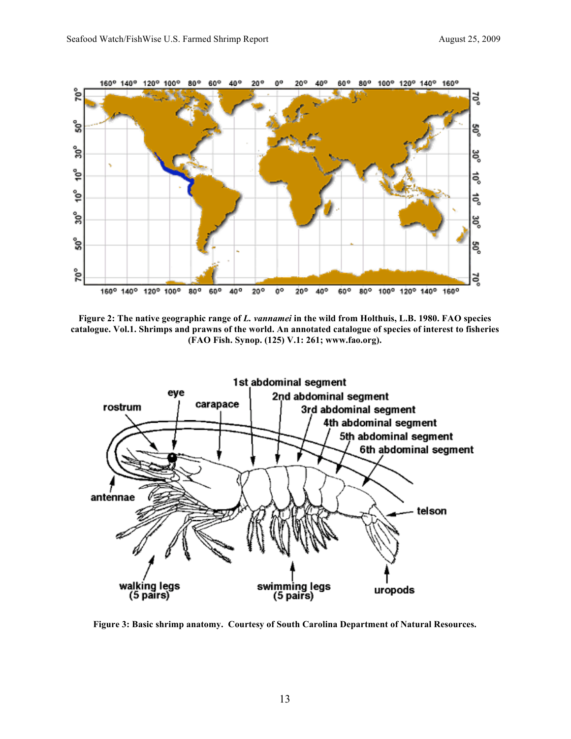160° 140° 120° 100° 80° 60° 40° 20° 0° 20° 40° 60° 80° 100° 120° 140° 160°

70° 50° 30° 10° 10° 30° 50° 70°

**Figure 2: The native geographic range of *L. vannamei* in the wild from Holthuis, L.B. 1980. FAO species catalogue. Vol.1. Shrimps and prawns of the world. An annotated catalogue of species of interest to fisheries (FAO Fish. Synop. (125) V.1: 261; www.fao.org).**

1st abdominal segment
2nd abdominal segment
3rd abdominal segment
4th abdominal segment
5th abdominal segment
6th abdominal segment
eye
rostrum
carapace
antennae
telson
walking legs (5 pairs)
swimming legs (5 pairs)
uropods

**Figure 3: Basic shrimp anatomy. Courtesy of South Carolina Department of Natural Resources.**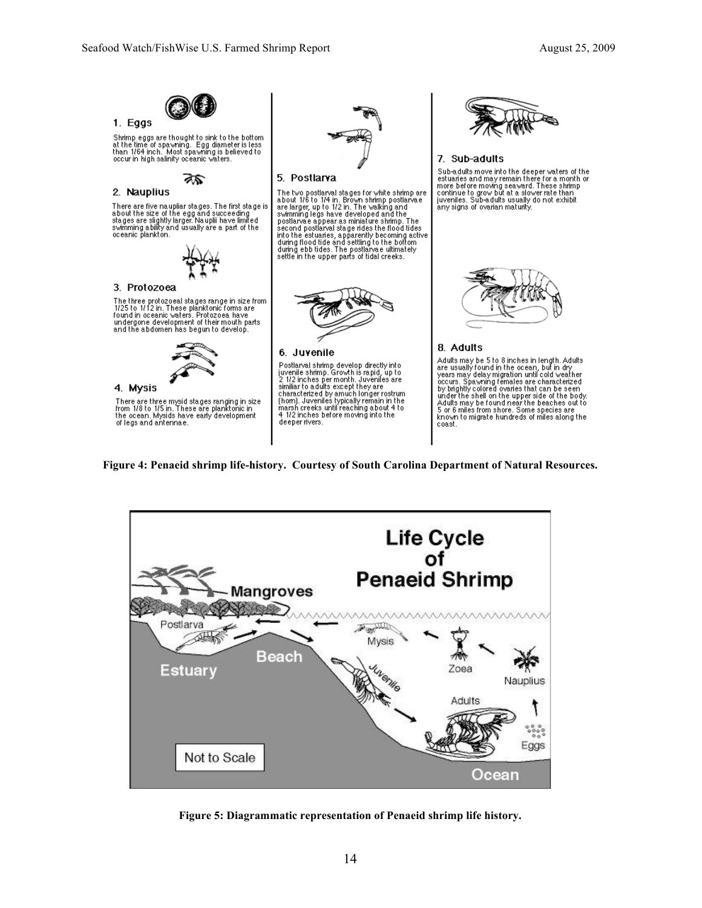**1. Eggs**

Shrimp eggs are thought to sink to the bottom at the time of spawning. Egg diameter is less than 1/64 inch. Most spawning is believed to occur in high salinity oceanic waters.

**2. Nauplius**

There are five naupliar stages. The first stage is about the size of the egg and succeeding stages are slightly larger. Nauplii have limited swimming ability and usually are a part of the oceanic plankton.

**3. Protozoea**

The three protozoeal stages range in size from 1/25 to 1/12 in. These planktonic forms are found in oceanic waters. Protozoea have undergone development of their mouth parts and the abdomen has begun to develop.

**4. Mysis**

There are three mysid stages ranging in size from 1/8 to 1/5 in. These are planktonic in the ocean. Mysids have early development of legs and antennae.

**5. Postlarva**

The two postlarval stages for white shrimp are about 1/6 to 1/4 in. Brown shrimp postlarvae are larger, up to 1/2 in. The walking and swimming legs have developed and the postlarvae appear as miniature shrimp. The second postlarval stage rides the flood tides into the estuaries, apparently becoming active during flood tide and settling to the bottom during ebb tides. The postlarvae ultimately settle in the upper parts of tidal creeks.

**6. Juvenile**

Postlarval shrimp develop directly into juvenile shrimp. Growth is rapid, up to 2 1/2 inches per month. Juveniles are similiar to adults except they are characterized by amuch longer rostrum (horn). Juveniles typically remain in the marsh creeks until reaching about 4 to 4 1/2 inches before moving into the deeper rivers.

**7. Sub-adults**

Sub-adults move into the deeper waters of the estuaries and may remain there for a month or more before moving seaward. These shrimp continue to grow but at a slower rate than juveniles. Sub-adults usually do not exhibit any signs of ovarian maturity.

**8. Adults**

Adults may be 5 to 8 inches in length. Adults are usually found in the ocean, but in dry years may delay migration until cold weather occurs. Spawning females are characterized by brightly colored ovaries that can be seen under the shell on the upper side of the body. Adults may be found near the beaches out to 5 or 6 miles from shore. Some species are known to migrate hundreds of miles along the coast.

**Figure 4: Penaeid shrimp life-history. Courtesy of South Carolina Department of Natural Resources.**

Life Cycle of Penaeid Shrimp

Mangroves
Postlarva
Estuary
Beach
Mysis
Juvenile
Zoea
Nauplius
Adults
Eggs
Not to Scale
Ocean

**Figure 5: Diagrammatic representation of Penaeid shrimp life history.**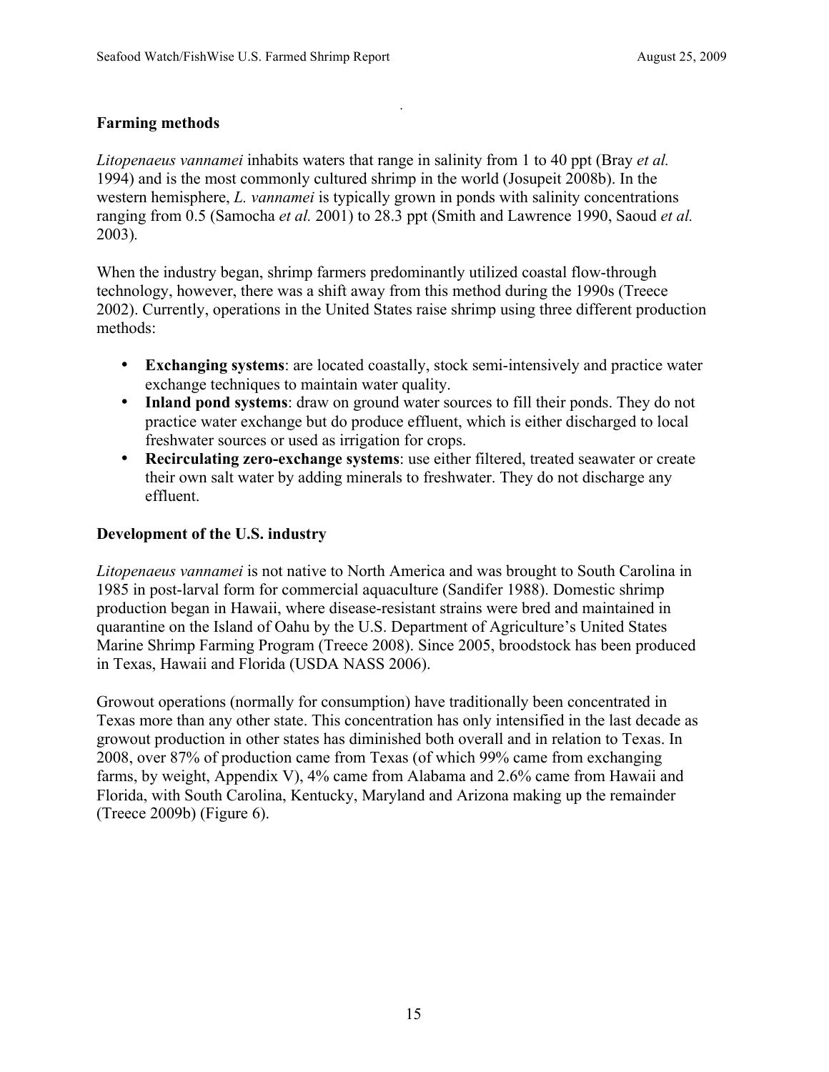**Farming methods**

*Litopenaeus vannamei* inhabits waters that range in salinity from 1 to 40 ppt (Bray *et al.* 1994) and is the most commonly cultured shrimp in the world (Josupeit 2008b). In the western hemisphere, *L. vannamei* is typically grown in ponds with salinity concentrations ranging from 0.5 (Samocha *et al.* 2001) to 28.3 ppt (Smith and Lawrence 1990, Saoud *et al.* 2003).

When the industry began, shrimp farmers predominantly utilized coastal flow-through technology, however, there was a shift away from this method during the 1990s (Treece 2002). Currently, operations in the United States raise shrimp using three different production methods:

- **Exchanging systems**: are located coastally, stock semi-intensively and practice water exchange techniques to maintain water quality.
- **Inland pond systems**: draw on ground water sources to fill their ponds. They do not practice water exchange but do produce effluent, which is either discharged to local freshwater sources or used as irrigation for crops.
- **Recirculating zero-exchange systems**: use either filtered, treated seawater or create their own salt water by adding minerals to freshwater. They do not discharge any effluent.

**Development of the U.S. industry**

*Litopenaeus vannamei* is not native to North America and was brought to South Carolina in 1985 in post-larval form for commercial aquaculture (Sandifer 1988). Domestic shrimp production began in Hawaii, where disease-resistant strains were bred and maintained in quarantine on the Island of Oahu by the U.S. Department of Agriculture's United States Marine Shrimp Farming Program (Treece 2008). Since 2005, broodstock has been produced in Texas, Hawaii and Florida (USDA NASS 2006).

Growout operations (normally for consumption) have traditionally been concentrated in Texas more than any other state. This concentration has only intensified in the last decade as growout production in other states has diminished both overall and in relation to Texas. In 2008, over 87% of production came from Texas (of which 99% came from exchanging farms, by weight, Appendix V), 4% came from Alabama and 2.6% came from Hawaii and Florida, with South Carolina, Kentucky, Maryland and Arizona making up the remainder (Treece 2009b) (Figure 6).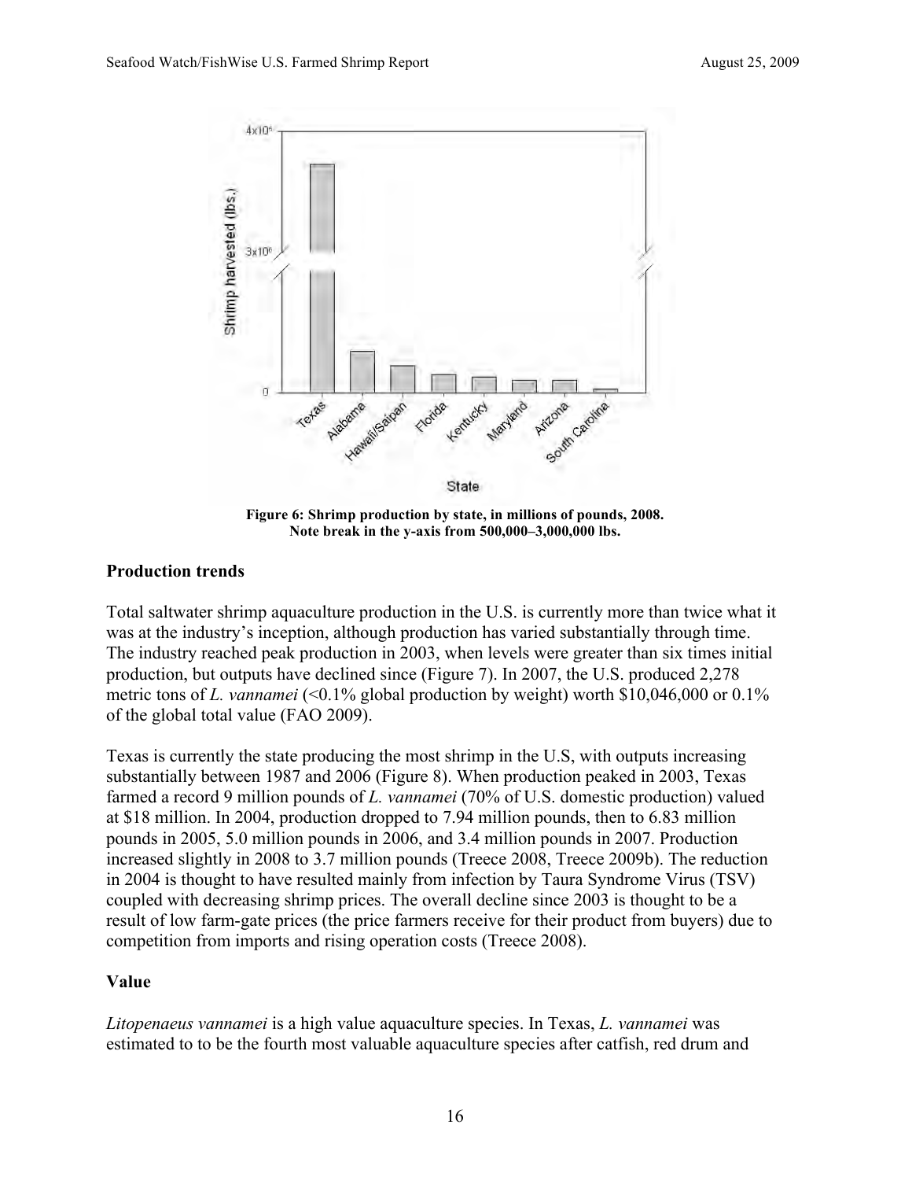4x10⁶

3x10⁶

0

Shrimp harvested (lbs.)

Texas
Alabama
Hawaii/Saipan
Florida
Kentucky
Maryland
Arizona
South Carolina

State

**Figure 6: Shrimp production by state, in millions of pounds, 2008. Note break in the y-axis from 500,000–3,000,000 lbs.**

## Production trends

Total saltwater shrimp aquaculture production in the U.S. is currently more than twice what it was at the industry's inception, although production has varied substantially through time. The industry reached peak production in 2003, when levels were greater than six times initial production, but outputs have declined since (Figure 7). In 2007, the U.S. produced 2,278 metric tons of *L. vannamei* (<0.1% global production by weight) worth $10,046,000 or 0.1% of the global total value (FAO 2009).

Texas is currently the state producing the most shrimp in the U.S, with outputs increasing substantially between 1987 and 2006 (Figure 8). When production peaked in 2003, Texas farmed a record 9 million pounds of *L. vannamei* (70% of U.S. domestic production) valued at $18 million. In 2004, production dropped to 7.94 million pounds, then to 6.83 million pounds in 2005, 5.0 million pounds in 2006, and 3.4 million pounds in 2007. Production increased slightly in 2008 to 3.7 million pounds (Treece 2008, Treece 2009b). The reduction in 2004 is thought to have resulted mainly from infection by Taura Syndrome Virus (TSV) coupled with decreasing shrimp prices. The overall decline since 2003 is thought to be a result of low farm-gate prices (the price farmers receive for their product from buyers) due to competition from imports and rising operation costs (Treece 2008).

## Value

*Litopenaeus vannamei* is a high value aquaculture species. In Texas, *L. vannamei* was estimated to to be the fourth most valuable aquaculture species after catfish, red drum and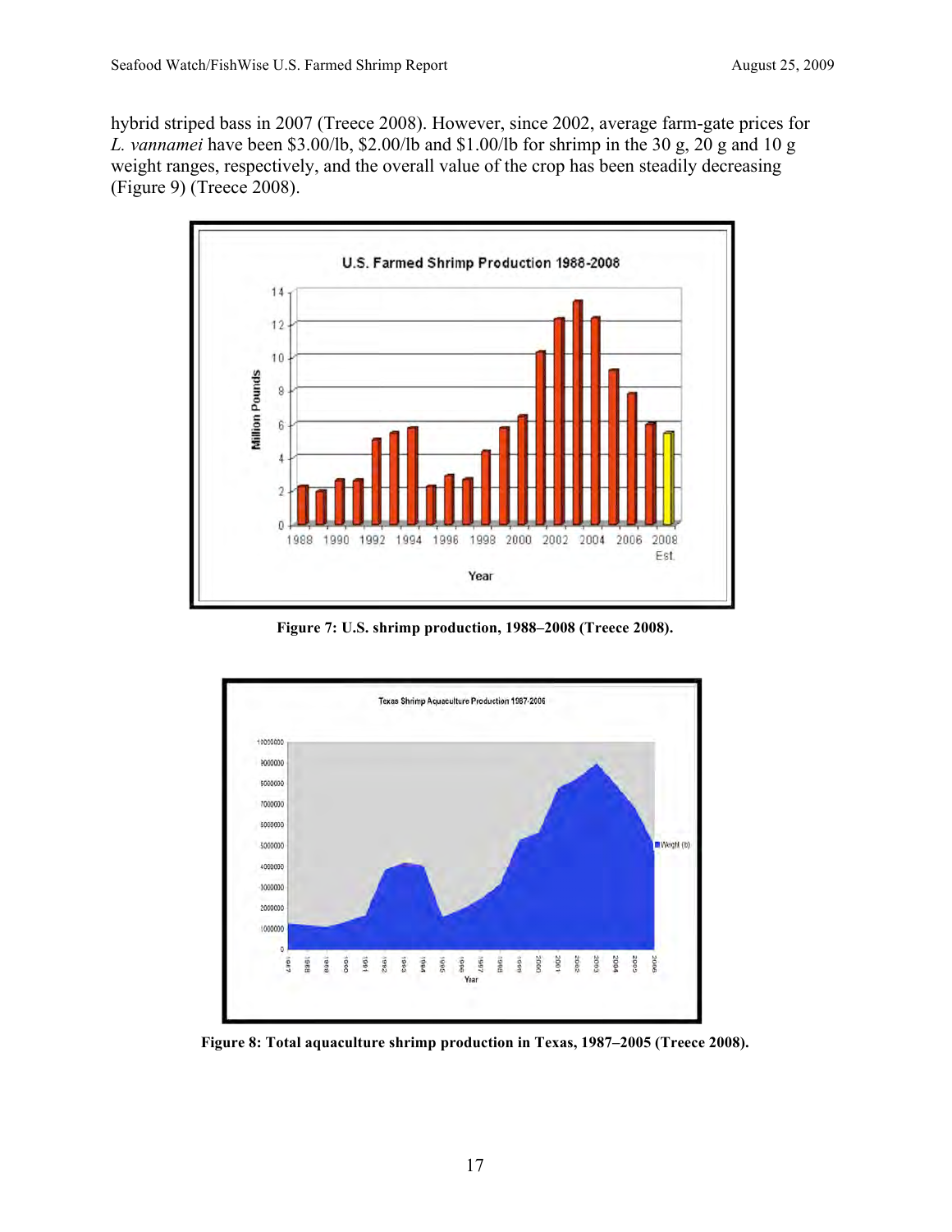hybrid striped bass in 2007 (Treece 2008). However, since 2002, average farm-gate prices for *L. vannamei* have been \$3.00/lb, \$2.00/lb and \$1.00/lb for shrimp in the 30 g, 20 g and 10 g weight ranges, respectively, and the overall value of the crop has been steadily decreasing (Figure 9) (Treece 2008).

U.S. Farmed Shrimp Production 1988-2008

Million Pounds

14
12
10
8
6
4
2
0

1988 1990 1992 1994 1996 1998 2000 2002 2004 2006 2008 Est.

Year

**Figure 7: U.S. shrimp production, 1988–2008 (Treece 2008).**

Texas Shrimp Aquaculture Production 1987-2006

10000000
9000000
8000000
7000000
6000000
5000000
4000000
3000000
2000000
1000000
0

1987 1988 1989 1990 1991 1992 1993 1994 1995 1996 1997 1998 1999 2000 2001 2002 2003 2004 2005 2006

Year

Weight (lb)

**Figure 8: Total aquaculture shrimp production in Texas, 1987–2005 (Treece 2008).**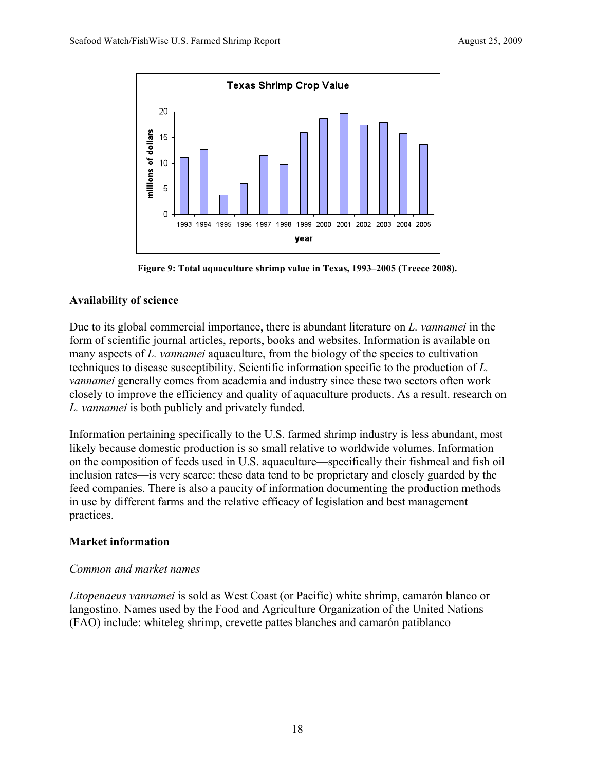Texas Shrimp Crop Value

millions of dollars

20
15
10
5
0

1993 1994 1995 1996 1997 1998 1999 2000 2001 2002 2003 2004 2005

year

**Figure 9: Total aquaculture shrimp value in Texas, 1993–2005 (Treece 2008).**

### Availability of science

Due to its global commercial importance, there is abundant literature on *L. vannamei* in the form of scientific journal articles, reports, books and websites. Information is available on many aspects of *L. vannamei* aquaculture, from the biology of the species to cultivation techniques to disease susceptibility. Scientific information specific to the production of *L. vannamei* generally comes from academia and industry since these two sectors often work closely to improve the efficiency and quality of aquaculture products. As a result. research on *L. vannamei* is both publicly and privately funded.

Information pertaining specifically to the U.S. farmed shrimp industry is less abundant, most likely because domestic production is so small relative to worldwide volumes. Information on the composition of feeds used in U.S. aquaculture—specifically their fishmeal and fish oil inclusion rates—is very scarce: these data tend to be proprietary and closely guarded by the feed companies. There is also a paucity of information documenting the production methods in use by different farms and the relative efficacy of legislation and best management practices.

### Market information

*Common and market names*

*Litopenaeus vannamei* is sold as West Coast (or Pacific) white shrimp, camarón blanco or langostino. Names used by the Food and Agriculture Organization of the United Nations (FAO) include: whiteleg shrimp, crevette pattes blanches and camarón patiblanco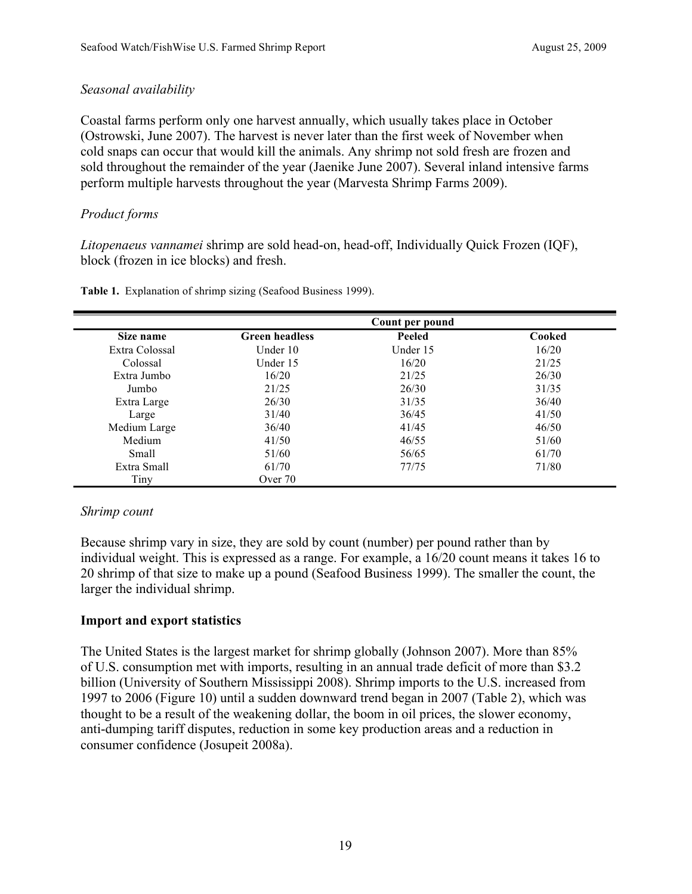*Seasonal availability*

Coastal farms perform only one harvest annually, which usually takes place in October (Ostrowski, June 2007). The harvest is never later than the first week of November when cold snaps can occur that would kill the animals. Any shrimp not sold fresh are frozen and sold throughout the remainder of the year (Jaenike June 2007). Several inland intensive farms perform multiple harvests throughout the year (Marvesta Shrimp Farms 2009).

*Product forms*

*Litopenaeus vannamei* shrimp are sold head-on, head-off, Individually Quick Frozen (IQF), block (frozen in ice blocks) and fresh.

**Table 1.** Explanation of shrimp sizing (Seafood Business 1999).

| | Count per pound | | |
|---|---|---|---|
| **Size name** | **Green headless** | **Peeled** | **Cooked** |
| Extra Colossal | Under 10 | Under 15 | 16/20 |
| Colossal | Under 15 | 16/20 | 21/25 |
| Extra Jumbo | 16/20 | 21/25 | 26/30 |
| Jumbo | 21/25 | 26/30 | 31/35 |
| Extra Large | 26/30 | 31/35 | 36/40 |
| Large | 31/40 | 36/45 | 41/50 |
| Medium Large | 36/40 | 41/45 | 46/50 |
| Medium | 41/50 | 46/55 | 51/60 |
| Small | 51/60 | 56/65 | 61/70 |
| Extra Small | 61/70 | 77/75 | 71/80 |
| Tiny | Over 70 | | |

*Shrimp count*

Because shrimp vary in size, they are sold by count (number) per pound rather than by individual weight. This is expressed as a range. For example, a 16/20 count means it takes 16 to 20 shrimp of that size to make up a pound (Seafood Business 1999). The smaller the count, the larger the individual shrimp.

**Import and export statistics**

The United States is the largest market for shrimp globally (Johnson 2007). More than 85% of U.S. consumption met with imports, resulting in an annual trade deficit of more than $3.2 billion (University of Southern Mississippi 2008). Shrimp imports to the U.S. increased from 1997 to 2006 (Figure 10) until a sudden downward trend began in 2007 (Table 2), which was thought to be a result of the weakening dollar, the boom in oil prices, the slower economy, anti-dumping tariff disputes, reduction in some key production areas and a reduction in consumer confidence (Josupeit 2008a).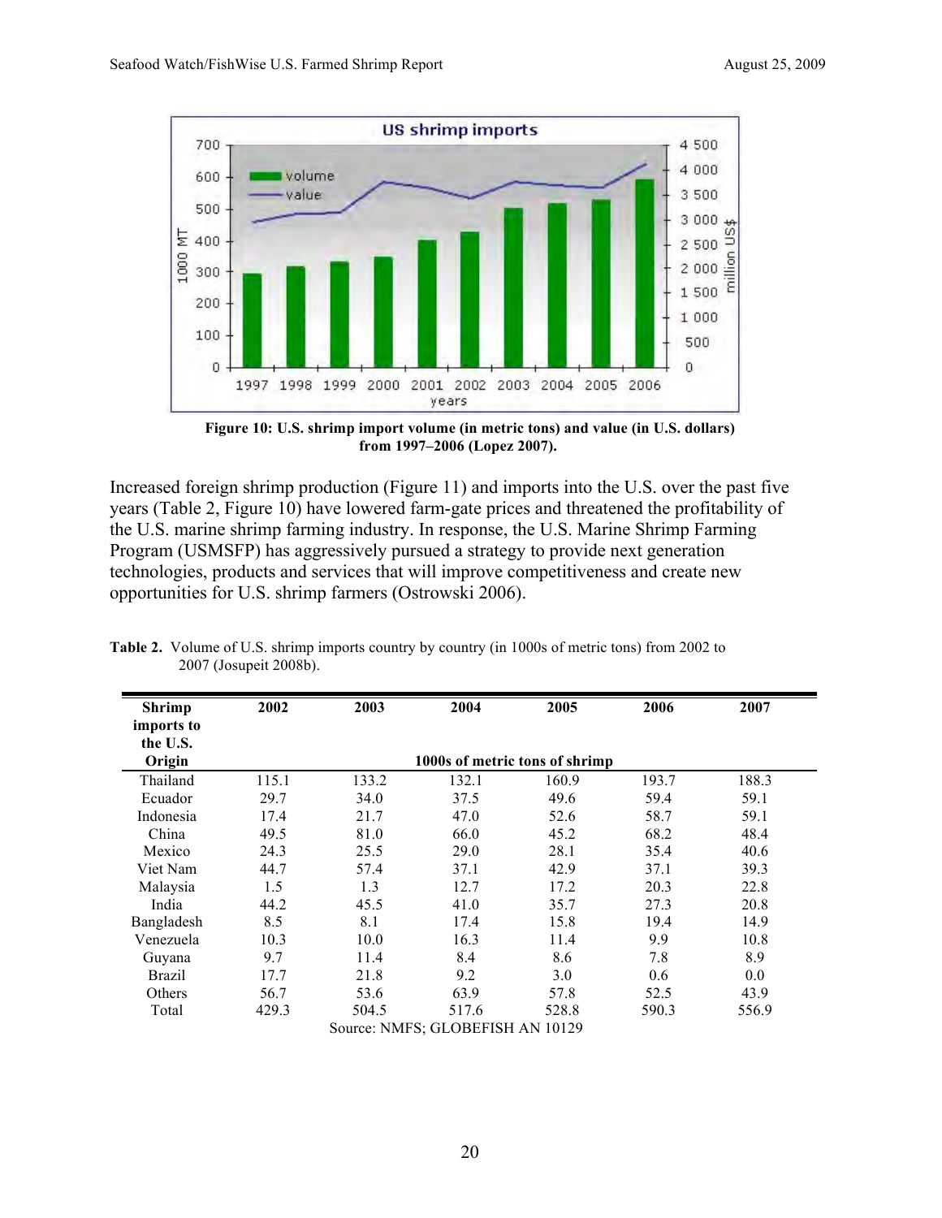US shrimp imports

700
600
500
400
300
200
100
0

1000 MT

volume
value

4 500
4 000
3 500
3 000
2 500
2 000
1 500
1 000
500
0

million US$

1997 1998 1999 2000 2001 2002 2003 2004 2005 2006

years

**Figure 10: U.S. shrimp import volume (in metric tons) and value (in U.S. dollars) from 1997–2006 (Lopez 2007).**

Increased foreign shrimp production (Figure 11) and imports into the U.S. over the past five years (Table 2, Figure 10) have lowered farm-gate prices and threatened the profitability of the U.S. marine shrimp farming industry. In response, the U.S. Marine Shrimp Farming Program (USMSFP) has aggressively pursued a strategy to provide next generation technologies, products and services that will improve competitiveness and create new opportunities for U.S. shrimp farmers (Ostrowski 2006).

**Table 2.** Volume of U.S. shrimp imports country by country (in 1000s of metric tons) from 2002 to 2007 (Josupeit 2008b).

| Shrimp imports to the U.S. | 2002 | 2003 | 2004 | 2005 | 2006 | 2007 |
|---|---|---|---|---|---|---|
| Origin | 1000s of metric tons of shrimp | | | | | |
| Thailand | 115.1 | 133.2 | 132.1 | 160.9 | 193.7 | 188.3 |
| Ecuador | 29.7 | 34.0 | 37.5 | 49.6 | 59.4 | 59.1 |
| Indonesia | 17.4 | 21.7 | 47.0 | 52.6 | 58.7 | 59.1 |
| China | 49.5 | 81.0 | 66.0 | 45.2 | 68.2 | 48.4 |
| Mexico | 24.3 | 25.5 | 29.0 | 28.1 | 35.4 | 40.6 |
| Viet Nam | 44.7 | 57.4 | 37.1 | 42.9 | 37.1 | 39.3 |
| Malaysia | 1.5 | 1.3 | 12.7 | 17.2 | 20.3 | 22.8 |
| India | 44.2 | 45.5 | 41.0 | 35.7 | 27.3 | 20.8 |
| Bangladesh | 8.5 | 8.1 | 17.4 | 15.8 | 19.4 | 14.9 |
| Venezuela | 10.3 | 10.0 | 16.3 | 11.4 | 9.9 | 10.8 |
| Guyana | 9.7 | 11.4 | 8.4 | 8.6 | 7.8 | 8.9 |
| Brazil | 17.7 | 21.8 | 9.2 | 3.0 | 0.6 | 0.0 |
| Others | 56.7 | 53.6 | 63.9 | 57.8 | 52.5 | 43.9 |
| Total | 429.3 | 504.5 | 517.6 | 528.8 | 590.3 | 556.9 |

Source: NMFS; GLOBEFISH AN 10129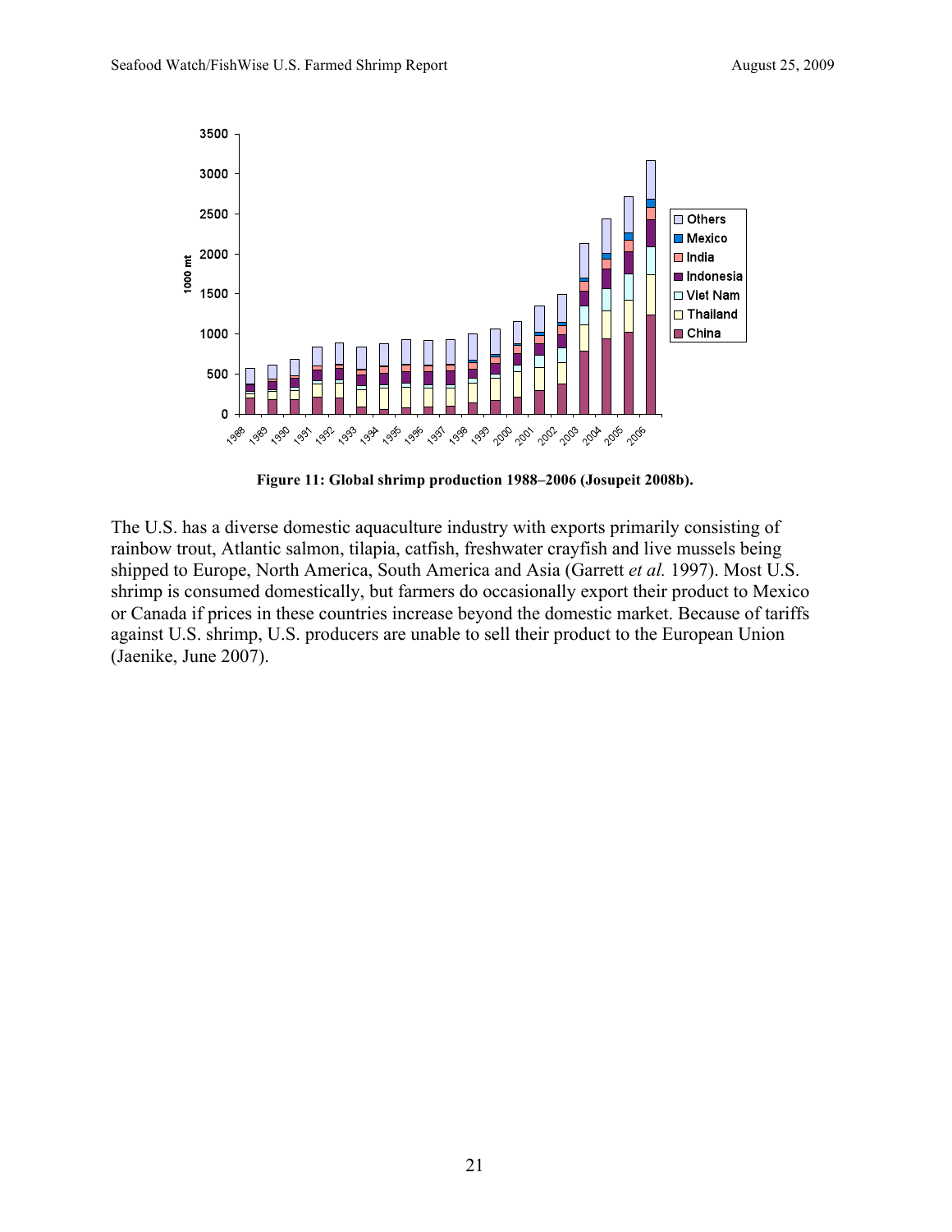3500
3000
2500
2000
1500
1000
500
0

1000 mt

1988 1989 1990 1991 1992 1993 1994 1995 1996 1997 1998 1999 2000 2001 2002 2003 2004 2005 2006

Others
Mexico
India
Indonesia
Viet Nam
Thailand
China

**Figure 11: Global shrimp production 1988–2006 (Josupeit 2008b).**

The U.S. has a diverse domestic aquaculture industry with exports primarily consisting of rainbow trout, Atlantic salmon, tilapia, catfish, freshwater crayfish and live mussels being shipped to Europe, North America, South America and Asia (Garrett *et al.* 1997). Most U.S. shrimp is consumed domestically, but farmers do occasionally export their product to Mexico or Canada if prices in these countries increase beyond the domestic market. Because of tariffs against U.S. shrimp, U.S. producers are unable to sell their product to the European Union (Jaenike, June 2007).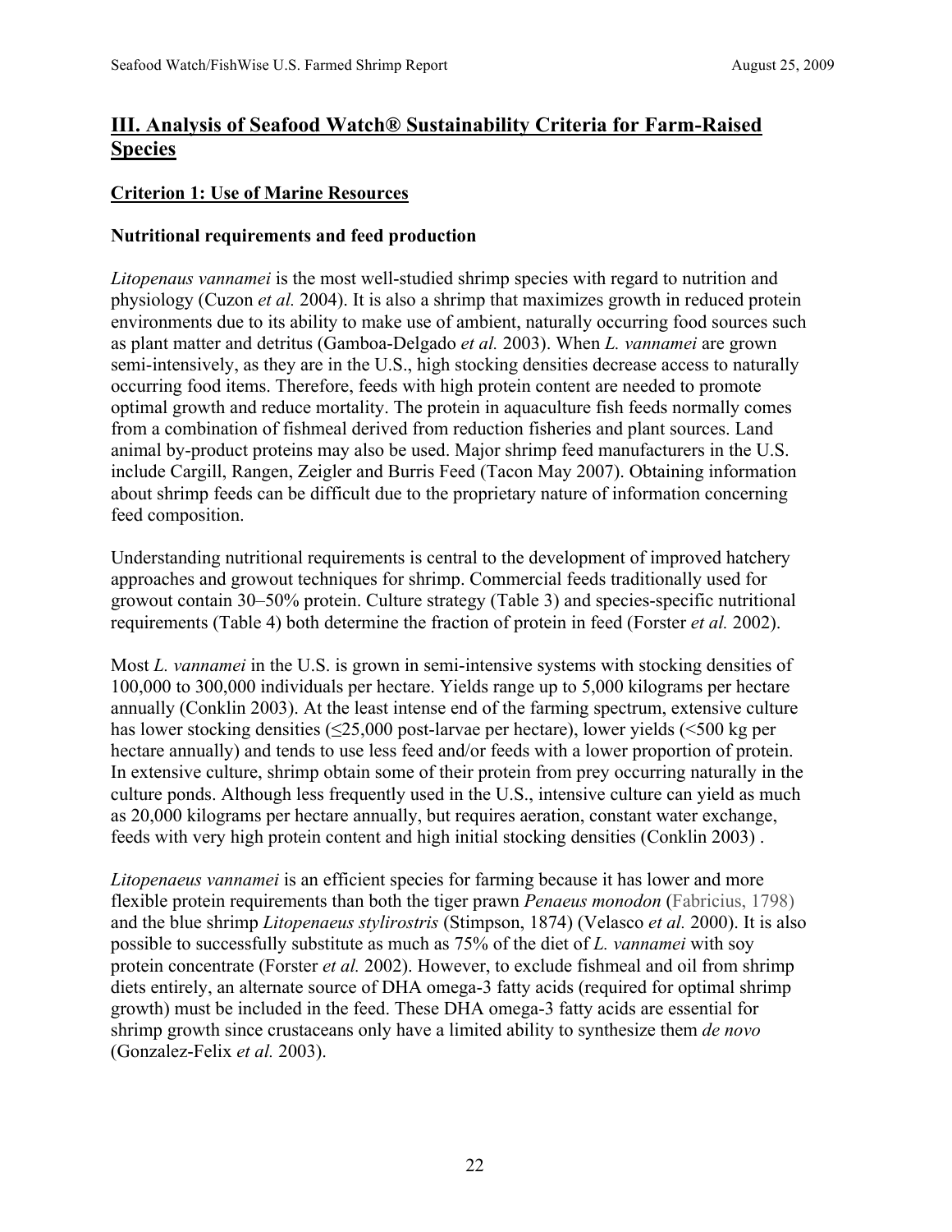## III. Analysis of Seafood Watch® Sustainability Criteria for Farm-Raised Species

### Criterion 1: Use of Marine Resources

#### Nutritional requirements and feed production

*Litopenaus vannamei* is the most well-studied shrimp species with regard to nutrition and physiology (Cuzon *et al.* 2004). It is also a shrimp that maximizes growth in reduced protein environments due to its ability to make use of ambient, naturally occurring food sources such as plant matter and detritus (Gamboa-Delgado *et al.* 2003). When *L. vannamei* are grown semi-intensively, as they are in the U.S., high stocking densities decrease access to naturally occurring food items. Therefore, feeds with high protein content are needed to promote optimal growth and reduce mortality. The protein in aquaculture fish feeds normally comes from a combination of fishmeal derived from reduction fisheries and plant sources. Land animal by-product proteins may also be used. Major shrimp feed manufacturers in the U.S. include Cargill, Rangen, Zeigler and Burris Feed (Tacon May 2007). Obtaining information about shrimp feeds can be difficult due to the proprietary nature of information concerning feed composition.

Understanding nutritional requirements is central to the development of improved hatchery approaches and growout techniques for shrimp. Commercial feeds traditionally used for growout contain 30–50% protein. Culture strategy (Table 3) and species-specific nutritional requirements (Table 4) both determine the fraction of protein in feed (Forster *et al.* 2002).

Most *L. vannamei* in the U.S. is grown in semi-intensive systems with stocking densities of 100,000 to 300,000 individuals per hectare. Yields range up to 5,000 kilograms per hectare annually (Conklin 2003). At the least intense end of the farming spectrum, extensive culture has lower stocking densities (≤25,000 post-larvae per hectare), lower yields (<500 kg per hectare annually) and tends to use less feed and/or feeds with a lower proportion of protein. In extensive culture, shrimp obtain some of their protein from prey occurring naturally in the culture ponds. Although less frequently used in the U.S., intensive culture can yield as much as 20,000 kilograms per hectare annually, but requires aeration, constant water exchange, feeds with very high protein content and high initial stocking densities (Conklin 2003) .

*Litopenaeus vannamei* is an efficient species for farming because it has lower and more flexible protein requirements than both the tiger prawn *Penaeus monodon* (Fabricius, 1798) and the blue shrimp *Litopenaeus stylirostris* (Stimpson, 1874) (Velasco *et al.* 2000). It is also possible to successfully substitute as much as 75% of the diet of *L. vannamei* with soy protein concentrate (Forster *et al.* 2002). However, to exclude fishmeal and oil from shrimp diets entirely, an alternate source of DHA omega-3 fatty acids (required for optimal shrimp growth) must be included in the feed. These DHA omega-3 fatty acids are essential for shrimp growth since crustaceans only have a limited ability to synthesize them *de novo* (Gonzalez-Felix *et al.* 2003).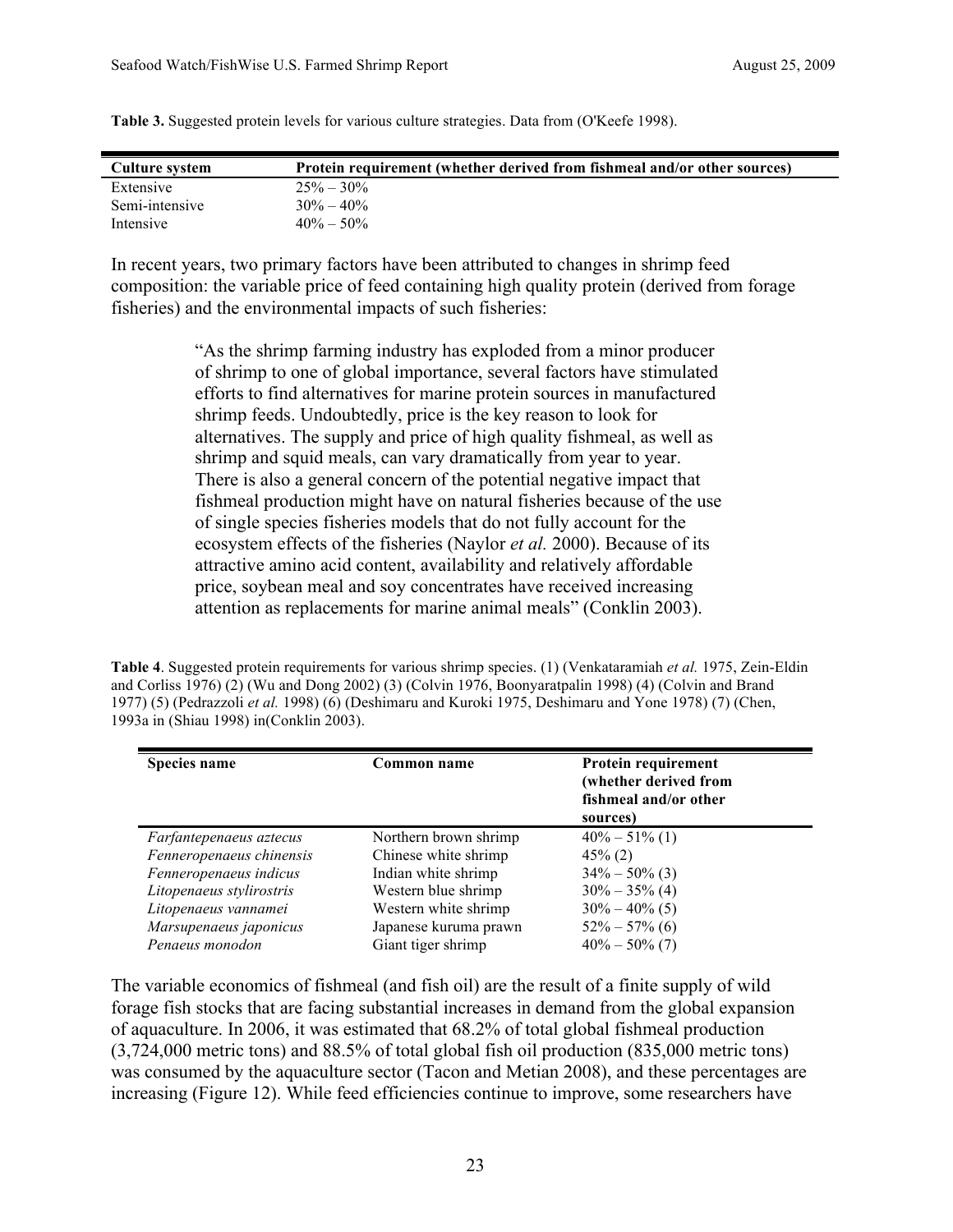**Table 3.** Suggested protein levels for various culture strategies. Data from (O'Keefe 1998).

| Culture system | Protein requirement (whether derived from fishmeal and/or other sources) |
|---|---|
| Extensive | 25% – 30% |
| Semi-intensive | 30% – 40% |
| Intensive | 40% – 50% |

In recent years, two primary factors have been attributed to changes in shrimp feed composition: the variable price of feed containing high quality protein (derived from forage fisheries) and the environmental impacts of such fisheries:

> "As the shrimp farming industry has exploded from a minor producer of shrimp to one of global importance, several factors have stimulated efforts to find alternatives for marine protein sources in manufactured shrimp feeds. Undoubtedly, price is the key reason to look for alternatives. The supply and price of high quality fishmeal, as well as shrimp and squid meals, can vary dramatically from year to year. There is also a general concern of the potential negative impact that fishmeal production might have on natural fisheries because of the use of single species fisheries models that do not fully account for the ecosystem effects of the fisheries (Naylor *et al.* 2000). Because of its attractive amino acid content, availability and relatively affordable price, soybean meal and soy concentrates have received increasing attention as replacements for marine animal meals" (Conklin 2003).

**Table 4**. Suggested protein requirements for various shrimp species. (1) (Venkataramiah *et al.* 1975, Zein-Eldin and Corliss 1976) (2) (Wu and Dong 2002) (3) (Colvin 1976, Boonyaratpalin 1998) (4) (Colvin and Brand 1977) (5) (Pedrazzoli *et al.* 1998) (6) (Deshimaru and Kuroki 1975, Deshimaru and Yone 1978) (7) (Chen, 1993a in (Shiau 1998) in(Conklin 2003).

| Species name | Common name | Protein requirement (whether derived from fishmeal and/or other sources) |
|---|---|---|
| *Farfantepenaeus aztecus* | Northern brown shrimp | 40% – 51% (1) |
| *Fenneropenaeus chinensis* | Chinese white shrimp | 45% (2) |
| *Fenneropenaeus indicus* | Indian white shrimp | 34% – 50% (3) |
| *Litopenaeus stylirostris* | Western blue shrimp | 30% – 35% (4) |
| *Litopenaeus vannamei* | Western white shrimp | 30% – 40% (5) |
| *Marsupenaeus japonicus* | Japanese kuruma prawn | 52% – 57% (6) |
| *Penaeus monodon* | Giant tiger shrimp | 40% – 50% (7) |

The variable economics of fishmeal (and fish oil) are the result of a finite supply of wild forage fish stocks that are facing substantial increases in demand from the global expansion of aquaculture. In 2006, it was estimated that 68.2% of total global fishmeal production (3,724,000 metric tons) and 88.5% of total global fish oil production (835,000 metric tons) was consumed by the aquaculture sector (Tacon and Metian 2008), and these percentages are increasing (Figure 12). While feed efficiencies continue to improve, some researchers have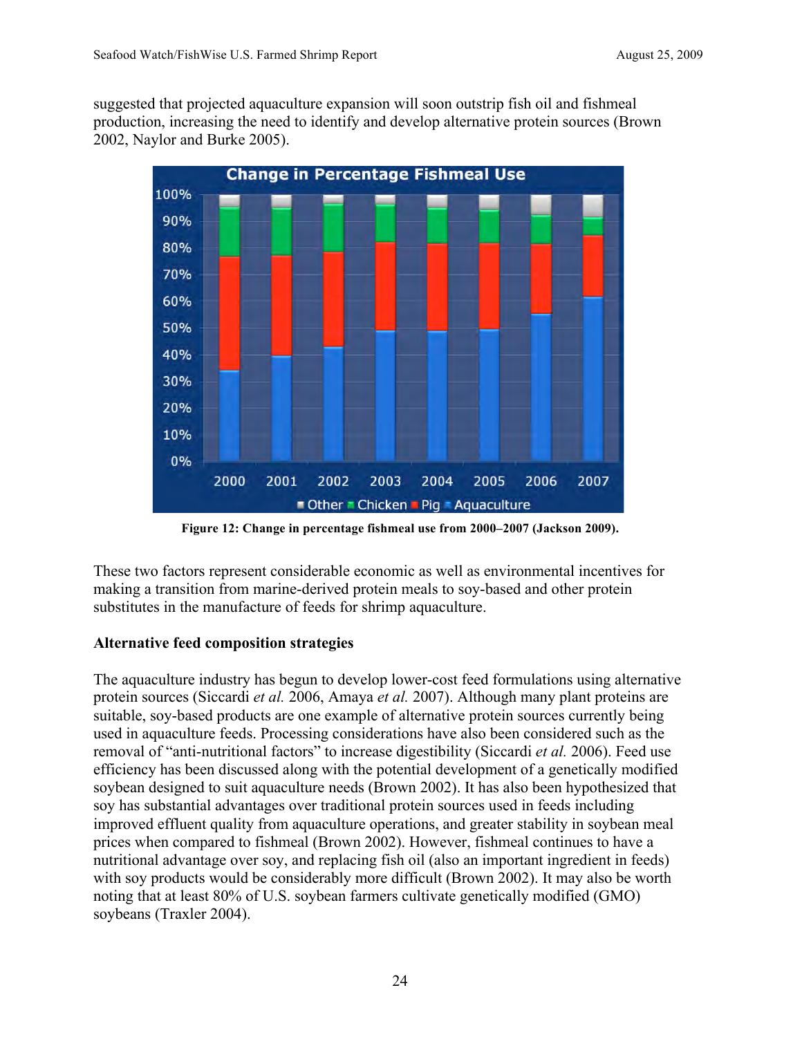suggested that projected aquaculture expansion will soon outstrip fish oil and fishmeal production, increasing the need to identify and develop alternative protein sources (Brown 2002, Naylor and Burke 2005).

Change in Percentage Fishmeal Use

100%
90%
80%
70%
60%
50%
40%
30%
20%
10%
0%

2000 2001 2002 2003 2004 2005 2006 2007

Other Chicken Pig Aquaculture

**Figure 12: Change in percentage fishmeal use from 2000–2007 (Jackson 2009).**

These two factors represent considerable economic as well as environmental incentives for making a transition from marine-derived protein meals to soy-based and other protein substitutes in the manufacture of feeds for shrimp aquaculture.

**Alternative feed composition strategies**

The aquaculture industry has begun to develop lower-cost feed formulations using alternative protein sources (Siccardi *et al.* 2006, Amaya *et al.* 2007). Although many plant proteins are suitable, soy-based products are one example of alternative protein sources currently being used in aquaculture feeds. Processing considerations have also been considered such as the removal of "anti-nutritional factors" to increase digestibility (Siccardi *et al.* 2006). Feed use efficiency has been discussed along with the potential development of a genetically modified soybean designed to suit aquaculture needs (Brown 2002). It has also been hypothesized that soy has substantial advantages over traditional protein sources used in feeds including improved effluent quality from aquaculture operations, and greater stability in soybean meal prices when compared to fishmeal (Brown 2002). However, fishmeal continues to have a nutritional advantage over soy, and replacing fish oil (also an important ingredient in feeds) with soy products would be considerably more difficult (Brown 2002). It may also be worth noting that at least 80% of U.S. soybean farmers cultivate genetically modified (GMO) soybeans (Traxler 2004).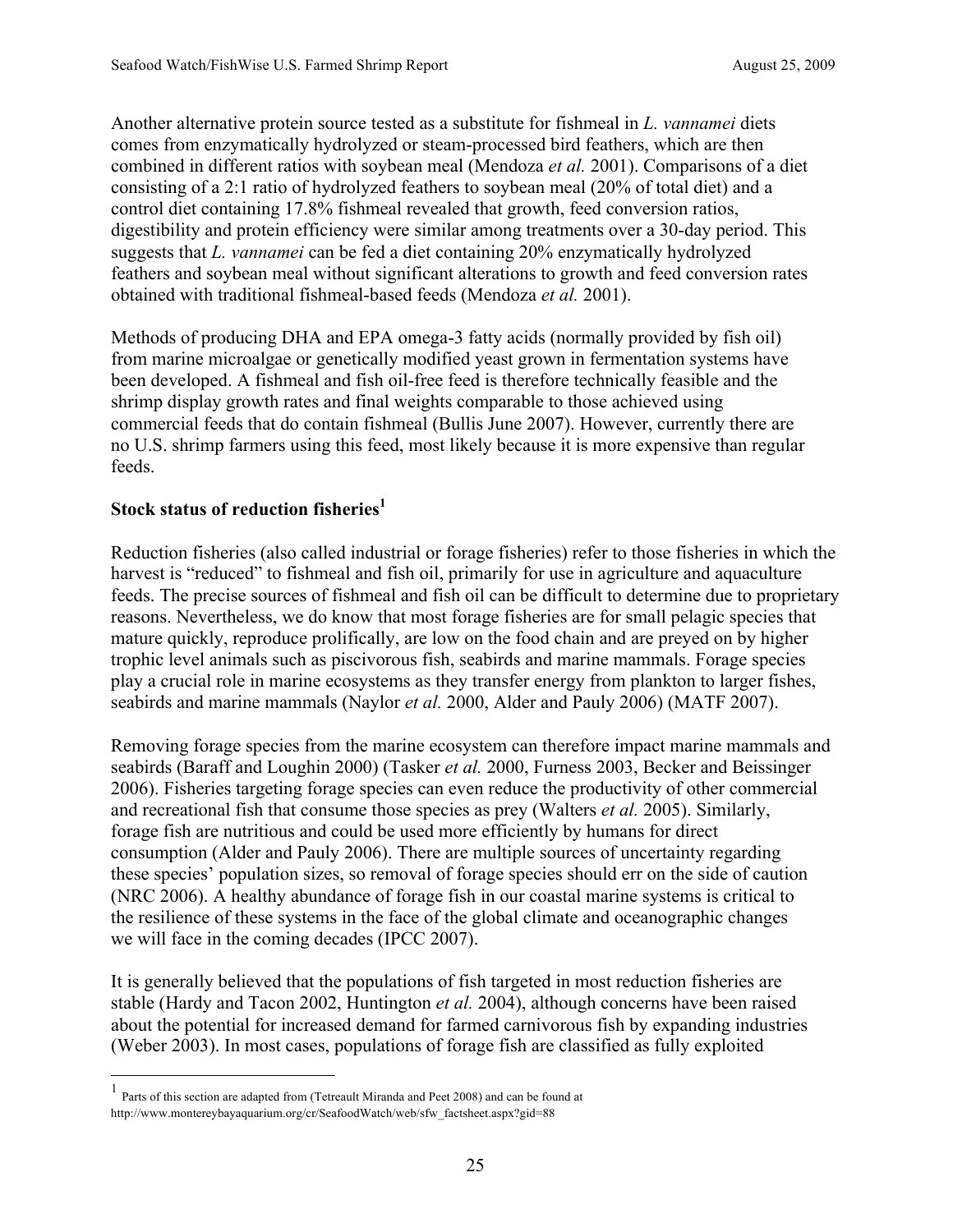Another alternative protein source tested as a substitute for fishmeal in *L. vannamei* diets comes from enzymatically hydrolyzed or steam-processed bird feathers, which are then combined in different ratios with soybean meal (Mendoza *et al.* 2001). Comparisons of a diet consisting of a 2:1 ratio of hydrolyzed feathers to soybean meal (20% of total diet) and a control diet containing 17.8% fishmeal revealed that growth, feed conversion ratios, digestibility and protein efficiency were similar among treatments over a 30-day period. This suggests that *L. vannamei* can be fed a diet containing 20% enzymatically hydrolyzed feathers and soybean meal without significant alterations to growth and feed conversion rates obtained with traditional fishmeal-based feeds (Mendoza *et al.* 2001).

Methods of producing DHA and EPA omega-3 fatty acids (normally provided by fish oil) from marine microalgae or genetically modified yeast grown in fermentation systems have been developed. A fishmeal and fish oil-free feed is therefore technically feasible and the shrimp display growth rates and final weights comparable to those achieved using commercial feeds that do contain fishmeal (Bullis June 2007). However, currently there are no U.S. shrimp farmers using this feed, most likely because it is more expensive than regular feeds.

**Stock status of reduction fisheries[1]**

Reduction fisheries (also called industrial or forage fisheries) refer to those fisheries in which the harvest is "reduced" to fishmeal and fish oil, primarily for use in agriculture and aquaculture feeds. The precise sources of fishmeal and fish oil can be difficult to determine due to proprietary reasons. Nevertheless, we do know that most forage fisheries are for small pelagic species that mature quickly, reproduce prolifically, are low on the food chain and are preyed on by higher trophic level animals such as piscivorous fish, seabirds and marine mammals. Forage species play a crucial role in marine ecosystems as they transfer energy from plankton to larger fishes, seabirds and marine mammals (Naylor *et al.* 2000, Alder and Pauly 2006) (MATF 2007).

Removing forage species from the marine ecosystem can therefore impact marine mammals and seabirds (Baraff and Loughin 2000) (Tasker *et al.* 2000, Furness 2003, Becker and Beissinger 2006). Fisheries targeting forage species can even reduce the productivity of other commercial and recreational fish that consume those species as prey (Walters *et al.* 2005). Similarly, forage fish are nutritious and could be used more efficiently by humans for direct consumption (Alder and Pauly 2006). There are multiple sources of uncertainty regarding these species' population sizes, so removal of forage species should err on the side of caution (NRC 2006). A healthy abundance of forage fish in our coastal marine systems is critical to the resilience of these systems in the face of the global climate and oceanographic changes we will face in the coming decades (IPCC 2007).

It is generally believed that the populations of fish targeted in most reduction fisheries are stable (Hardy and Tacon 2002, Huntington *et al.* 2004), although concerns have been raised about the potential for increased demand for farmed carnivorous fish by expanding industries (Weber 2003). In most cases, populations of forage fish are classified as fully exploited

[1] Parts of this section are adapted from (Tetreault Miranda and Peet 2008) and can be found at http://www.montereybayaquarium.org/cr/SeafoodWatch/web/sfw_factsheet.aspx?gid=88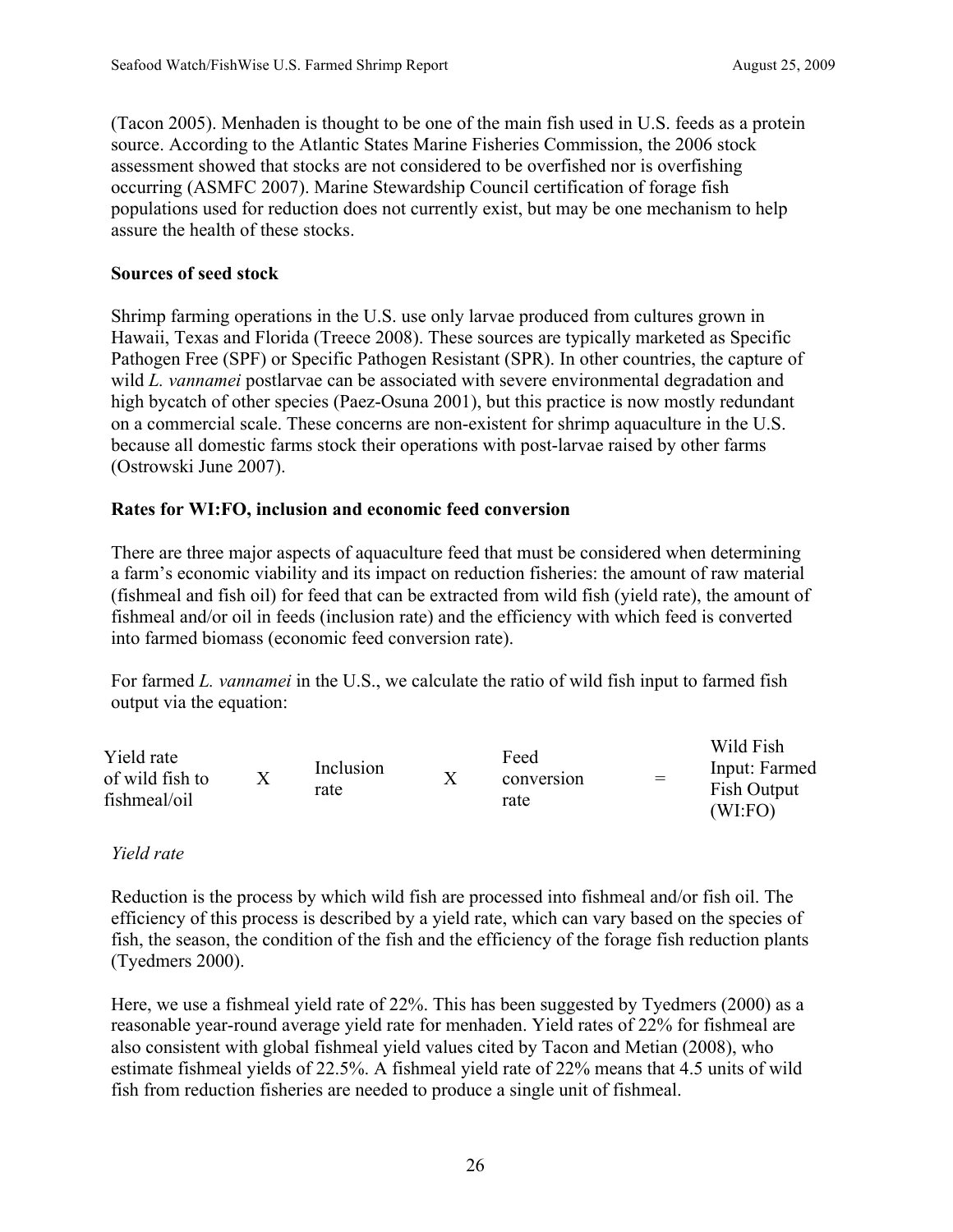(Tacon 2005). Menhaden is thought to be one of the main fish used in U.S. feeds as a protein source. According to the Atlantic States Marine Fisheries Commission, the 2006 stock assessment showed that stocks are not considered to be overfished nor is overfishing occurring (ASMFC 2007). Marine Stewardship Council certification of forage fish populations used for reduction does not currently exist, but may be one mechanism to help assure the health of these stocks.

**Sources of seed stock**

Shrimp farming operations in the U.S. use only larvae produced from cultures grown in Hawaii, Texas and Florida (Treece 2008). These sources are typically marketed as Specific Pathogen Free (SPF) or Specific Pathogen Resistant (SPR). In other countries, the capture of wild *L. vannamei* postlarvae can be associated with severe environmental degradation and high bycatch of other species (Paez-Osuna 2001), but this practice is now mostly redundant on a commercial scale. These concerns are non-existent for shrimp aquaculture in the U.S. because all domestic farms stock their operations with post-larvae raised by other farms (Ostrowski June 2007).

**Rates for WI:FO, inclusion and economic feed conversion**

There are three major aspects of aquaculture feed that must be considered when determining a farm's economic viability and its impact on reduction fisheries: the amount of raw material (fishmeal and fish oil) for feed that can be extracted from wild fish (yield rate), the amount of fishmeal and/or oil in feeds (inclusion rate) and the efficiency with which feed is converted into farmed biomass (economic feed conversion rate).

For farmed *L. vannamei* in the U.S., we calculate the ratio of wild fish input to farmed fish output via the equation:

$$\text{Yield rate of wild fish to fishmeal/oil} \times \text{Inclusion rate} \times \text{Feed conversion rate} = \text{Wild Fish Input: Farmed Fish Output (WI:FO)}$$

*Yield rate*

Reduction is the process by which wild fish are processed into fishmeal and/or fish oil. The efficiency of this process is described by a yield rate, which can vary based on the species of fish, the season, the condition of the fish and the efficiency of the forage fish reduction plants (Tyedmers 2000).

Here, we use a fishmeal yield rate of 22%. This has been suggested by Tyedmers (2000) as a reasonable year-round average yield rate for menhaden. Yield rates of 22% for fishmeal are also consistent with global fishmeal yield values cited by Tacon and Metian (2008), who estimate fishmeal yields of 22.5%. A fishmeal yield rate of 22% means that 4.5 units of wild fish from reduction fisheries are needed to produce a single unit of fishmeal.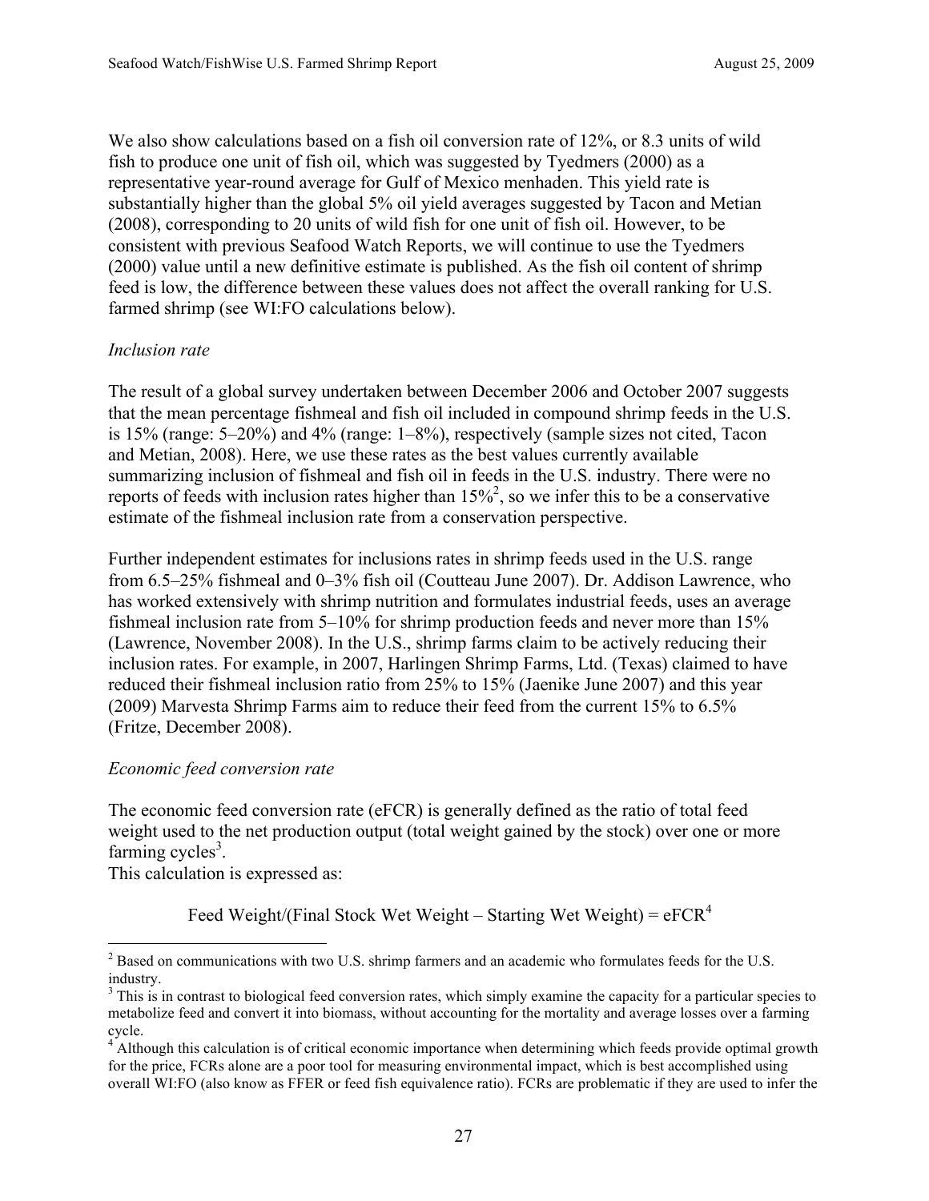We also show calculations based on a fish oil conversion rate of 12%, or 8.3 units of wild fish to produce one unit of fish oil, which was suggested by Tyedmers (2000) as a representative year-round average for Gulf of Mexico menhaden. This yield rate is substantially higher than the global 5% oil yield averages suggested by Tacon and Metian (2008), corresponding to 20 units of wild fish for one unit of fish oil. However, to be consistent with previous Seafood Watch Reports, we will continue to use the Tyedmers (2000) value until a new definitive estimate is published. As the fish oil content of shrimp feed is low, the difference between these values does not affect the overall ranking for U.S. farmed shrimp (see WI:FO calculations below).

*Inclusion rate*

The result of a global survey undertaken between December 2006 and October 2007 suggests that the mean percentage fishmeal and fish oil included in compound shrimp feeds in the U.S. is 15% (range: 5–20%) and 4% (range: 1–8%), respectively (sample sizes not cited, Tacon and Metian, 2008). Here, we use these rates as the best values currently available summarizing inclusion of fishmeal and fish oil in feeds in the U.S. industry. There were no reports of feeds with inclusion rates higher than 15%[2], so we infer this to be a conservative estimate of the fishmeal inclusion rate from a conservation perspective.

Further independent estimates for inclusions rates in shrimp feeds used in the U.S. range from 6.5–25% fishmeal and 0–3% fish oil (Coutteau June 2007). Dr. Addison Lawrence, who has worked extensively with shrimp nutrition and formulates industrial feeds, uses an average fishmeal inclusion rate from 5–10% for shrimp production feeds and never more than 15% (Lawrence, November 2008). In the U.S., shrimp farms claim to be actively reducing their inclusion rates. For example, in 2007, Harlingen Shrimp Farms, Ltd. (Texas) claimed to have reduced their fishmeal inclusion ratio from 25% to 15% (Jaenike June 2007) and this year (2009) Marvesta Shrimp Farms aim to reduce their feed from the current 15% to 6.5% (Fritze, December 2008).

*Economic feed conversion rate*

The economic feed conversion rate (eFCR) is generally defined as the ratio of total feed weight used to the net production output (total weight gained by the stock) over one or more farming cycles[3].
This calculation is expressed as:

Feed Weight/(Final Stock Wet Weight – Starting Wet Weight) = eFCR[4]

---

[2] Based on communications with two U.S. shrimp farmers and an academic who formulates feeds for the U.S. industry.

[3] This is in contrast to biological feed conversion rates, which simply examine the capacity for a particular species to metabolize feed and convert it into biomass, without accounting for the mortality and average losses over a farming cycle.

[4] Although this calculation is of critical economic importance when determining which feeds provide optimal growth for the price, FCRs alone are a poor tool for measuring environmental impact, which is best accomplished using overall WI:FO (also know as FFER or feed fish equivalence ratio). FCRs are problematic if they are used to infer the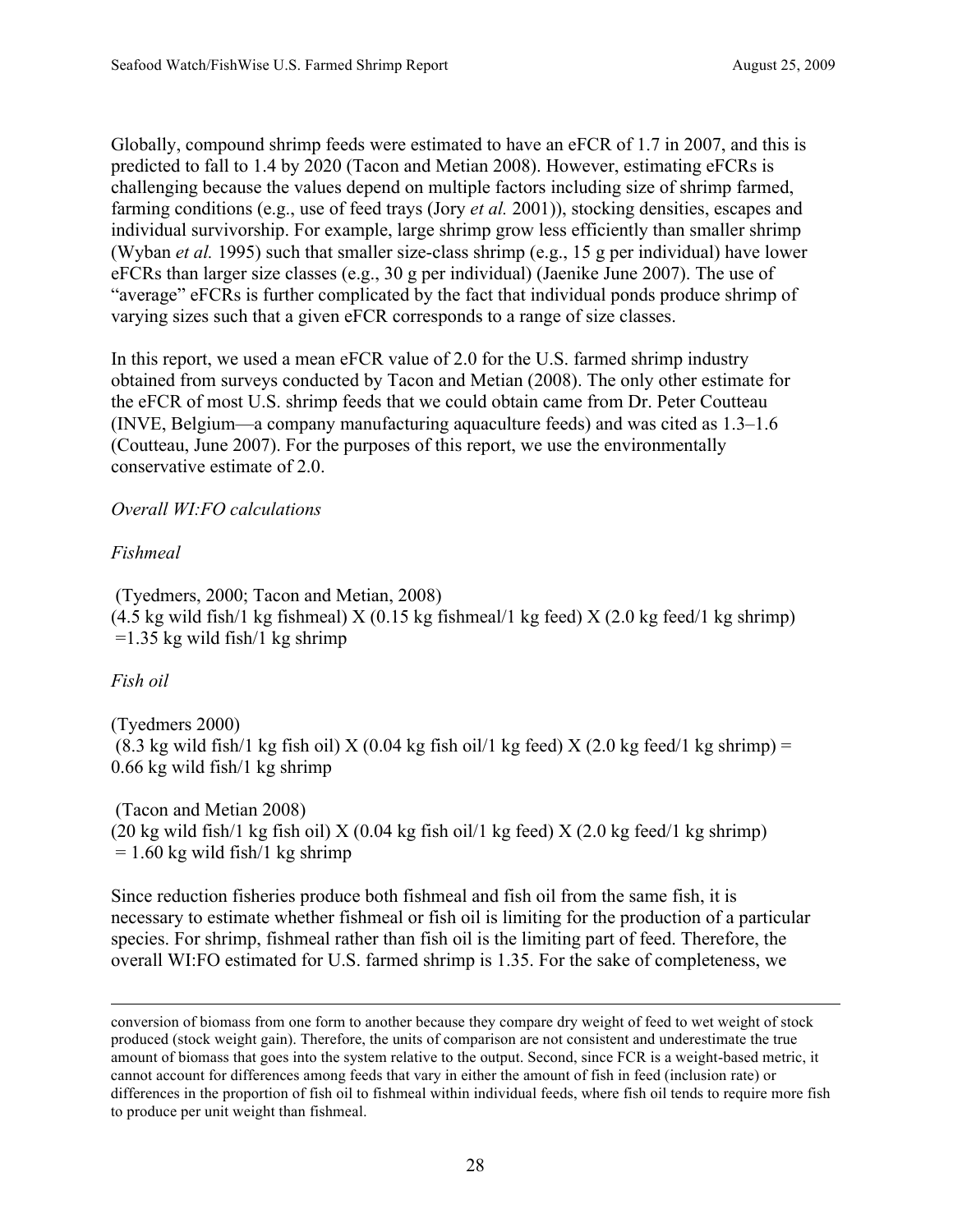Globally, compound shrimp feeds were estimated to have an eFCR of 1.7 in 2007, and this is predicted to fall to 1.4 by 2020 (Tacon and Metian 2008). However, estimating eFCRs is challenging because the values depend on multiple factors including size of shrimp farmed, farming conditions (e.g., use of feed trays (Jory *et al.* 2001)), stocking densities, escapes and individual survivorship. For example, large shrimp grow less efficiently than smaller shrimp (Wyban *et al.* 1995) such that smaller size-class shrimp (e.g., 15 g per individual) have lower eFCRs than larger size classes (e.g., 30 g per individual) (Jaenike June 2007). The use of "average" eFCRs is further complicated by the fact that individual ponds produce shrimp of varying sizes such that a given eFCR corresponds to a range of size classes.

In this report, we used a mean eFCR value of 2.0 for the U.S. farmed shrimp industry obtained from surveys conducted by Tacon and Metian (2008). The only other estimate for the eFCR of most U.S. shrimp feeds that we could obtain came from Dr. Peter Coutteau (INVE, Belgium—a company manufacturing aquaculture feeds) and was cited as 1.3–1.6 (Coutteau, June 2007). For the purposes of this report, we use the environmentally conservative estimate of 2.0.

*Overall WI:FO calculations*

*Fishmeal*

(Tyedmers, 2000; Tacon and Metian, 2008)
(4.5 kg wild fish/1 kg fishmeal) X (0.15 kg fishmeal/1 kg feed) X (2.0 kg feed/1 kg shrimp) =1.35 kg wild fish/1 kg shrimp

*Fish oil*

(Tyedmers 2000)
(8.3 kg wild fish/1 kg fish oil) X (0.04 kg fish oil/1 kg feed) X (2.0 kg feed/1 kg shrimp) = 0.66 kg wild fish/1 kg shrimp

(Tacon and Metian 2008)
(20 kg wild fish/1 kg fish oil) X (0.04 kg fish oil/1 kg feed) X (2.0 kg feed/1 kg shrimp) = 1.60 kg wild fish/1 kg shrimp

Since reduction fisheries produce both fishmeal and fish oil from the same fish, it is necessary to estimate whether fishmeal or fish oil is limiting for the production of a particular species. For shrimp, fishmeal rather than fish oil is the limiting part of feed. Therefore, the overall WI:FO estimated for U.S. farmed shrimp is 1.35. For the sake of completeness, we

---

conversion of biomass from one form to another because they compare dry weight of feed to wet weight of stock produced (stock weight gain). Therefore, the units of comparison are not consistent and underestimate the true amount of biomass that goes into the system relative to the output. Second, since FCR is a weight-based metric, it cannot account for differences among feeds that vary in either the amount of fish in feed (inclusion rate) or differences in the proportion of fish oil to fishmeal within individual feeds, where fish oil tends to require more fish to produce per unit weight than fishmeal.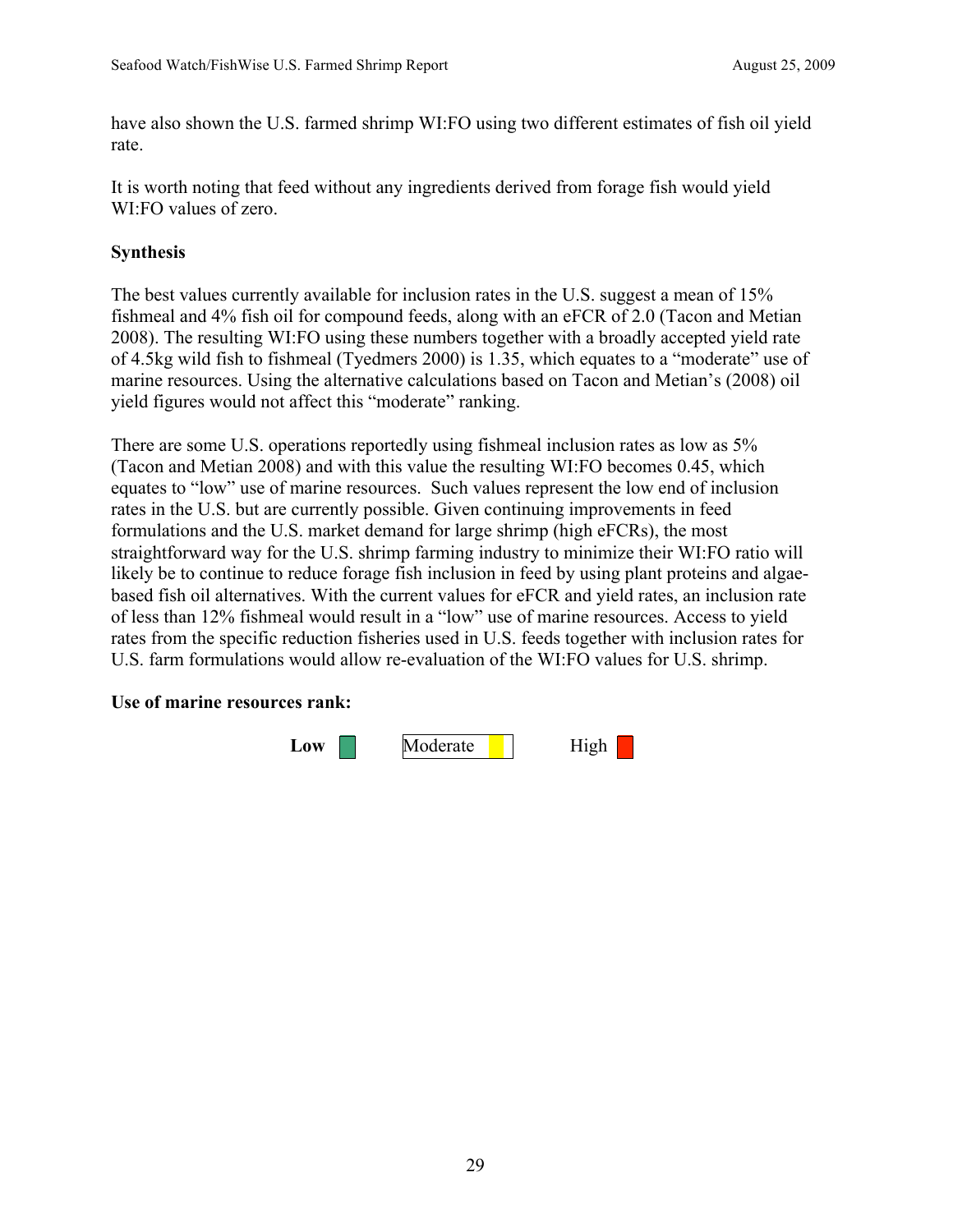have also shown the U.S. farmed shrimp WI:FO using two different estimates of fish oil yield rate.

It is worth noting that feed without any ingredients derived from forage fish would yield WI:FO values of zero.

**Synthesis**

The best values currently available for inclusion rates in the U.S. suggest a mean of 15% fishmeal and 4% fish oil for compound feeds, along with an eFCR of 2.0 (Tacon and Metian 2008). The resulting WI:FO using these numbers together with a broadly accepted yield rate of 4.5kg wild fish to fishmeal (Tyedmers 2000) is 1.35, which equates to a "moderate" use of marine resources. Using the alternative calculations based on Tacon and Metian's (2008) oil yield figures would not affect this "moderate" ranking.

There are some U.S. operations reportedly using fishmeal inclusion rates as low as 5% (Tacon and Metian 2008) and with this value the resulting WI:FO becomes 0.45, which equates to "low" use of marine resources. Such values represent the low end of inclusion rates in the U.S. but are currently possible. Given continuing improvements in feed formulations and the U.S. market demand for large shrimp (high eFCRs), the most straightforward way for the U.S. shrimp farming industry to minimize their WI:FO ratio will likely be to continue to reduce forage fish inclusion in feed by using plant proteins and algae-based fish oil alternatives. With the current values for eFCR and yield rates, an inclusion rate of less than 12% fishmeal would result in a "low" use of marine resources. Access to yield rates from the specific reduction fisheries used in U.S. feeds together with inclusion rates for U.S. farm formulations would allow re-evaluation of the WI:FO values for U.S. shrimp.

**Use of marine resources rank:**

**Low** Moderate High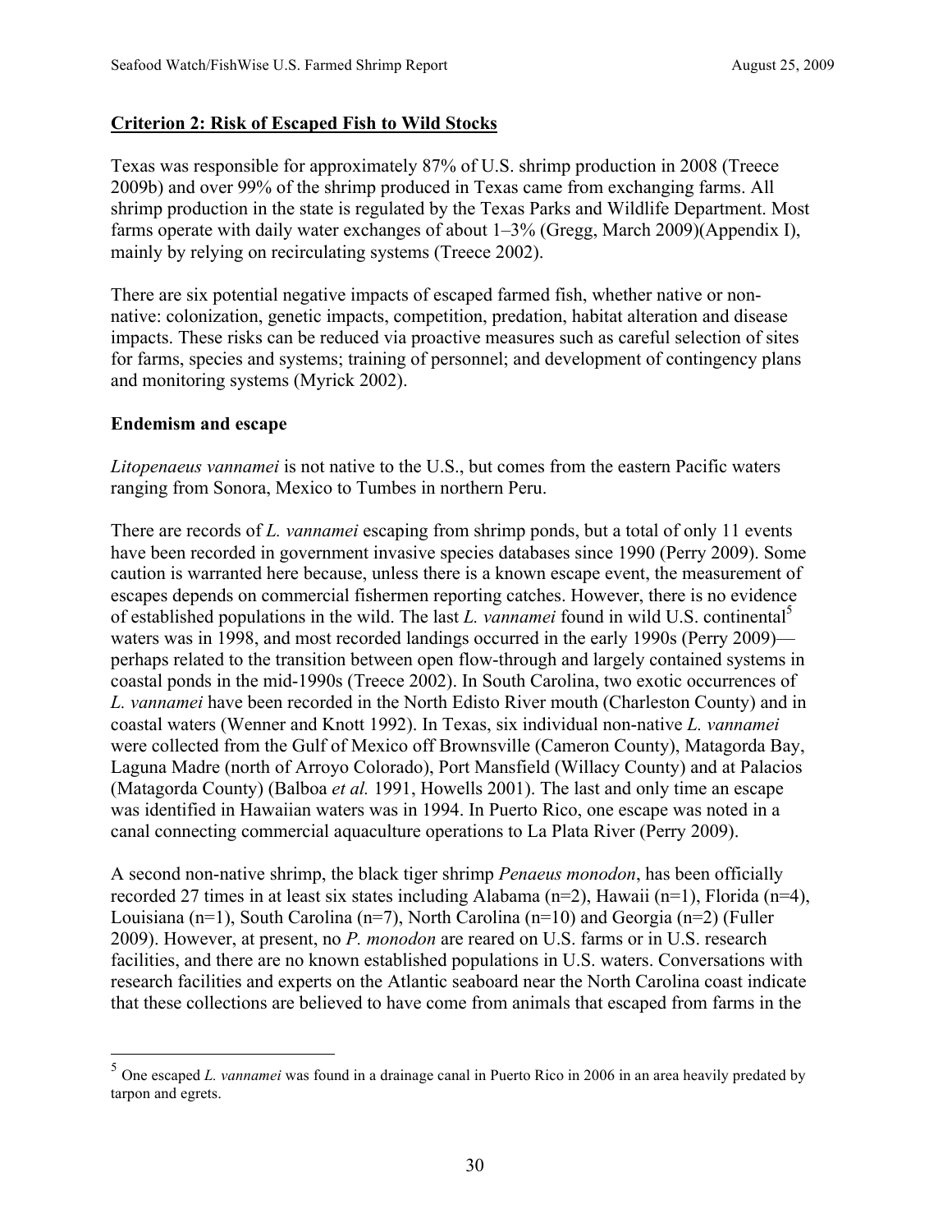## Criterion 2: Risk of Escaped Fish to Wild Stocks

Texas was responsible for approximately 87% of U.S. shrimp production in 2008 (Treece 2009b) and over 99% of the shrimp produced in Texas came from exchanging farms. All shrimp production in the state is regulated by the Texas Parks and Wildlife Department. Most farms operate with daily water exchanges of about 1–3% (Gregg, March 2009)(Appendix I), mainly by relying on recirculating systems (Treece 2002).

There are six potential negative impacts of escaped farmed fish, whether native or non-native: colonization, genetic impacts, competition, predation, habitat alteration and disease impacts. These risks can be reduced via proactive measures such as careful selection of sites for farms, species and systems; training of personnel; and development of contingency plans and monitoring systems (Myrick 2002).

### Endemism and escape

*Litopenaeus vannamei* is not native to the U.S., but comes from the eastern Pacific waters ranging from Sonora, Mexico to Tumbes in northern Peru.

There are records of *L. vannamei* escaping from shrimp ponds, but a total of only 11 events have been recorded in government invasive species databases since 1990 (Perry 2009). Some caution is warranted here because, unless there is a known escape event, the measurement of escapes depends on commercial fishermen reporting catches. However, there is no evidence of established populations in the wild. The last *L. vannamei* found in wild U.S. continental[5] waters was in 1998, and most recorded landings occurred in the early 1990s (Perry 2009)—perhaps related to the transition between open flow-through and largely contained systems in coastal ponds in the mid-1990s (Treece 2002). In South Carolina, two exotic occurrences of *L. vannamei* have been recorded in the North Edisto River mouth (Charleston County) and in coastal waters (Wenner and Knott 1992). In Texas, six individual non-native *L. vannamei* were collected from the Gulf of Mexico off Brownsville (Cameron County), Matagorda Bay, Laguna Madre (north of Arroyo Colorado), Port Mansfield (Willacy County) and at Palacios (Matagorda County) (Balboa *et al.* 1991, Howells 2001). The last and only time an escape was identified in Hawaiian waters was in 1994. In Puerto Rico, one escape was noted in a canal connecting commercial aquaculture operations to La Plata River (Perry 2009).

A second non-native shrimp, the black tiger shrimp *Penaeus monodon*, has been officially recorded 27 times in at least six states including Alabama (n=2), Hawaii (n=1), Florida (n=4), Louisiana (n=1), South Carolina (n=7), North Carolina (n=10) and Georgia (n=2) (Fuller 2009). However, at present, no *P. monodon* are reared on U.S. farms or in U.S. research facilities, and there are no known established populations in U.S. waters. Conversations with research facilities and experts on the Atlantic seaboard near the North Carolina coast indicate that these collections are believed to have come from animals that escaped from farms in the

---

[5] One escaped *L. vannamei* was found in a drainage canal in Puerto Rico in 2006 in an area heavily predated by tarpon and egrets.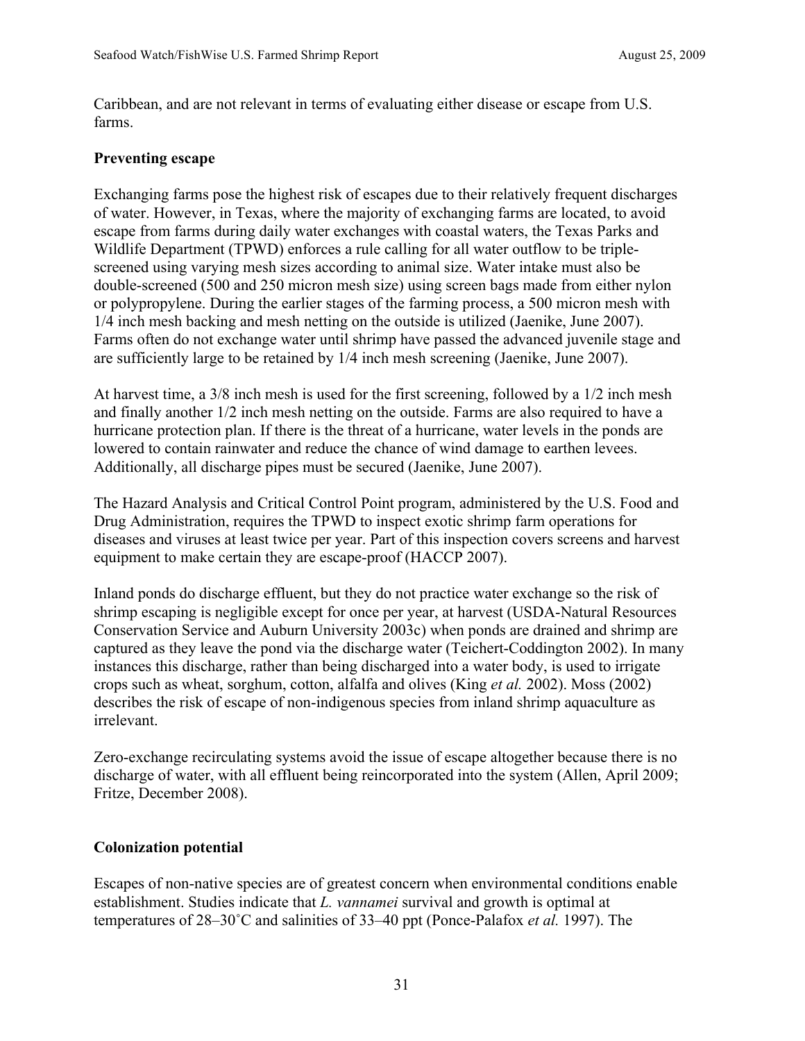Caribbean, and are not relevant in terms of evaluating either disease or escape from U.S. farms.

**Preventing escape**

Exchanging farms pose the highest risk of escapes due to their relatively frequent discharges of water. However, in Texas, where the majority of exchanging farms are located, to avoid escape from farms during daily water exchanges with coastal waters, the Texas Parks and Wildlife Department (TPWD) enforces a rule calling for all water outflow to be triple-screened using varying mesh sizes according to animal size. Water intake must also be double-screened (500 and 250 micron mesh size) using screen bags made from either nylon or polypropylene. During the earlier stages of the farming process, a 500 micron mesh with 1/4 inch mesh backing and mesh netting on the outside is utilized (Jaenike, June 2007). Farms often do not exchange water until shrimp have passed the advanced juvenile stage and are sufficiently large to be retained by 1/4 inch mesh screening (Jaenike, June 2007).

At harvest time, a 3/8 inch mesh is used for the first screening, followed by a 1/2 inch mesh and finally another 1/2 inch mesh netting on the outside. Farms are also required to have a hurricane protection plan. If there is the threat of a hurricane, water levels in the ponds are lowered to contain rainwater and reduce the chance of wind damage to earthen levees. Additionally, all discharge pipes must be secured (Jaenike, June 2007).

The Hazard Analysis and Critical Control Point program, administered by the U.S. Food and Drug Administration, requires the TPWD to inspect exotic shrimp farm operations for diseases and viruses at least twice per year. Part of this inspection covers screens and harvest equipment to make certain they are escape-proof (HACCP 2007).

Inland ponds do discharge effluent, but they do not practice water exchange so the risk of shrimp escaping is negligible except for once per year, at harvest (USDA-Natural Resources Conservation Service and Auburn University 2003c) when ponds are drained and shrimp are captured as they leave the pond via the discharge water (Teichert-Coddington 2002). In many instances this discharge, rather than being discharged into a water body, is used to irrigate crops such as wheat, sorghum, cotton, alfalfa and olives (King *et al.* 2002). Moss (2002) describes the risk of escape of non-indigenous species from inland shrimp aquaculture as irrelevant.

Zero-exchange recirculating systems avoid the issue of escape altogether because there is no discharge of water, with all effluent being reincorporated into the system (Allen, April 2009; Fritze, December 2008).

**Colonization potential**

Escapes of non-native species are of greatest concern when environmental conditions enable establishment. Studies indicate that *L. vannamei* survival and growth is optimal at temperatures of 28–30˚C and salinities of 33–40 ppt (Ponce-Palafox *et al.* 1997). The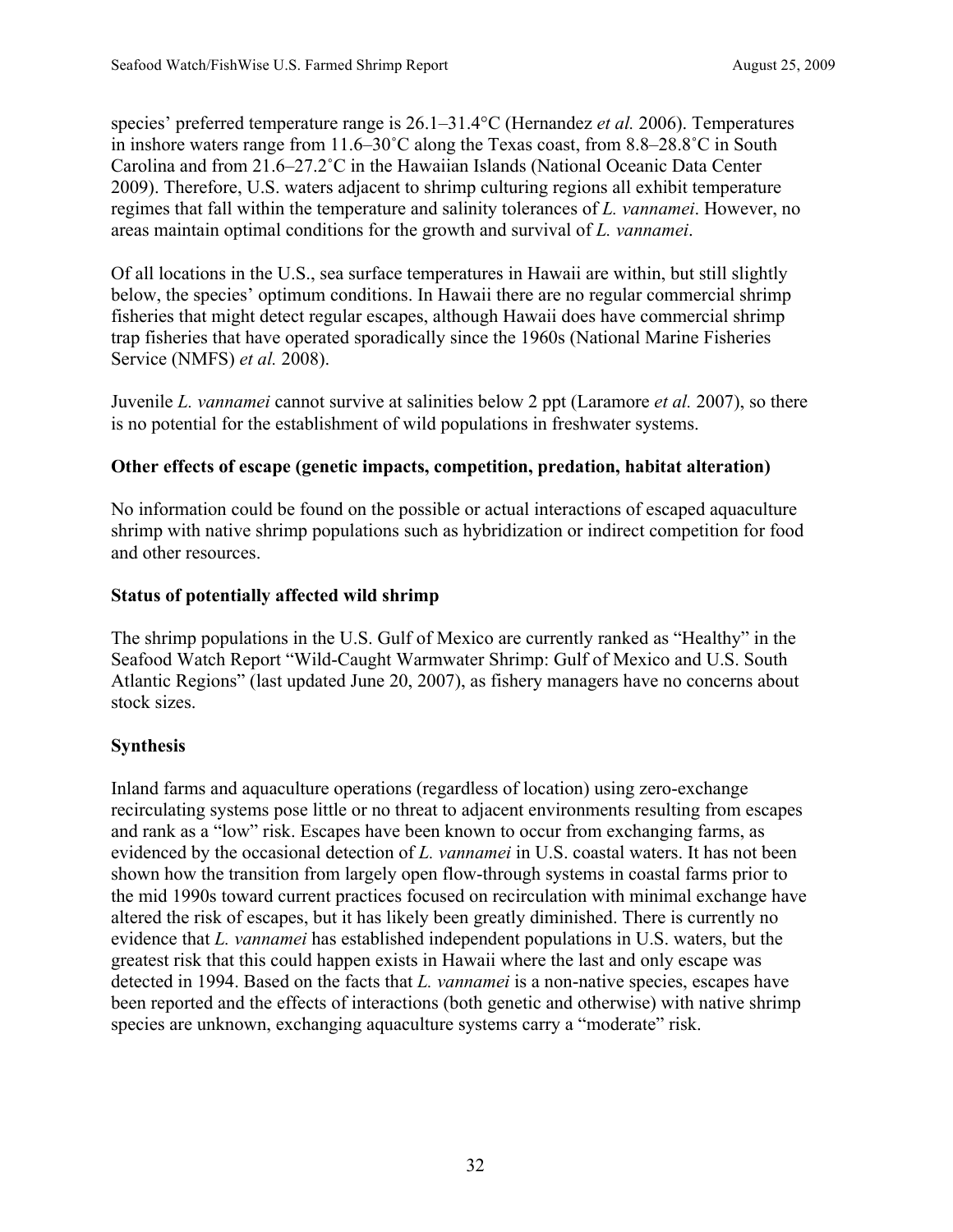species' preferred temperature range is 26.1–31.4°C (Hernandez *et al.* 2006). Temperatures in inshore waters range from 11.6–30˚C along the Texas coast, from 8.8–28.8˚C in South Carolina and from 21.6–27.2˚C in the Hawaiian Islands (National Oceanic Data Center 2009). Therefore, U.S. waters adjacent to shrimp culturing regions all exhibit temperature regimes that fall within the temperature and salinity tolerances of *L. vannamei*. However, no areas maintain optimal conditions for the growth and survival of *L. vannamei*.

Of all locations in the U.S., sea surface temperatures in Hawaii are within, but still slightly below, the species' optimum conditions. In Hawaii there are no regular commercial shrimp fisheries that might detect regular escapes, although Hawaii does have commercial shrimp trap fisheries that have operated sporadically since the 1960s (National Marine Fisheries Service (NMFS) *et al.* 2008).

Juvenile *L. vannamei* cannot survive at salinities below 2 ppt (Laramore *et al.* 2007), so there is no potential for the establishment of wild populations in freshwater systems.

**Other effects of escape (genetic impacts, competition, predation, habitat alteration)**

No information could be found on the possible or actual interactions of escaped aquaculture shrimp with native shrimp populations such as hybridization or indirect competition for food and other resources.

**Status of potentially affected wild shrimp**

The shrimp populations in the U.S. Gulf of Mexico are currently ranked as "Healthy" in the Seafood Watch Report "Wild-Caught Warmwater Shrimp: Gulf of Mexico and U.S. South Atlantic Regions" (last updated June 20, 2007), as fishery managers have no concerns about stock sizes.

**Synthesis**

Inland farms and aquaculture operations (regardless of location) using zero-exchange recirculating systems pose little or no threat to adjacent environments resulting from escapes and rank as a "low" risk. Escapes have been known to occur from exchanging farms, as evidenced by the occasional detection of *L. vannamei* in U.S. coastal waters. It has not been shown how the transition from largely open flow-through systems in coastal farms prior to the mid 1990s toward current practices focused on recirculation with minimal exchange have altered the risk of escapes, but it has likely been greatly diminished. There is currently no evidence that *L. vannamei* has established independent populations in U.S. waters, but the greatest risk that this could happen exists in Hawaii where the last and only escape was detected in 1994. Based on the facts that *L. vannamei* is a non-native species, escapes have been reported and the effects of interactions (both genetic and otherwise) with native shrimp species are unknown, exchanging aquaculture systems carry a "moderate" risk.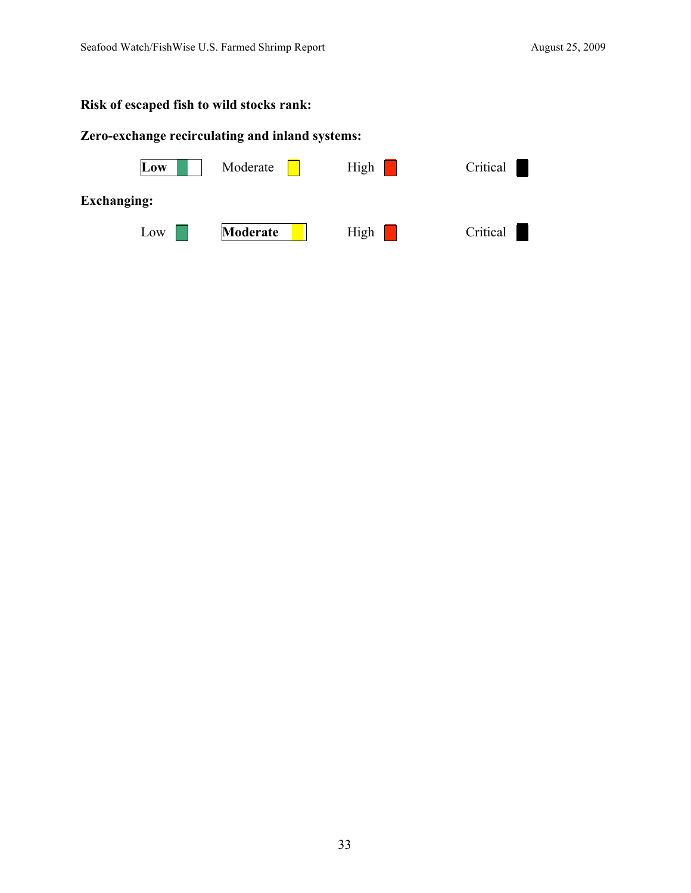**Risk of escaped fish to wild stocks rank:**

**Zero-exchange recirculating and inland systems:**

**Low** Moderate High Critical

**Exchanging:**

Low **Moderate** High Critical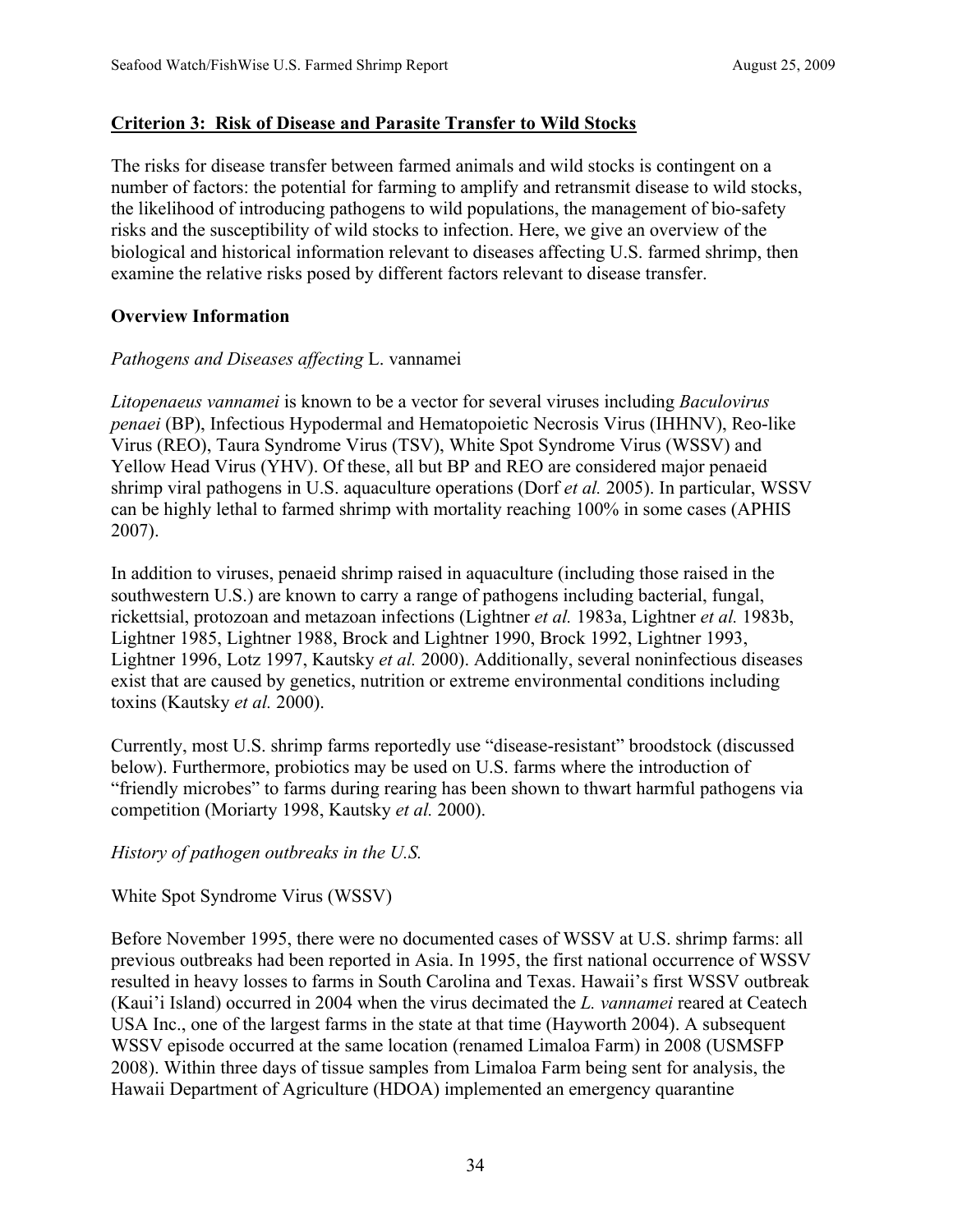## Criterion 3: Risk of Disease and Parasite Transfer to Wild Stocks

The risks for disease transfer between farmed animals and wild stocks is contingent on a number of factors: the potential for farming to amplify and retransmit disease to wild stocks, the likelihood of introducing pathogens to wild populations, the management of bio-safety risks and the susceptibility of wild stocks to infection. Here, we give an overview of the biological and historical information relevant to diseases affecting U.S. farmed shrimp, then examine the relative risks posed by different factors relevant to disease transfer.

### Overview Information

*Pathogens and Diseases affecting* L. vannamei

*Litopenaeus vannamei* is known to be a vector for several viruses including *Baculovirus penaei* (BP), Infectious Hypodermal and Hematopoietic Necrosis Virus (IHHNV), Reo-like Virus (REO), Taura Syndrome Virus (TSV), White Spot Syndrome Virus (WSSV) and Yellow Head Virus (YHV). Of these, all but BP and REO are considered major penaeid shrimp viral pathogens in U.S. aquaculture operations (Dorf *et al.* 2005). In particular, WSSV can be highly lethal to farmed shrimp with mortality reaching 100% in some cases (APHIS 2007).

In addition to viruses, penaeid shrimp raised in aquaculture (including those raised in the southwestern U.S.) are known to carry a range of pathogens including bacterial, fungal, rickettsial, protozoan and metazoan infections (Lightner *et al.* 1983a, Lightner *et al.* 1983b, Lightner 1985, Lightner 1988, Brock and Lightner 1990, Brock 1992, Lightner 1993, Lightner 1996, Lotz 1997, Kautsky *et al.* 2000). Additionally, several noninfectious diseases exist that are caused by genetics, nutrition or extreme environmental conditions including toxins (Kautsky *et al.* 2000).

Currently, most U.S. shrimp farms reportedly use "disease-resistant" broodstock (discussed below). Furthermore, probiotics may be used on U.S. farms where the introduction of "friendly microbes" to farms during rearing has been shown to thwart harmful pathogens via competition (Moriarty 1998, Kautsky *et al.* 2000).

*History of pathogen outbreaks in the U.S.*

White Spot Syndrome Virus (WSSV)

Before November 1995, there were no documented cases of WSSV at U.S. shrimp farms: all previous outbreaks had been reported in Asia. In 1995, the first national occurrence of WSSV resulted in heavy losses to farms in South Carolina and Texas. Hawaii's first WSSV outbreak (Kaui'i Island) occurred in 2004 when the virus decimated the *L. vannamei* reared at Ceatech USA Inc., one of the largest farms in the state at that time (Hayworth 2004). A subsequent WSSV episode occurred at the same location (renamed Limaloa Farm) in 2008 (USMSFP 2008). Within three days of tissue samples from Limaloa Farm being sent for analysis, the Hawaii Department of Agriculture (HDOA) implemented an emergency quarantine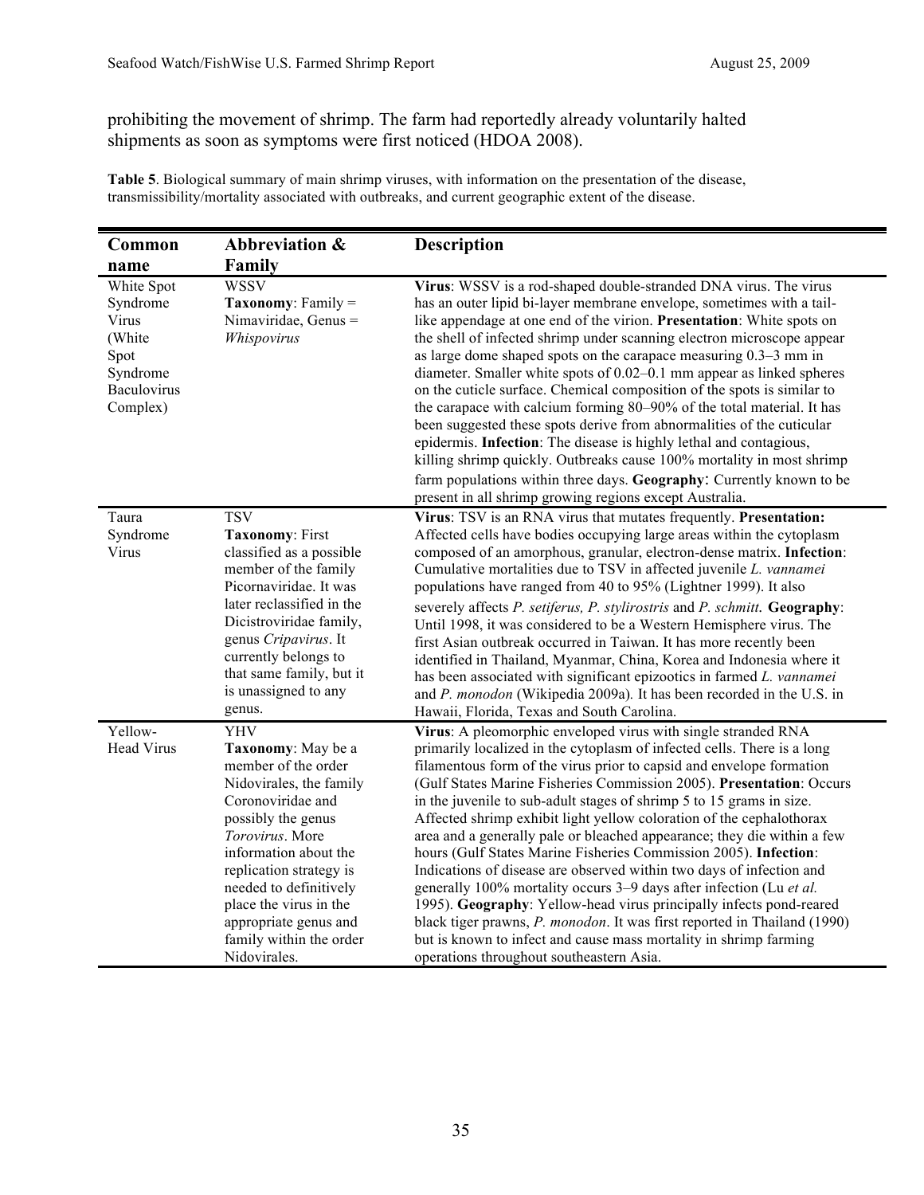prohibiting the movement of shrimp. The farm had reportedly already voluntarily halted shipments as soon as symptoms were first noticed (HDOA 2008).

**Table 5**. Biological summary of main shrimp viruses, with information on the presentation of the disease, transmissibility/mortality associated with outbreaks, and current geographic extent of the disease.

| Common name | Abbreviation & Family | Description |
|---|---|---|
| White Spot Syndrome Virus (White Spot Syndrome Baculovirus Complex) | WSSV **Taxonomy**: Family = Nimaviridae, Genus = *Whispovirus* | **Virus**: WSSV is a rod-shaped double-stranded DNA virus. The virus has an outer lipid bi-layer membrane envelope, sometimes with a tail-like appendage at one end of the virion. **Presentation**: White spots on the shell of infected shrimp under scanning electron microscope appear as large dome shaped spots on the carapace measuring 0.3–3 mm in diameter. Smaller white spots of 0.02–0.1 mm appear as linked spheres on the cuticle surface. Chemical composition of the spots is similar to the carapace with calcium forming 80–90% of the total material. It has been suggested these spots derive from abnormalities of the cuticular epidermis. **Infection**: The disease is highly lethal and contagious, killing shrimp quickly. Outbreaks cause 100% mortality in most shrimp farm populations within three days. **Geography**: Currently known to be present in all shrimp growing regions except Australia. |
| Taura Syndrome Virus | TSV **Taxonomy**: First classified as a possible member of the family Picornaviridae. It was later reclassified in the Dicistroviridae family, genus *Cripavirus*. It currently belongs to that same family, but it is unassigned to any genus. | **Virus**: TSV is an RNA virus that mutates frequently. **Presentation:** Affected cells have bodies occupying large areas within the cytoplasm composed of an amorphous, granular, electron-dense matrix. **Infection**: Cumulative mortalities due to TSV in affected juvenile *L. vannamei* populations have ranged from 40 to 95% (Lightner 1999). It also severely affects *P. setiferus, P. stylirostris* and *P. schmitt.* **Geography**: Until 1998, it was considered to be a Western Hemisphere virus. The first Asian outbreak occurred in Taiwan. It has more recently been identified in Thailand, Myanmar, China, Korea and Indonesia where it has been associated with significant epizootics in farmed *L. vannamei* and *P. monodon* (Wikipedia 2009a). It has been recorded in the U.S. in Hawaii, Florida, Texas and South Carolina. |
| Yellow-Head Virus | YHV **Taxonomy**: May be a member of the order Nidovirales, the family Coronoviridae and possibly the genus *Torovirus*. More information about the replication strategy is needed to definitively place the virus in the appropriate genus and family within the order Nidovirales. | **Virus**: A pleomorphic enveloped virus with single stranded RNA primarily localized in the cytoplasm of infected cells. There is a long filamentous form of the virus prior to capsid and envelope formation (Gulf States Marine Fisheries Commission 2005). **Presentation**: Occurs in the juvenile to sub-adult stages of shrimp 5 to 15 grams in size. Affected shrimp exhibit light yellow coloration of the cephalothorax area and a generally pale or bleached appearance; they die within a few hours (Gulf States Marine Fisheries Commission 2005). **Infection**: Indications of disease are observed within two days of infection and generally 100% mortality occurs 3–9 days after infection (Lu *et al.* 1995). **Geography**: Yellow-head virus principally infects pond-reared black tiger prawns, *P. monodon*. It was first reported in Thailand (1990) but is known to infect and cause mass mortality in shrimp farming operations throughout southeastern Asia. |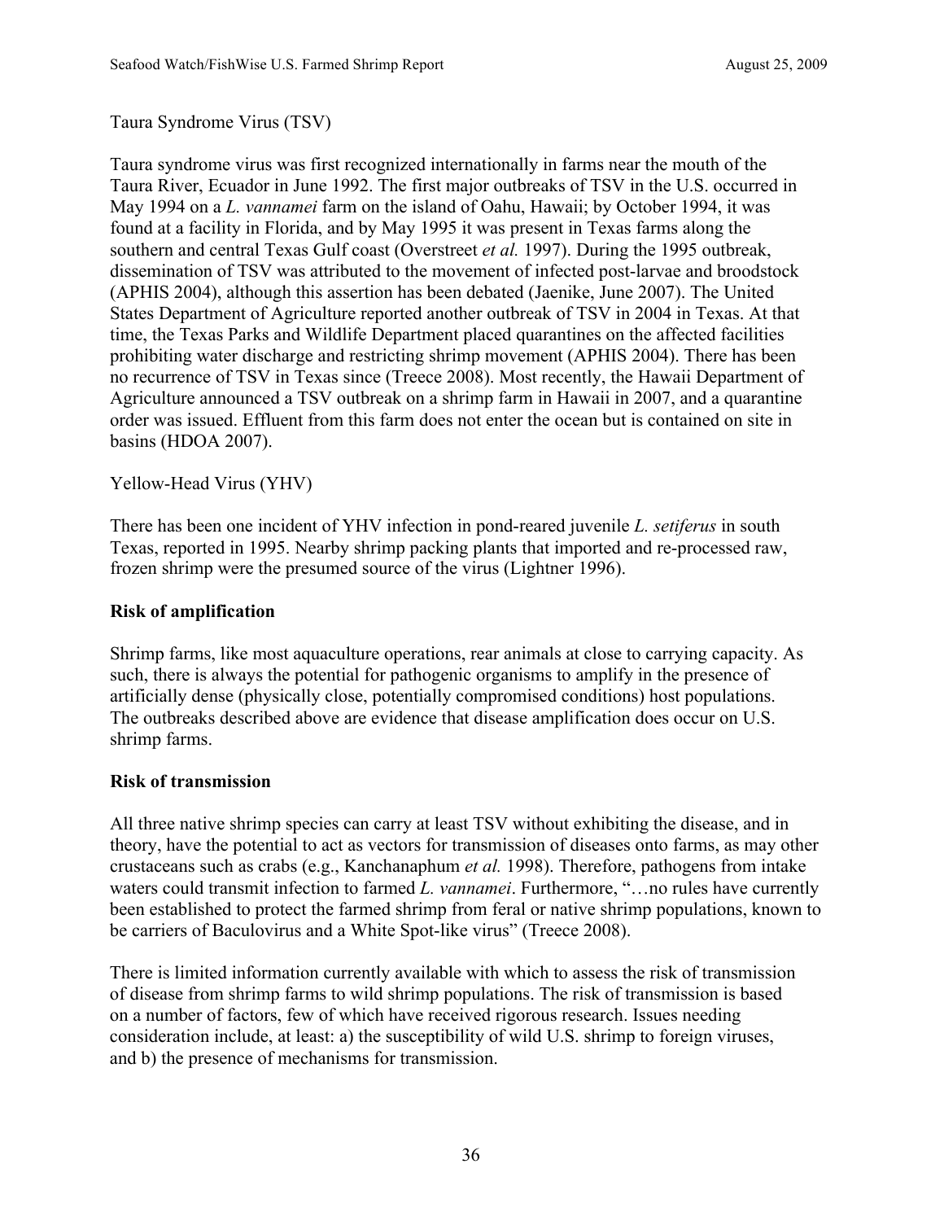Taura Syndrome Virus (TSV)

Taura syndrome virus was first recognized internationally in farms near the mouth of the Taura River, Ecuador in June 1992. The first major outbreaks of TSV in the U.S. occurred in May 1994 on a *L. vannamei* farm on the island of Oahu, Hawaii; by October 1994, it was found at a facility in Florida, and by May 1995 it was present in Texas farms along the southern and central Texas Gulf coast (Overstreet *et al.* 1997). During the 1995 outbreak, dissemination of TSV was attributed to the movement of infected post-larvae and broodstock (APHIS 2004), although this assertion has been debated (Jaenike, June 2007). The United States Department of Agriculture reported another outbreak of TSV in 2004 in Texas. At that time, the Texas Parks and Wildlife Department placed quarantines on the affected facilities prohibiting water discharge and restricting shrimp movement (APHIS 2004). There has been no recurrence of TSV in Texas since (Treece 2008). Most recently, the Hawaii Department of Agriculture announced a TSV outbreak on a shrimp farm in Hawaii in 2007, and a quarantine order was issued. Effluent from this farm does not enter the ocean but is contained on site in basins (HDOA 2007).

Yellow-Head Virus (YHV)

There has been one incident of YHV infection in pond-reared juvenile *L. setiferus* in south Texas, reported in 1995. Nearby shrimp packing plants that imported and re-processed raw, frozen shrimp were the presumed source of the virus (Lightner 1996).

**Risk of amplification**

Shrimp farms, like most aquaculture operations, rear animals at close to carrying capacity. As such, there is always the potential for pathogenic organisms to amplify in the presence of artificially dense (physically close, potentially compromised conditions) host populations. The outbreaks described above are evidence that disease amplification does occur on U.S. shrimp farms.

**Risk of transmission**

All three native shrimp species can carry at least TSV without exhibiting the disease, and in theory, have the potential to act as vectors for transmission of diseases onto farms, as may other crustaceans such as crabs (e.g., Kanchanaphum *et al.* 1998). Therefore, pathogens from intake waters could transmit infection to farmed *L. vannamei*. Furthermore, "…no rules have currently been established to protect the farmed shrimp from feral or native shrimp populations, known to be carriers of Baculovirus and a White Spot-like virus" (Treece 2008).

There is limited information currently available with which to assess the risk of transmission of disease from shrimp farms to wild shrimp populations. The risk of transmission is based on a number of factors, few of which have received rigorous research. Issues needing consideration include, at least: a) the susceptibility of wild U.S. shrimp to foreign viruses, and b) the presence of mechanisms for transmission.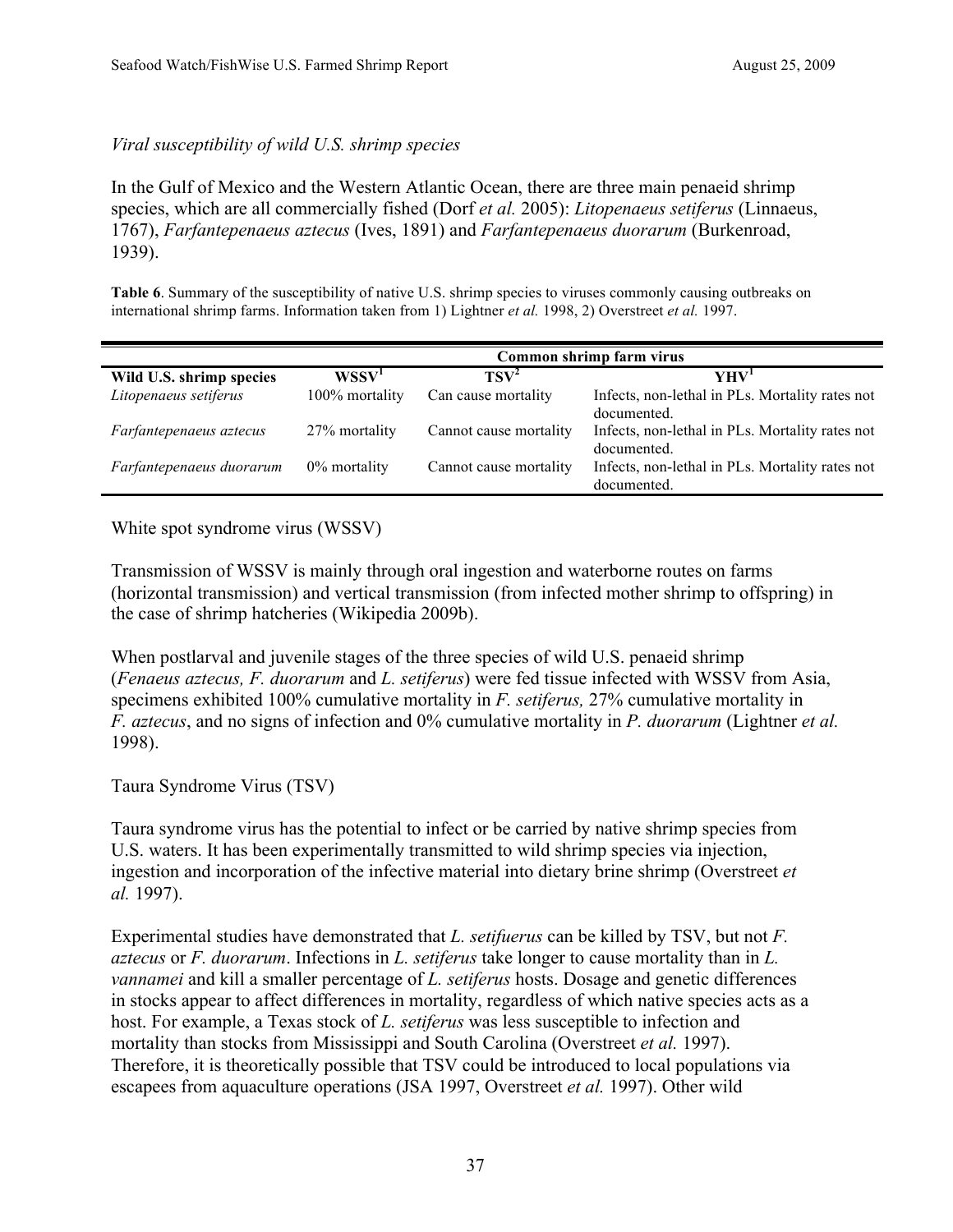*Viral susceptibility of wild U.S. shrimp species*

In the Gulf of Mexico and the Western Atlantic Ocean, there are three main penaeid shrimp species, which are all commercially fished (Dorf *et al.* 2005): *Litopenaeus setiferus* (Linnaeus, 1767), *Farfantepenaeus aztecus* (Ives, 1891) and *Farfantepenaeus duorarum* (Burkenroad, 1939).

**Table 6**. Summary of the susceptibility of native U.S. shrimp species to viruses commonly causing outbreaks on international shrimp farms. Information taken from 1) Lightner *et al.* 1998, 2) Overstreet *et al.* 1997.

| | Common shrimp farm virus | | |
|---|---|---|---|
| **Wild U.S. shrimp species** | **WSSV**[1] | **TSV**[2] | **YHV**[1] |
| *Litopenaeus setiferus* | 100% mortality | Can cause mortality | Infects, non-lethal in PLs. Mortality rates not documented. |
| *Farfantepenaeus aztecus* | 27% mortality | Cannot cause mortality | Infects, non-lethal in PLs. Mortality rates not documented. |
| *Farfantepenaeus duorarum* | 0% mortality | Cannot cause mortality | Infects, non-lethal in PLs. Mortality rates not documented. |

White spot syndrome virus (WSSV)

Transmission of WSSV is mainly through oral ingestion and waterborne routes on farms (horizontal transmission) and vertical transmission (from infected mother shrimp to offspring) in the case of shrimp hatcheries (Wikipedia 2009b).

When postlarval and juvenile stages of the three species of wild U.S. penaeid shrimp (*Fenaeus aztecus, F. duorarum* and *L. setiferus*) were fed tissue infected with WSSV from Asia, specimens exhibited 100% cumulative mortality in *F. setiferus,* 27% cumulative mortality in *F. aztecus*, and no signs of infection and 0% cumulative mortality in *P. duorarum* (Lightner *et al.* 1998).

Taura Syndrome Virus (TSV)

Taura syndrome virus has the potential to infect or be carried by native shrimp species from U.S. waters. It has been experimentally transmitted to wild shrimp species via injection, ingestion and incorporation of the infective material into dietary brine shrimp (Overstreet *et al.* 1997).

Experimental studies have demonstrated that *L. setifuerus* can be killed by TSV, but not *F. aztecus* or *F. duorarum*. Infections in *L. setiferus* take longer to cause mortality than in *L. vannamei* and kill a smaller percentage of *L. setiferus* hosts. Dosage and genetic differences in stocks appear to affect differences in mortality, regardless of which native species acts as a host. For example, a Texas stock of *L. setiferus* was less susceptible to infection and mortality than stocks from Mississippi and South Carolina (Overstreet *et al.* 1997). Therefore, it is theoretically possible that TSV could be introduced to local populations via escapees from aquaculture operations (JSA 1997, Overstreet *et al.* 1997). Other wild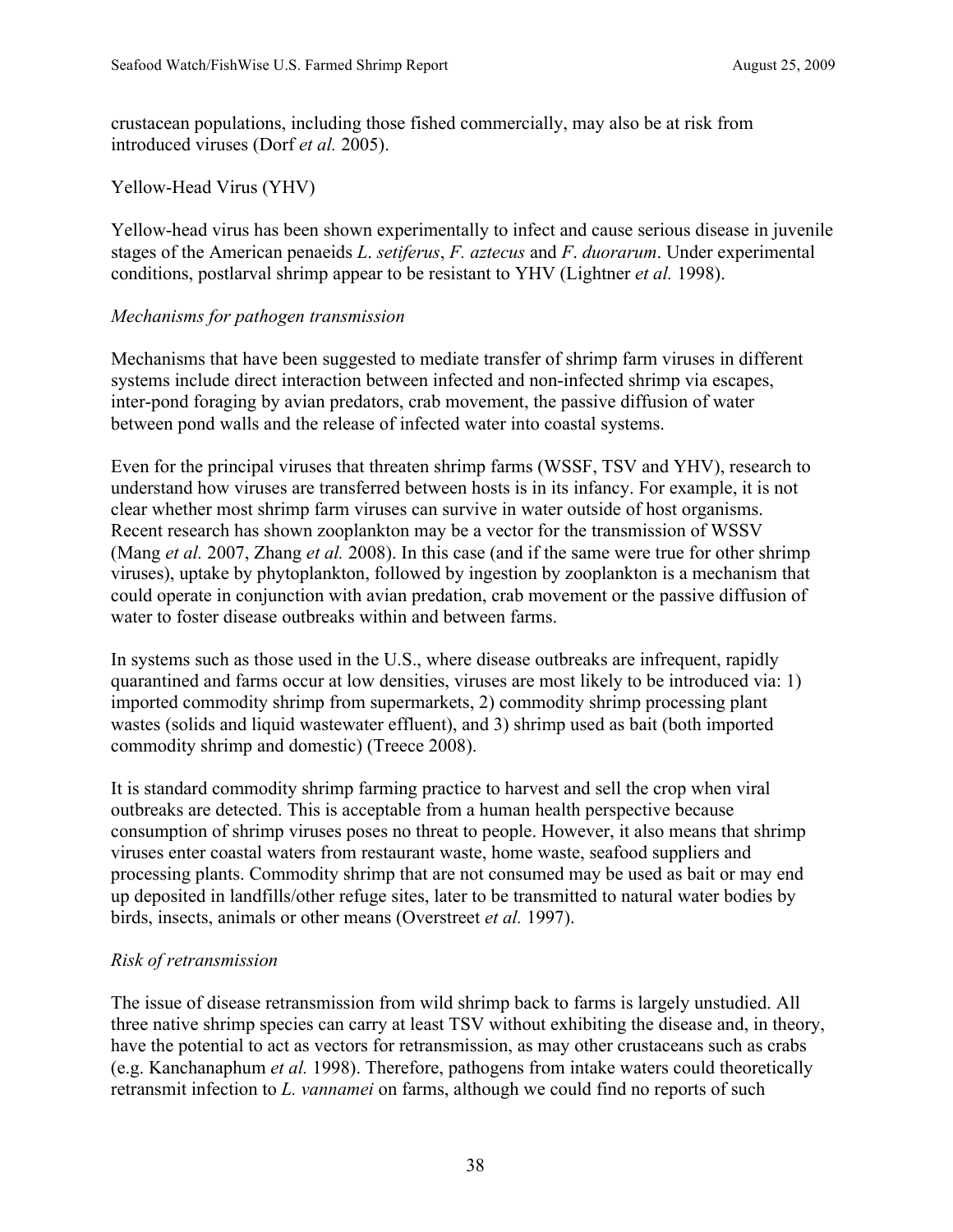crustacean populations, including those fished commercially, may also be at risk from introduced viruses (Dorf *et al.* 2005).

Yellow-Head Virus (YHV)

Yellow-head virus has been shown experimentally to infect and cause serious disease in juvenile stages of the American penaeids *L. setiferus*, *F. aztecus* and *F. duorarum*. Under experimental conditions, postlarval shrimp appear to be resistant to YHV (Lightner *et al.* 1998).

*Mechanisms for pathogen transmission*

Mechanisms that have been suggested to mediate transfer of shrimp farm viruses in different systems include direct interaction between infected and non-infected shrimp via escapes, inter-pond foraging by avian predators, crab movement, the passive diffusion of water between pond walls and the release of infected water into coastal systems.

Even for the principal viruses that threaten shrimp farms (WSSF, TSV and YHV), research to understand how viruses are transferred between hosts is in its infancy. For example, it is not clear whether most shrimp farm viruses can survive in water outside of host organisms. Recent research has shown zooplankton may be a vector for the transmission of WSSV (Mang *et al.* 2007, Zhang *et al.* 2008). In this case (and if the same were true for other shrimp viruses), uptake by phytoplankton, followed by ingestion by zooplankton is a mechanism that could operate in conjunction with avian predation, crab movement or the passive diffusion of water to foster disease outbreaks within and between farms.

In systems such as those used in the U.S., where disease outbreaks are infrequent, rapidly quarantined and farms occur at low densities, viruses are most likely to be introduced via: 1) imported commodity shrimp from supermarkets, 2) commodity shrimp processing plant wastes (solids and liquid wastewater effluent), and 3) shrimp used as bait (both imported commodity shrimp and domestic) (Treece 2008).

It is standard commodity shrimp farming practice to harvest and sell the crop when viral outbreaks are detected. This is acceptable from a human health perspective because consumption of shrimp viruses poses no threat to people. However, it also means that shrimp viruses enter coastal waters from restaurant waste, home waste, seafood suppliers and processing plants. Commodity shrimp that are not consumed may be used as bait or may end up deposited in landfills/other refuge sites, later to be transmitted to natural water bodies by birds, insects, animals or other means (Overstreet *et al.* 1997).

*Risk of retransmission*

The issue of disease retransmission from wild shrimp back to farms is largely unstudied. All three native shrimp species can carry at least TSV without exhibiting the disease and, in theory, have the potential to act as vectors for retransmission, as may other crustaceans such as crabs (e.g. Kanchanaphum *et al.* 1998). Therefore, pathogens from intake waters could theoretically retransmit infection to *L. vannamei* on farms, although we could find no reports of such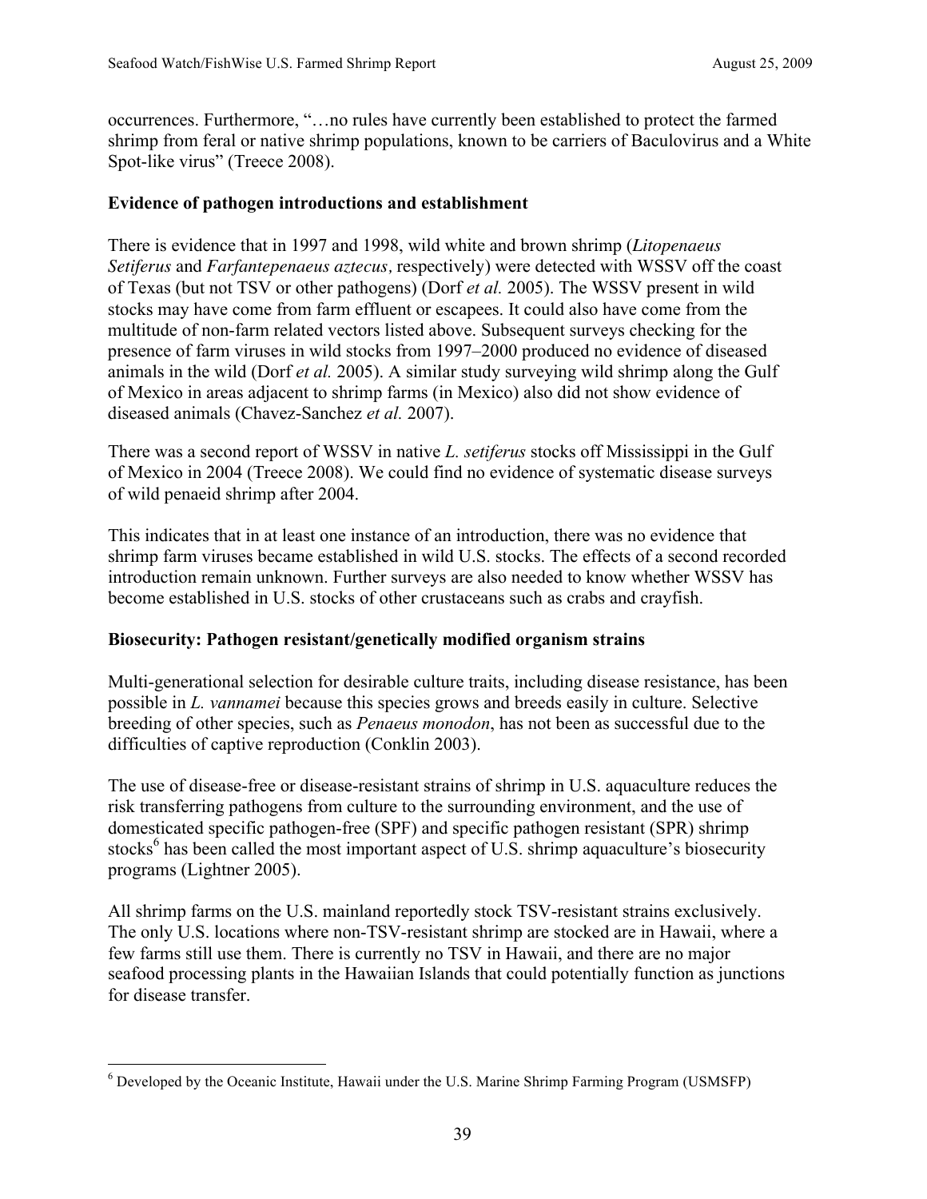occurrences. Furthermore, "…no rules have currently been established to protect the farmed shrimp from feral or native shrimp populations, known to be carriers of Baculovirus and a White Spot-like virus" (Treece 2008).

**Evidence of pathogen introductions and establishment**

There is evidence that in 1997 and 1998, wild white and brown shrimp (*Litopenaeus Setiferus* and *Farfantepenaeus aztecus*, respectively) were detected with WSSV off the coast of Texas (but not TSV or other pathogens) (Dorf *et al.* 2005). The WSSV present in wild stocks may have come from farm effluent or escapees. It could also have come from the multitude of non-farm related vectors listed above. Subsequent surveys checking for the presence of farm viruses in wild stocks from 1997–2000 produced no evidence of diseased animals in the wild (Dorf *et al.* 2005). A similar study surveying wild shrimp along the Gulf of Mexico in areas adjacent to shrimp farms (in Mexico) also did not show evidence of diseased animals (Chavez-Sanchez *et al.* 2007).

There was a second report of WSSV in native *L. setiferus* stocks off Mississippi in the Gulf of Mexico in 2004 (Treece 2008). We could find no evidence of systematic disease surveys of wild penaeid shrimp after 2004.

This indicates that in at least one instance of an introduction, there was no evidence that shrimp farm viruses became established in wild U.S. stocks. The effects of a second recorded introduction remain unknown. Further surveys are also needed to know whether WSSV has become established in U.S. stocks of other crustaceans such as crabs and crayfish.

**Biosecurity: Pathogen resistant/genetically modified organism strains**

Multi-generational selection for desirable culture traits, including disease resistance, has been possible in *L. vannamei* because this species grows and breeds easily in culture. Selective breeding of other species, such as *Penaeus monodon*, has not been as successful due to the difficulties of captive reproduction (Conklin 2003).

The use of disease-free or disease-resistant strains of shrimp in U.S. aquaculture reduces the risk transferring pathogens from culture to the surrounding environment, and the use of domesticated specific pathogen-free (SPF) and specific pathogen resistant (SPR) shrimp stocks[6] has been called the most important aspect of U.S. shrimp aquaculture's biosecurity programs (Lightner 2005).

All shrimp farms on the U.S. mainland reportedly stock TSV-resistant strains exclusively. The only U.S. locations where non-TSV-resistant shrimp are stocked are in Hawaii, where a few farms still use them. There is currently no TSV in Hawaii, and there are no major seafood processing plants in the Hawaiian Islands that could potentially function as junctions for disease transfer.

[6] Developed by the Oceanic Institute, Hawaii under the U.S. Marine Shrimp Farming Program (USMSFP)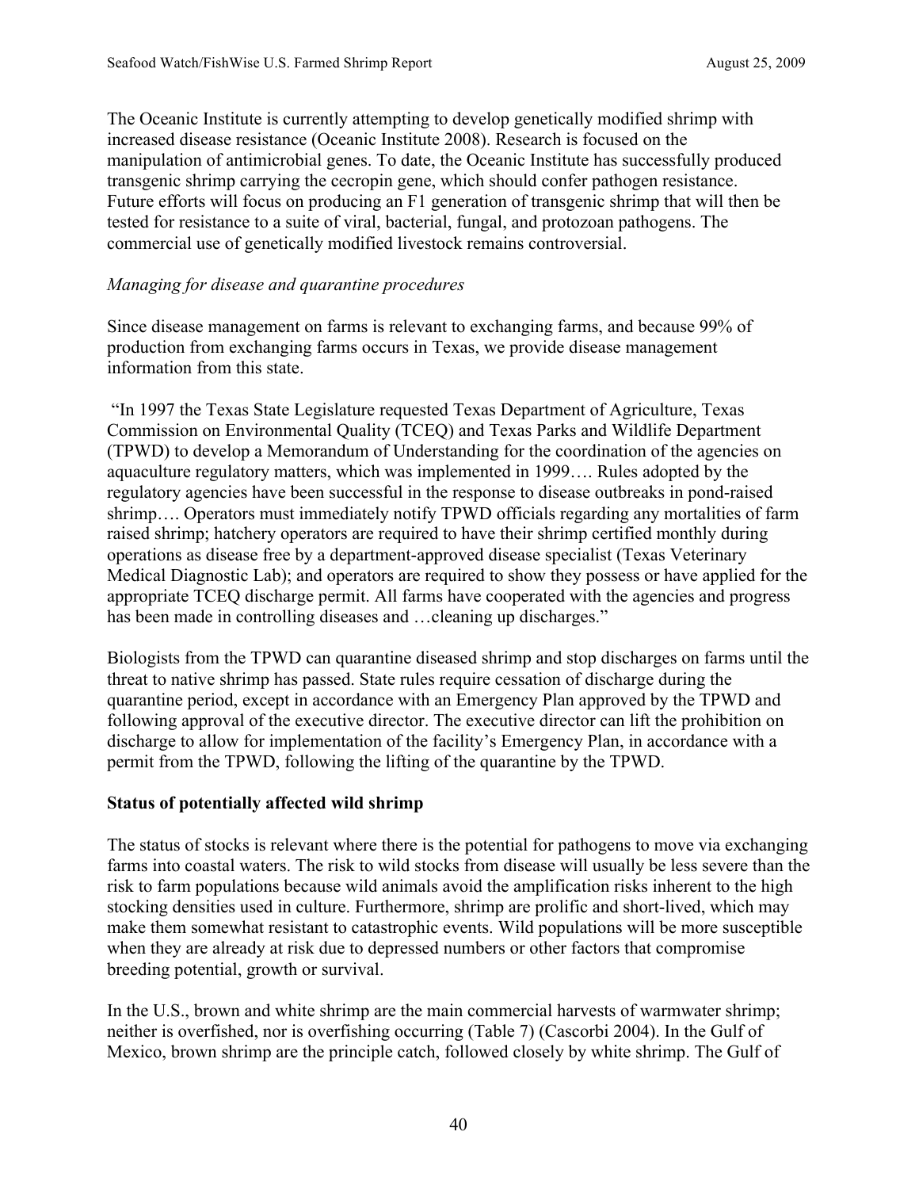The Oceanic Institute is currently attempting to develop genetically modified shrimp with increased disease resistance (Oceanic Institute 2008). Research is focused on the manipulation of antimicrobial genes. To date, the Oceanic Institute has successfully produced transgenic shrimp carrying the cecropin gene, which should confer pathogen resistance. Future efforts will focus on producing an F1 generation of transgenic shrimp that will then be tested for resistance to a suite of viral, bacterial, fungal, and protozoan pathogens. The commercial use of genetically modified livestock remains controversial.

*Managing for disease and quarantine procedures*

Since disease management on farms is relevant to exchanging farms, and because 99% of production from exchanging farms occurs in Texas, we provide disease management information from this state.

"In 1997 the Texas State Legislature requested Texas Department of Agriculture, Texas Commission on Environmental Quality (TCEQ) and Texas Parks and Wildlife Department (TPWD) to develop a Memorandum of Understanding for the coordination of the agencies on aquaculture regulatory matters, which was implemented in 1999…. Rules adopted by the regulatory agencies have been successful in the response to disease outbreaks in pond-raised shrimp…. Operators must immediately notify TPWD officials regarding any mortalities of farm raised shrimp; hatchery operators are required to have their shrimp certified monthly during operations as disease free by a department-approved disease specialist (Texas Veterinary Medical Diagnostic Lab); and operators are required to show they possess or have applied for the appropriate TCEQ discharge permit. All farms have cooperated with the agencies and progress has been made in controlling diseases and …cleaning up discharges."

Biologists from the TPWD can quarantine diseased shrimp and stop discharges on farms until the threat to native shrimp has passed. State rules require cessation of discharge during the quarantine period, except in accordance with an Emergency Plan approved by the TPWD and following approval of the executive director. The executive director can lift the prohibition on discharge to allow for implementation of the facility's Emergency Plan, in accordance with a permit from the TPWD, following the lifting of the quarantine by the TPWD.

**Status of potentially affected wild shrimp**

The status of stocks is relevant where there is the potential for pathogens to move via exchanging farms into coastal waters. The risk to wild stocks from disease will usually be less severe than the risk to farm populations because wild animals avoid the amplification risks inherent to the high stocking densities used in culture. Furthermore, shrimp are prolific and short-lived, which may make them somewhat resistant to catastrophic events. Wild populations will be more susceptible when they are already at risk due to depressed numbers or other factors that compromise breeding potential, growth or survival.

In the U.S., brown and white shrimp are the main commercial harvests of warmwater shrimp; neither is overfished, nor is overfishing occurring (Table 7) (Cascorbi 2004). In the Gulf of Mexico, brown shrimp are the principle catch, followed closely by white shrimp. The Gulf of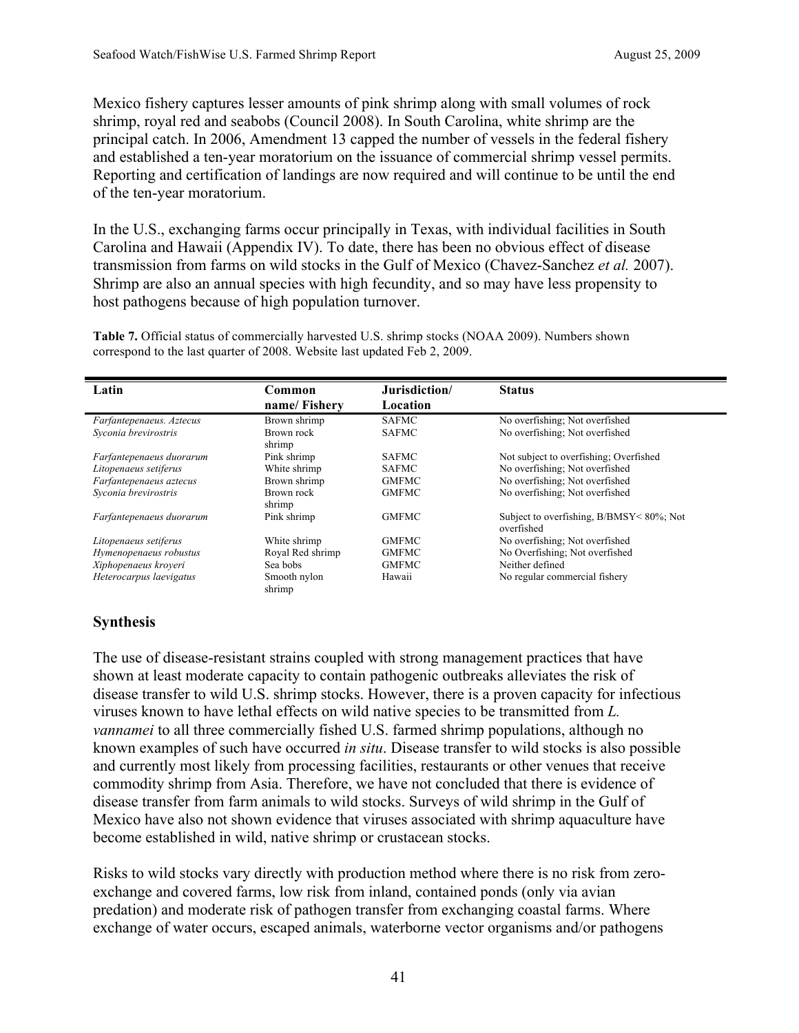Mexico fishery captures lesser amounts of pink shrimp along with small volumes of rock shrimp, royal red and seabobs (Council 2008). In South Carolina, white shrimp are the principal catch. In 2006, Amendment 13 capped the number of vessels in the federal fishery and established a ten-year moratorium on the issuance of commercial shrimp vessel permits. Reporting and certification of landings are now required and will continue to be until the end of the ten-year moratorium.

In the U.S., exchanging farms occur principally in Texas, with individual facilities in South Carolina and Hawaii (Appendix IV). To date, there has been no obvious effect of disease transmission from farms on wild stocks in the Gulf of Mexico (Chavez-Sanchez *et al.* 2007). Shrimp are also an annual species with high fecundity, and so may have less propensity to host pathogens because of high population turnover.

**Table 7.** Official status of commercially harvested U.S. shrimp stocks (NOAA 2009). Numbers shown correspond to the last quarter of 2008. Website last updated Feb 2, 2009.

| Latin | Common name/ Fishery | Jurisdiction/ Location | Status |
|---|---|---|---|
| *Farfantepenaeus. Aztecus* | Brown shrimp | SAFMC | No overfishing; Not overfished |
| *Syconia brevirostris* | Brown rock shrimp | SAFMC | No overfishing; Not overfished |
| *Farfantepenaeus duorarum* | Pink shrimp | SAFMC | Not subject to overfishing; Overfished |
| *Litopenaeus setiferus* | White shrimp | SAFMC | No overfishing; Not overfished |
| *Farfantepenaeus aztecus* | Brown shrimp | GMFMC | No overfishing; Not overfished |
| *Syconia brevirostris* | Brown rock shrimp | GMFMC | No overfishing; Not overfished |
| *Farfantepenaeus duorarum* | Pink shrimp | GMFMC | Subject to overfishing, B/BMSY< 80%; Not overfished |
| *Litopenaeus setiferus* | White shrimp | GMFMC | No overfishing; Not overfished |
| *Hymenopenaeus robustus* | Royal Red shrimp | GMFMC | No Overfishing; Not overfished |
| *Xiphopenaeus kroyeri* | Sea bobs | GMFMC | Neither defined |
| *Heterocarpus laevigatus* | Smooth nylon shrimp | Hawaii | No regular commercial fishery |

## Synthesis

The use of disease-resistant strains coupled with strong management practices that have shown at least moderate capacity to contain pathogenic outbreaks alleviates the risk of disease transfer to wild U.S. shrimp stocks. However, there is a proven capacity for infectious viruses known to have lethal effects on wild native species to be transmitted from *L. vannamei* to all three commercially fished U.S. farmed shrimp populations, although no known examples of such have occurred *in situ*. Disease transfer to wild stocks is also possible and currently most likely from processing facilities, restaurants or other venues that receive commodity shrimp from Asia. Therefore, we have not concluded that there is evidence of disease transfer from farm animals to wild stocks. Surveys of wild shrimp in the Gulf of Mexico have also not shown evidence that viruses associated with shrimp aquaculture have become established in wild, native shrimp or crustacean stocks.

Risks to wild stocks vary directly with production method where there is no risk from zero-exchange and covered farms, low risk from inland, contained ponds (only via avian predation) and moderate risk of pathogen transfer from exchanging coastal farms. Where exchange of water occurs, escaped animals, waterborne vector organisms and/or pathogens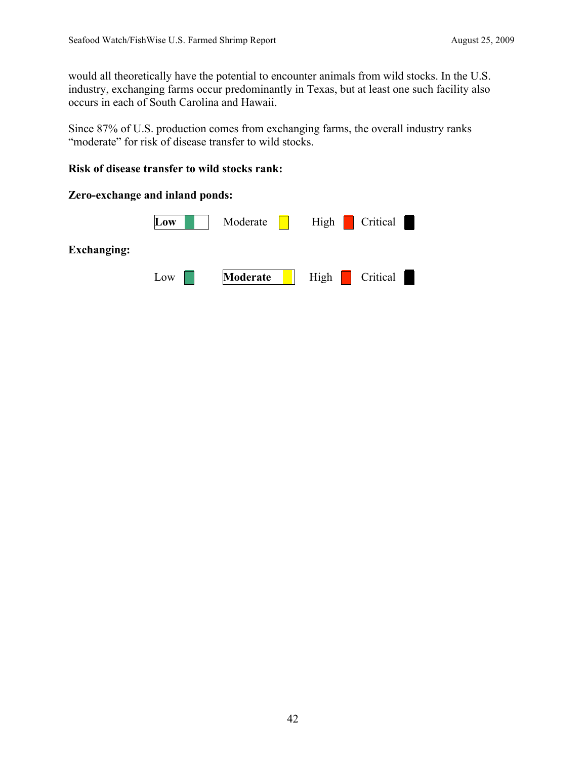would all theoretically have the potential to encounter animals from wild stocks. In the U.S. industry, exchanging farms occur predominantly in Texas, but at least one such facility also occurs in each of South Carolina and Hawaii.

Since 87% of U.S. production comes from exchanging farms, the overall industry ranks "moderate" for risk of disease transfer to wild stocks.

**Risk of disease transfer to wild stocks rank:**

**Zero-exchange and inland ponds:**

**Low** Moderate High Critical

**Exchanging:**

Low **Moderate** High Critical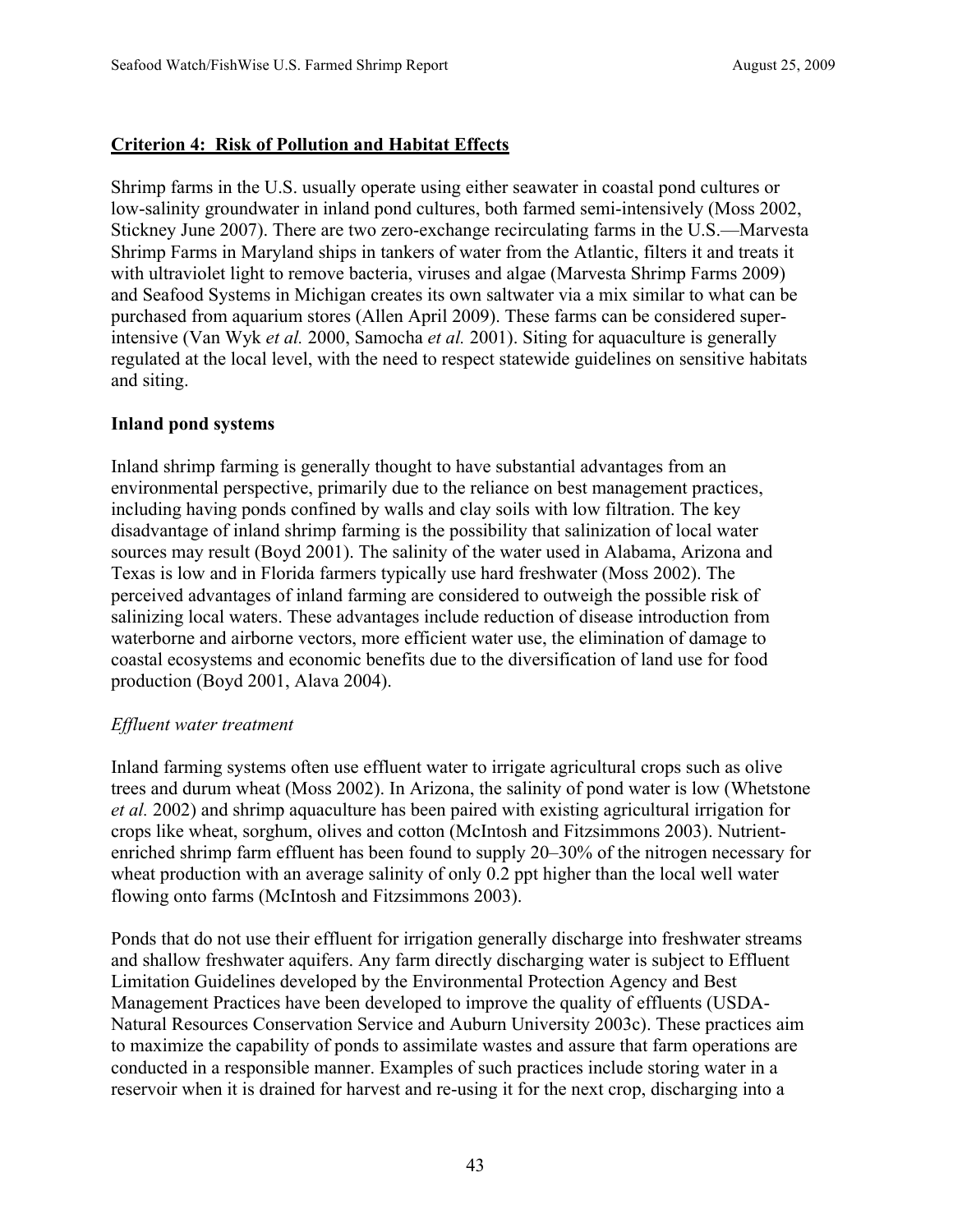## Criterion 4: Risk of Pollution and Habitat Effects

Shrimp farms in the U.S. usually operate using either seawater in coastal pond cultures or low-salinity groundwater in inland pond cultures, both farmed semi-intensively (Moss 2002, Stickney June 2007). There are two zero-exchange recirculating farms in the U.S.—Marvesta Shrimp Farms in Maryland ships in tankers of water from the Atlantic, filters it and treats it with ultraviolet light to remove bacteria, viruses and algae (Marvesta Shrimp Farms 2009) and Seafood Systems in Michigan creates its own saltwater via a mix similar to what can be purchased from aquarium stores (Allen April 2009). These farms can be considered super-intensive (Van Wyk *et al.* 2000, Samocha *et al.* 2001). Siting for aquaculture is generally regulated at the local level, with the need to respect statewide guidelines on sensitive habitats and siting.

### Inland pond systems

Inland shrimp farming is generally thought to have substantial advantages from an environmental perspective, primarily due to the reliance on best management practices, including having ponds confined by walls and clay soils with low filtration. The key disadvantage of inland shrimp farming is the possibility that salinization of local water sources may result (Boyd 2001). The salinity of the water used in Alabama, Arizona and Texas is low and in Florida farmers typically use hard freshwater (Moss 2002). The perceived advantages of inland farming are considered to outweigh the possible risk of salinizing local waters. These advantages include reduction of disease introduction from waterborne and airborne vectors, more efficient water use, the elimination of damage to coastal ecosystems and economic benefits due to the diversification of land use for food production (Boyd 2001, Alava 2004).

*Effluent water treatment*

Inland farming systems often use effluent water to irrigate agricultural crops such as olive trees and durum wheat (Moss 2002). In Arizona, the salinity of pond water is low (Whetstone *et al.* 2002) and shrimp aquaculture has been paired with existing agricultural irrigation for crops like wheat, sorghum, olives and cotton (McIntosh and Fitzsimmons 2003). Nutrient-enriched shrimp farm effluent has been found to supply 20–30% of the nitrogen necessary for wheat production with an average salinity of only 0.2 ppt higher than the local well water flowing onto farms (McIntosh and Fitzsimmons 2003).

Ponds that do not use their effluent for irrigation generally discharge into freshwater streams and shallow freshwater aquifers. Any farm directly discharging water is subject to Effluent Limitation Guidelines developed by the Environmental Protection Agency and Best Management Practices have been developed to improve the quality of effluents (USDA-Natural Resources Conservation Service and Auburn University 2003c). These practices aim to maximize the capability of ponds to assimilate wastes and assure that farm operations are conducted in a responsible manner. Examples of such practices include storing water in a reservoir when it is drained for harvest and re-using it for the next crop, discharging into a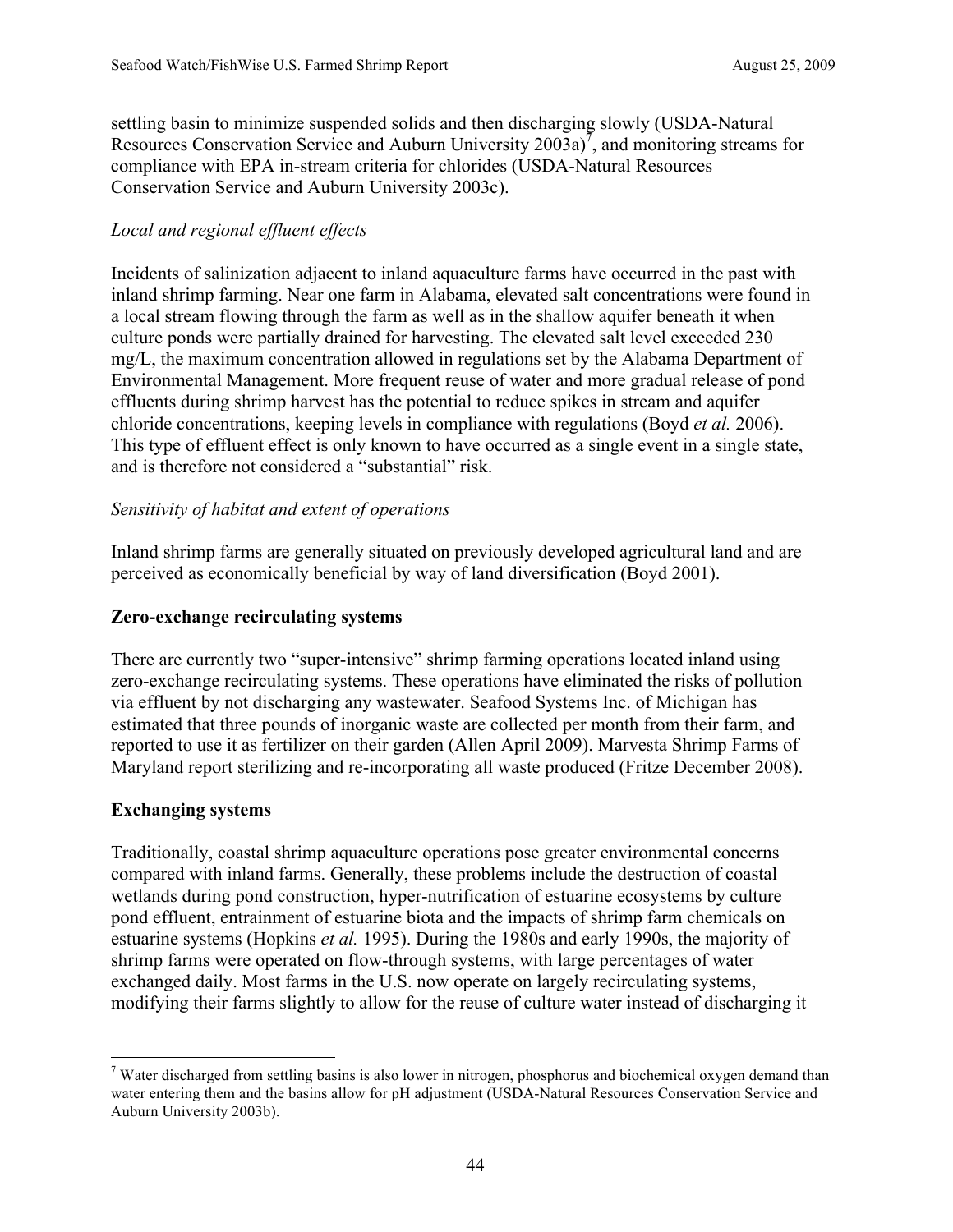settling basin to minimize suspended solids and then discharging slowly (USDA-Natural Resources Conservation Service and Auburn University 2003a)[7], and monitoring streams for compliance with EPA in-stream criteria for chlorides (USDA-Natural Resources Conservation Service and Auburn University 2003c).

*Local and regional effluent effects*

Incidents of salinization adjacent to inland aquaculture farms have occurred in the past with inland shrimp farming. Near one farm in Alabama, elevated salt concentrations were found in a local stream flowing through the farm as well as in the shallow aquifer beneath it when culture ponds were partially drained for harvesting. The elevated salt level exceeded 230 mg/L, the maximum concentration allowed in regulations set by the Alabama Department of Environmental Management. More frequent reuse of water and more gradual release of pond effluents during shrimp harvest has the potential to reduce spikes in stream and aquifer chloride concentrations, keeping levels in compliance with regulations (Boyd *et al.* 2006). This type of effluent effect is only known to have occurred as a single event in a single state, and is therefore not considered a "substantial" risk.

*Sensitivity of habitat and extent of operations*

Inland shrimp farms are generally situated on previously developed agricultural land and are perceived as economically beneficial by way of land diversification (Boyd 2001).

**Zero-exchange recirculating systems**

There are currently two "super-intensive" shrimp farming operations located inland using zero-exchange recirculating systems. These operations have eliminated the risks of pollution via effluent by not discharging any wastewater. Seafood Systems Inc. of Michigan has estimated that three pounds of inorganic waste are collected per month from their farm, and reported to use it as fertilizer on their garden (Allen April 2009). Marvesta Shrimp Farms of Maryland report sterilizing and re-incorporating all waste produced (Fritze December 2008).

**Exchanging systems**

Traditionally, coastal shrimp aquaculture operations pose greater environmental concerns compared with inland farms. Generally, these problems include the destruction of coastal wetlands during pond construction, hyper-nutrification of estuarine ecosystems by culture pond effluent, entrainment of estuarine biota and the impacts of shrimp farm chemicals on estuarine systems (Hopkins *et al.* 1995). During the 1980s and early 1990s, the majority of shrimp farms were operated on flow-through systems, with large percentages of water exchanged daily. Most farms in the U.S. now operate on largely recirculating systems, modifying their farms slightly to allow for the reuse of culture water instead of discharging it

[7] Water discharged from settling basins is also lower in nitrogen, phosphorus and biochemical oxygen demand than water entering them and the basins allow for pH adjustment (USDA-Natural Resources Conservation Service and Auburn University 2003b).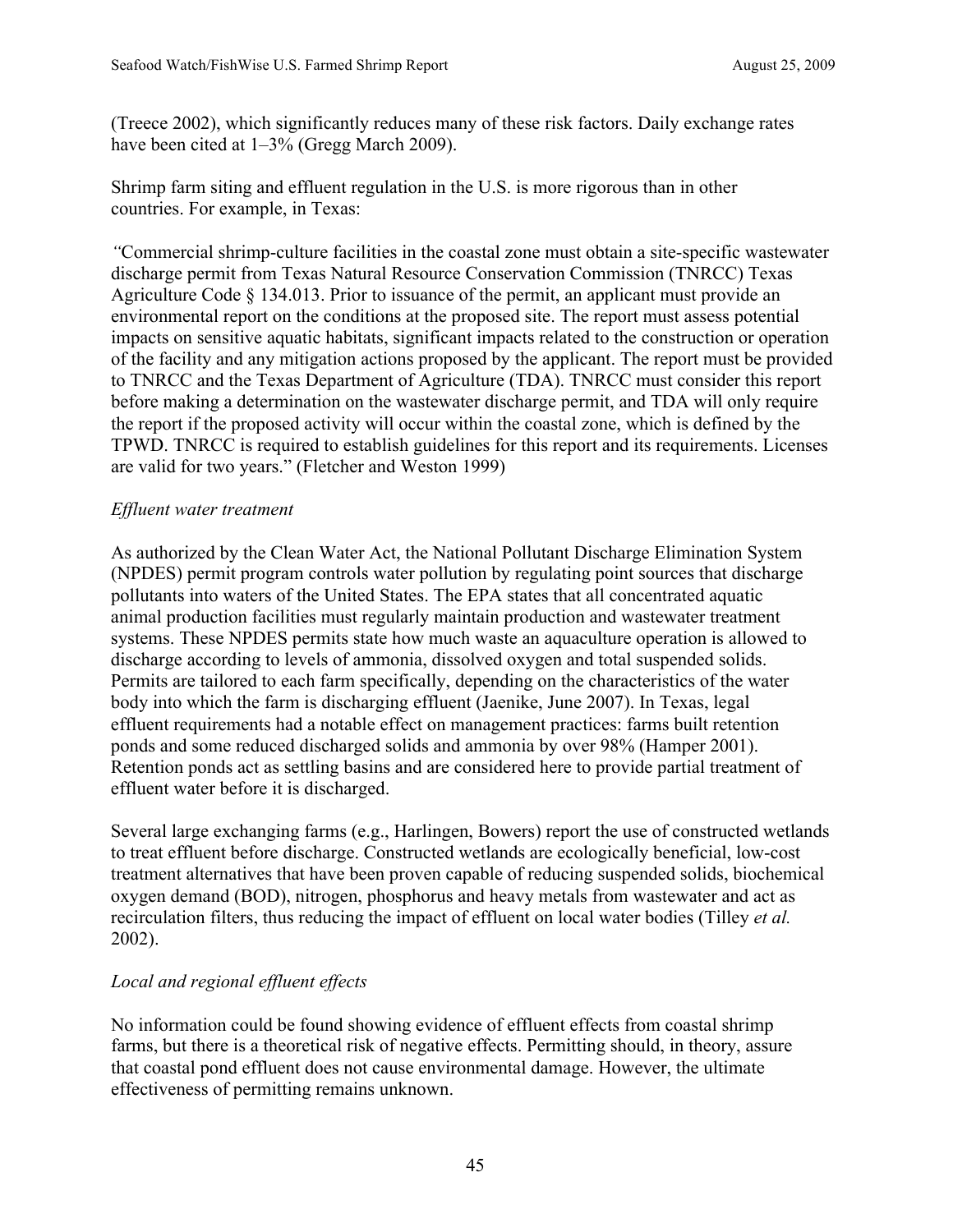(Treece 2002), which significantly reduces many of these risk factors. Daily exchange rates have been cited at 1–3% (Gregg March 2009).

Shrimp farm siting and effluent regulation in the U.S. is more rigorous than in other countries. For example, in Texas:

*"*Commercial shrimp-culture facilities in the coastal zone must obtain a site-specific wastewater discharge permit from Texas Natural Resource Conservation Commission (TNRCC) Texas Agriculture Code § 134.013. Prior to issuance of the permit, an applicant must provide an environmental report on the conditions at the proposed site. The report must assess potential impacts on sensitive aquatic habitats, significant impacts related to the construction or operation of the facility and any mitigation actions proposed by the applicant. The report must be provided to TNRCC and the Texas Department of Agriculture (TDA). TNRCC must consider this report before making a determination on the wastewater discharge permit, and TDA will only require the report if the proposed activity will occur within the coastal zone, which is defined by the TPWD. TNRCC is required to establish guidelines for this report and its requirements. Licenses are valid for two years." (Fletcher and Weston 1999)

*Effluent water treatment*

As authorized by the Clean Water Act, the National Pollutant Discharge Elimination System (NPDES) permit program controls water pollution by regulating point sources that discharge pollutants into waters of the United States. The EPA states that all concentrated aquatic animal production facilities must regularly maintain production and wastewater treatment systems. These NPDES permits state how much waste an aquaculture operation is allowed to discharge according to levels of ammonia, dissolved oxygen and total suspended solids. Permits are tailored to each farm specifically, depending on the characteristics of the water body into which the farm is discharging effluent (Jaenike, June 2007). In Texas, legal effluent requirements had a notable effect on management practices: farms built retention ponds and some reduced discharged solids and ammonia by over 98% (Hamper 2001). Retention ponds act as settling basins and are considered here to provide partial treatment of effluent water before it is discharged.

Several large exchanging farms (e.g., Harlingen, Bowers) report the use of constructed wetlands to treat effluent before discharge. Constructed wetlands are ecologically beneficial, low-cost treatment alternatives that have been proven capable of reducing suspended solids, biochemical oxygen demand (BOD), nitrogen, phosphorus and heavy metals from wastewater and act as recirculation filters, thus reducing the impact of effluent on local water bodies (Tilley *et al.* 2002).

*Local and regional effluent effects*

No information could be found showing evidence of effluent effects from coastal shrimp farms, but there is a theoretical risk of negative effects. Permitting should, in theory, assure that coastal pond effluent does not cause environmental damage. However, the ultimate effectiveness of permitting remains unknown.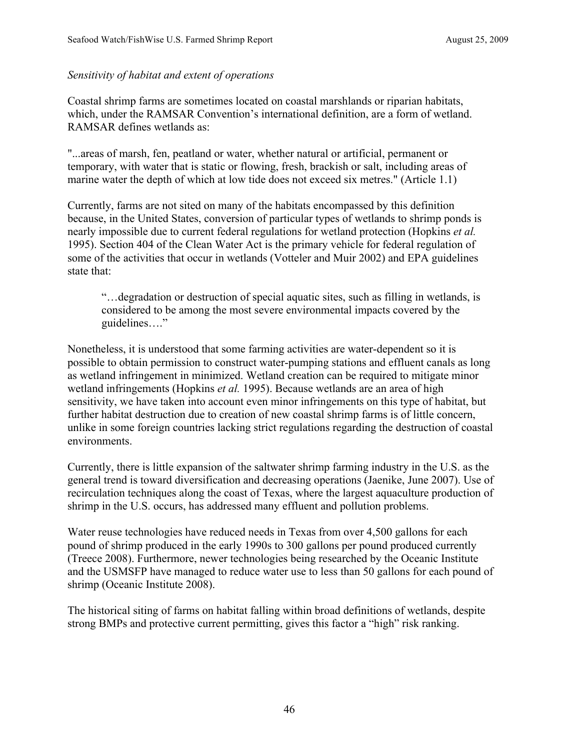*Sensitivity of habitat and extent of operations*

Coastal shrimp farms are sometimes located on coastal marshlands or riparian habitats, which, under the RAMSAR Convention's international definition, are a form of wetland. RAMSAR defines wetlands as:

"...areas of marsh, fen, peatland or water, whether natural or artificial, permanent or temporary, with water that is static or flowing, fresh, brackish or salt, including areas of marine water the depth of which at low tide does not exceed six metres." (Article 1.1)

Currently, farms are not sited on many of the habitats encompassed by this definition because, in the United States, conversion of particular types of wetlands to shrimp ponds is nearly impossible due to current federal regulations for wetland protection (Hopkins *et al.* 1995). Section 404 of the Clean Water Act is the primary vehicle for federal regulation of some of the activities that occur in wetlands (Votteler and Muir 2002) and EPA guidelines state that:

> "…degradation or destruction of special aquatic sites, such as filling in wetlands, is considered to be among the most severe environmental impacts covered by the guidelines…."

Nonetheless, it is understood that some farming activities are water-dependent so it is possible to obtain permission to construct water-pumping stations and effluent canals as long as wetland infringement in minimized. Wetland creation can be required to mitigate minor wetland infringements (Hopkins *et al.* 1995). Because wetlands are an area of high sensitivity, we have taken into account even minor infringements on this type of habitat, but further habitat destruction due to creation of new coastal shrimp farms is of little concern, unlike in some foreign countries lacking strict regulations regarding the destruction of coastal environments.

Currently, there is little expansion of the saltwater shrimp farming industry in the U.S. as the general trend is toward diversification and decreasing operations (Jaenike, June 2007). Use of recirculation techniques along the coast of Texas, where the largest aquaculture production of shrimp in the U.S. occurs, has addressed many effluent and pollution problems.

Water reuse technologies have reduced needs in Texas from over 4,500 gallons for each pound of shrimp produced in the early 1990s to 300 gallons per pound produced currently (Treece 2008). Furthermore, newer technologies being researched by the Oceanic Institute and the USMSFP have managed to reduce water use to less than 50 gallons for each pound of shrimp (Oceanic Institute 2008).

The historical siting of farms on habitat falling within broad definitions of wetlands, despite strong BMPs and protective current permitting, gives this factor a "high" risk ranking.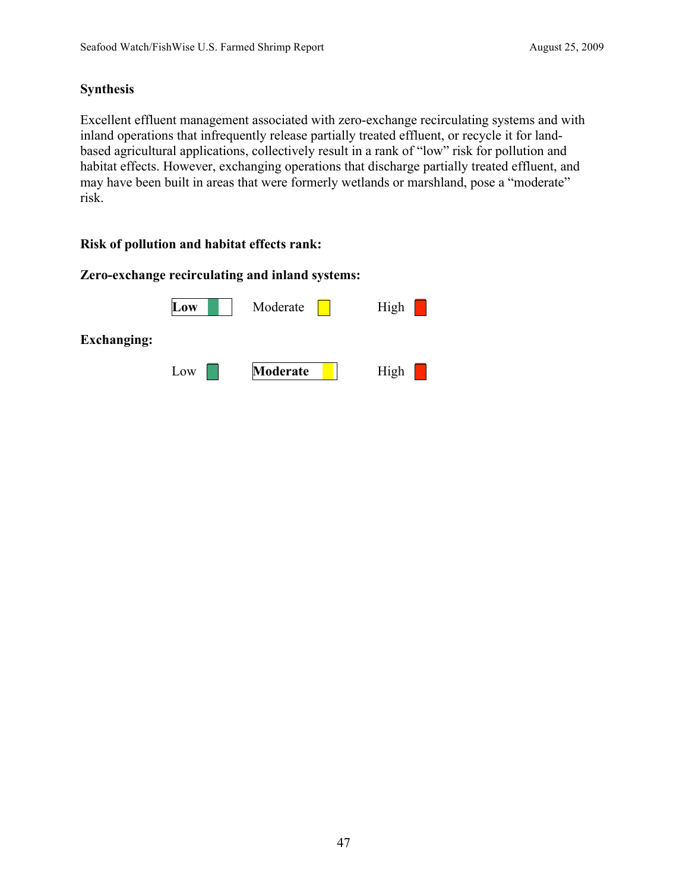**Synthesis**

Excellent effluent management associated with zero-exchange recirculating systems and with inland operations that infrequently release partially treated effluent, or recycle it for land-based agricultural applications, collectively result in a rank of "low" risk for pollution and habitat effects. However, exchanging operations that discharge partially treated effluent, and may have been built in areas that were formerly wetlands or marshland, pose a "moderate" risk.

**Risk of pollution and habitat effects rank:**

**Zero-exchange recirculating and inland systems:**

**Low** Moderate High

**Exchanging:**

Low **Moderate** High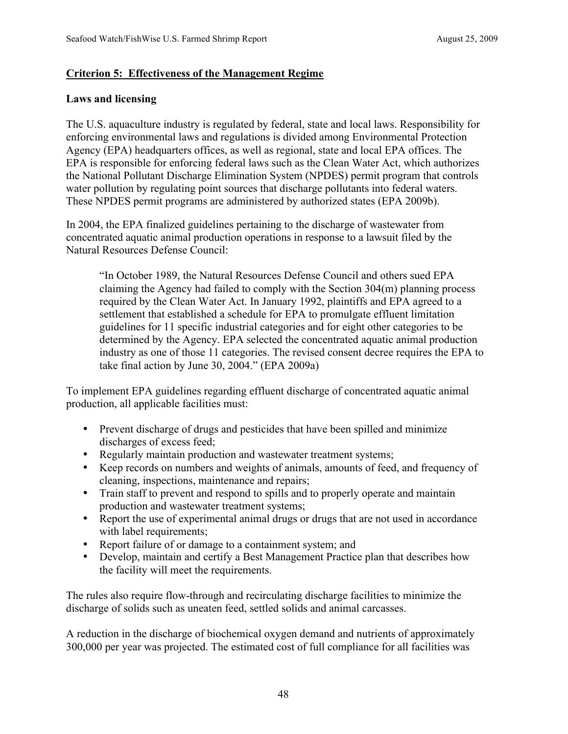**Criterion 5: Effectiveness of the Management Regime**

**Laws and licensing**

The U.S. aquaculture industry is regulated by federal, state and local laws. Responsibility for enforcing environmental laws and regulations is divided among Environmental Protection Agency (EPA) headquarters offices, as well as regional, state and local EPA offices. The EPA is responsible for enforcing federal laws such as the Clean Water Act, which authorizes the National Pollutant Discharge Elimination System (NPDES) permit program that controls water pollution by regulating point sources that discharge pollutants into federal waters. These NPDES permit programs are administered by authorized states (EPA 2009b).

In 2004, the EPA finalized guidelines pertaining to the discharge of wastewater from concentrated aquatic animal production operations in response to a lawsuit filed by the Natural Resources Defense Council:

> "In October 1989, the Natural Resources Defense Council and others sued EPA claiming the Agency had failed to comply with the Section 304(m) planning process required by the Clean Water Act. In January 1992, plaintiffs and EPA agreed to a settlement that established a schedule for EPA to promulgate effluent limitation guidelines for 11 specific industrial categories and for eight other categories to be determined by the Agency. EPA selected the concentrated aquatic animal production industry as one of those 11 categories. The revised consent decree requires the EPA to take final action by June 30, 2004." (EPA 2009a)

To implement EPA guidelines regarding effluent discharge of concentrated aquatic animal production, all applicable facilities must:

- Prevent discharge of drugs and pesticides that have been spilled and minimize discharges of excess feed;
- Regularly maintain production and wastewater treatment systems;
- Keep records on numbers and weights of animals, amounts of feed, and frequency of cleaning, inspections, maintenance and repairs;
- Train staff to prevent and respond to spills and to properly operate and maintain production and wastewater treatment systems;
- Report the use of experimental animal drugs or drugs that are not used in accordance with label requirements;
- Report failure of or damage to a containment system; and
- Develop, maintain and certify a Best Management Practice plan that describes how the facility will meet the requirements.

The rules also require flow-through and recirculating discharge facilities to minimize the discharge of solids such as uneaten feed, settled solids and animal carcasses.

A reduction in the discharge of biochemical oxygen demand and nutrients of approximately 300,000 per year was projected. The estimated cost of full compliance for all facilities was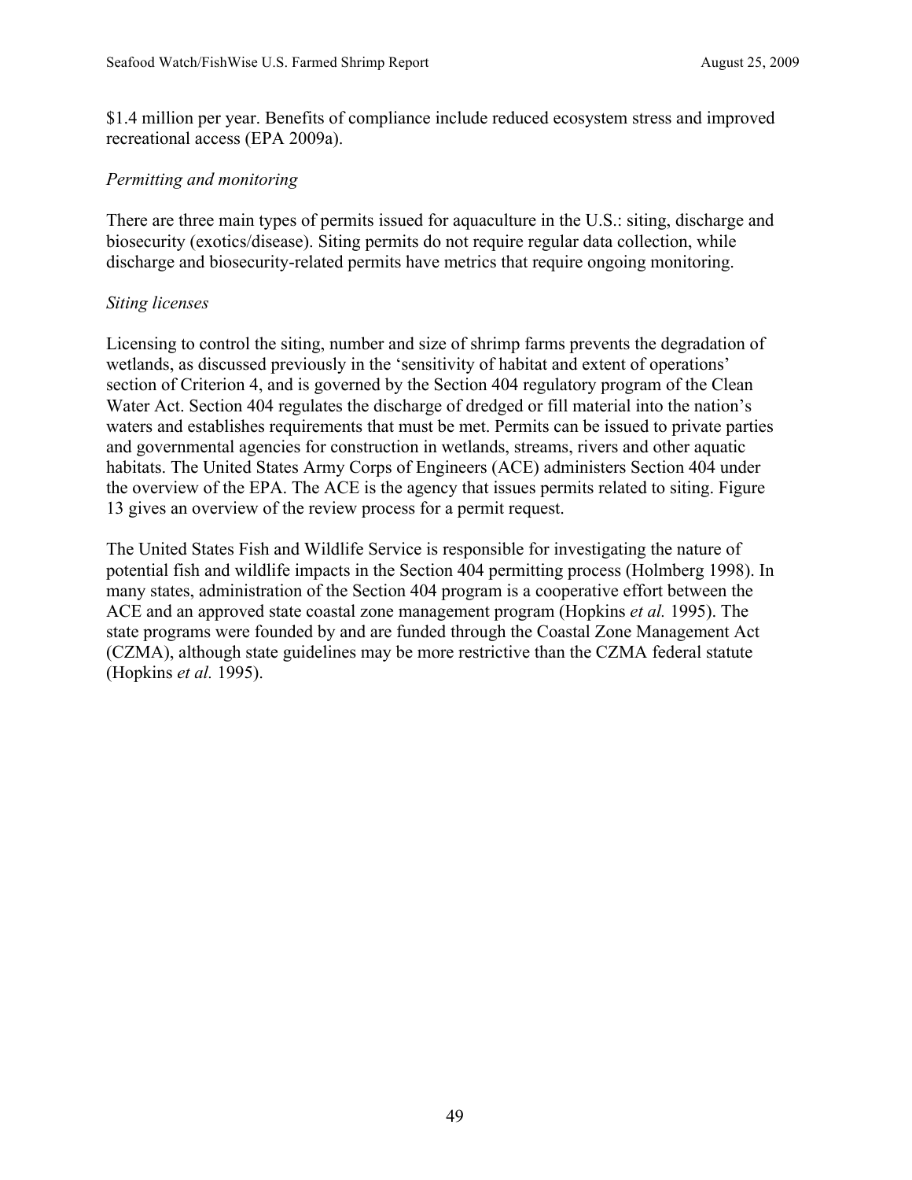$1.4 million per year. Benefits of compliance include reduced ecosystem stress and improved recreational access (EPA 2009a).

*Permitting and monitoring*

There are three main types of permits issued for aquaculture in the U.S.: siting, discharge and biosecurity (exotics/disease). Siting permits do not require regular data collection, while discharge and biosecurity-related permits have metrics that require ongoing monitoring.

*Siting licenses*

Licensing to control the siting, number and size of shrimp farms prevents the degradation of wetlands, as discussed previously in the 'sensitivity of habitat and extent of operations' section of Criterion 4, and is governed by the Section 404 regulatory program of the Clean Water Act. Section 404 regulates the discharge of dredged or fill material into the nation's waters and establishes requirements that must be met. Permits can be issued to private parties and governmental agencies for construction in wetlands, streams, rivers and other aquatic habitats. The United States Army Corps of Engineers (ACE) administers Section 404 under the overview of the EPA. The ACE is the agency that issues permits related to siting. Figure 13 gives an overview of the review process for a permit request.

The United States Fish and Wildlife Service is responsible for investigating the nature of potential fish and wildlife impacts in the Section 404 permitting process (Holmberg 1998). In many states, administration of the Section 404 program is a cooperative effort between the ACE and an approved state coastal zone management program (Hopkins *et al.* 1995). The state programs were founded by and are funded through the Coastal Zone Management Act (CZMA), although state guidelines may be more restrictive than the CZMA federal statute (Hopkins *et al.* 1995).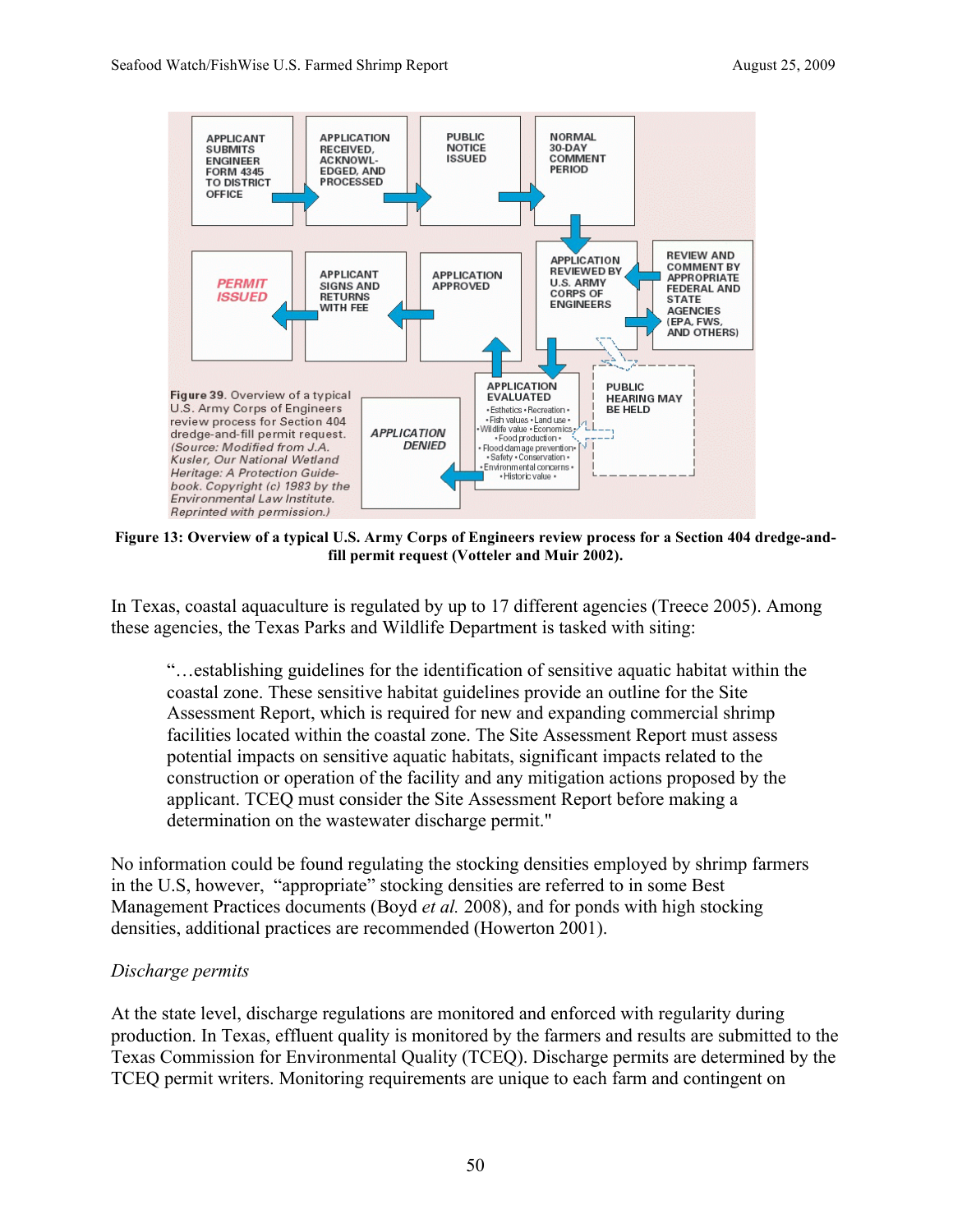APPLICANT SUBMITS ENGINEER FORM 4345 TO DISTRICT OFFICE

APPLICATION RECEIVED, ACKNOWL-EDGED, AND PROCESSED

PUBLIC NOTICE ISSUED

NORMAL 30-DAY COMMENT PERIOD

PERMIT ISSUED

APPLICANT SIGNS AND RETURNS WITH FEE

APPLICATION APPROVED

APPLICATION REVIEWED BY U.S. ARMY CORPS OF ENGINEERS

REVIEW AND COMMENT BY APPROPRIATE FEDERAL AND STATE AGENCIES (EPA, FWS, AND OTHERS)

APPLICATION EVALUATED

• Esthetics • Recreation • • Fish values • Land use • • Wildlife value • Economics • • Food production • • Flood-damage prevention • • Safety • Conservation • • Environmental concerns • • Historic value •

PUBLIC HEARING MAY BE HELD

APPLICATION DENIED

**Figure 39**. Overview of a typical U.S. Army Corps of Engineers review process for Section 404 dredge-and-fill permit request. *(Source: Modified from J.A. Kusler, Our National Wetland Heritage: A Protection Guidebook. Copyright (c) 1983 by the Environmental Law Institute. Reprinted with permission.)*

**Figure 13: Overview of a typical U.S. Army Corps of Engineers review process for a Section 404 dredge-and-fill permit request (Votteler and Muir 2002).**

In Texas, coastal aquaculture is regulated by up to 17 different agencies (Treece 2005). Among these agencies, the Texas Parks and Wildlife Department is tasked with siting:

> "…establishing guidelines for the identification of sensitive aquatic habitat within the coastal zone. These sensitive habitat guidelines provide an outline for the Site Assessment Report, which is required for new and expanding commercial shrimp facilities located within the coastal zone. The Site Assessment Report must assess potential impacts on sensitive aquatic habitats, significant impacts related to the construction or operation of the facility and any mitigation actions proposed by the applicant. TCEQ must consider the Site Assessment Report before making a determination on the wastewater discharge permit."

No information could be found regulating the stocking densities employed by shrimp farmers in the U.S, however, "appropriate" stocking densities are referred to in some Best Management Practices documents (Boyd *et al.* 2008), and for ponds with high stocking densities, additional practices are recommended (Howerton 2001).

*Discharge permits*

At the state level, discharge regulations are monitored and enforced with regularity during production. In Texas, effluent quality is monitored by the farmers and results are submitted to the Texas Commission for Environmental Quality (TCEQ). Discharge permits are determined by the TCEQ permit writers. Monitoring requirements are unique to each farm and contingent on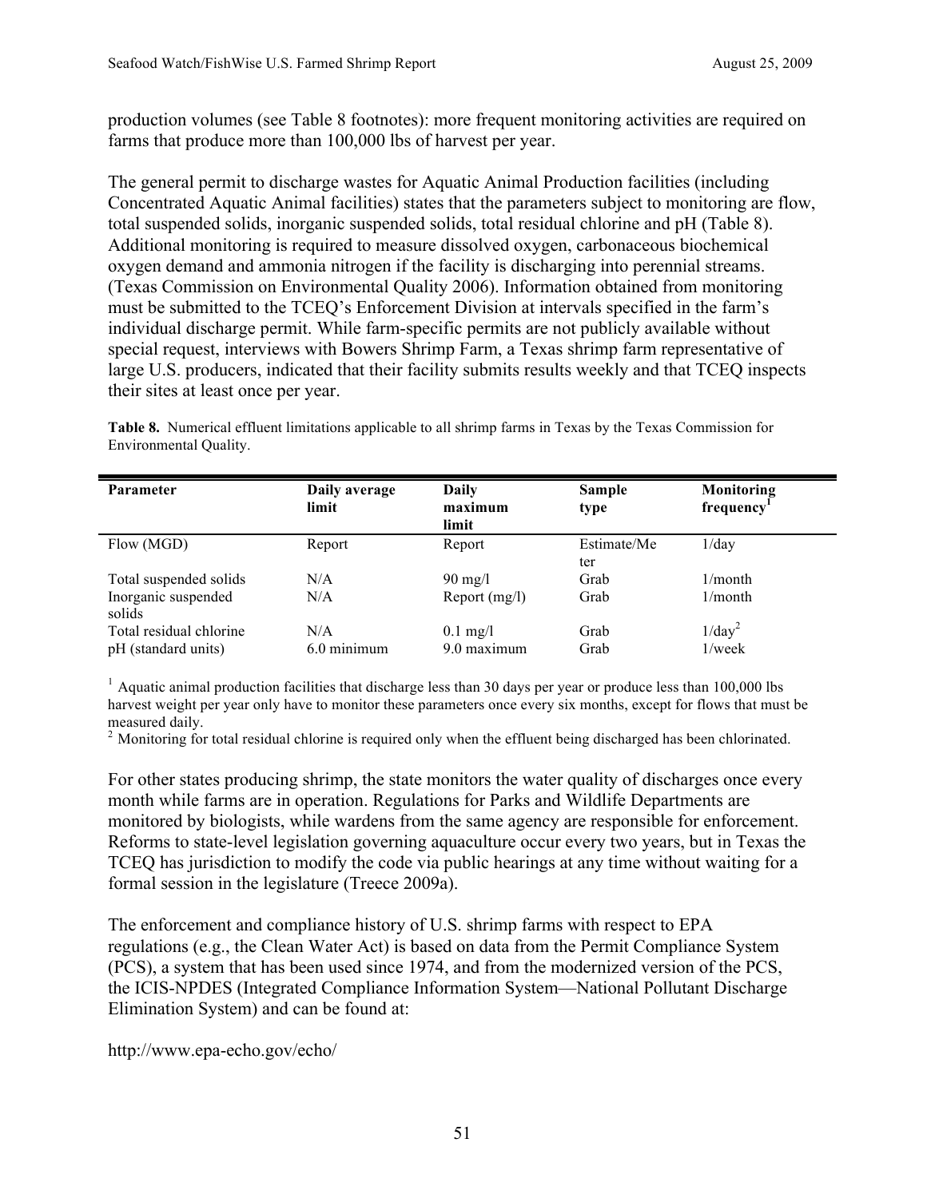production volumes (see Table 8 footnotes): more frequent monitoring activities are required on farms that produce more than 100,000 lbs of harvest per year.

The general permit to discharge wastes for Aquatic Animal Production facilities (including Concentrated Aquatic Animal facilities) states that the parameters subject to monitoring are flow, total suspended solids, inorganic suspended solids, total residual chlorine and pH (Table 8). Additional monitoring is required to measure dissolved oxygen, carbonaceous biochemical oxygen demand and ammonia nitrogen if the facility is discharging into perennial streams. (Texas Commission on Environmental Quality 2006). Information obtained from monitoring must be submitted to the TCEQ's Enforcement Division at intervals specified in the farm's individual discharge permit. While farm-specific permits are not publicly available without special request, interviews with Bowers Shrimp Farm, a Texas shrimp farm representative of large U.S. producers, indicated that their facility submits results weekly and that TCEQ inspects their sites at least once per year.

**Table 8.** Numerical effluent limitations applicable to all shrimp farms in Texas by the Texas Commission for Environmental Quality.

| Parameter | Daily average limit | Daily maximum limit | Sample type | Monitoring frequency[1] |
|---|---|---|---|---|
| Flow (MGD) | Report | Report | Estimate/Meter | 1/day |
| Total suspended solids | N/A | 90 mg/l | Grab | 1/month |
| Inorganic suspended solids | N/A | Report (mg/l) | Grab | 1/month |
| Total residual chlorine | N/A | 0.1 mg/l | Grab | 1/day[2] |
| pH (standard units) | 6.0 minimum | 9.0 maximum | Grab | 1/week |

[1] Aquatic animal production facilities that discharge less than 30 days per year or produce less than 100,000 lbs harvest weight per year only have to monitor these parameters once every six months, except for flows that must be measured daily.
[2] Monitoring for total residual chlorine is required only when the effluent being discharged has been chlorinated.

For other states producing shrimp, the state monitors the water quality of discharges once every month while farms are in operation. Regulations for Parks and Wildlife Departments are monitored by biologists, while wardens from the same agency are responsible for enforcement. Reforms to state-level legislation governing aquaculture occur every two years, but in Texas the TCEQ has jurisdiction to modify the code via public hearings at any time without waiting for a formal session in the legislature (Treece 2009a).

The enforcement and compliance history of U.S. shrimp farms with respect to EPA regulations (e.g., the Clean Water Act) is based on data from the Permit Compliance System (PCS), a system that has been used since 1974, and from the modernized version of the PCS, the ICIS-NPDES (Integrated Compliance Information System—National Pollutant Discharge Elimination System) and can be found at:

http://www.epa-echo.gov/echo/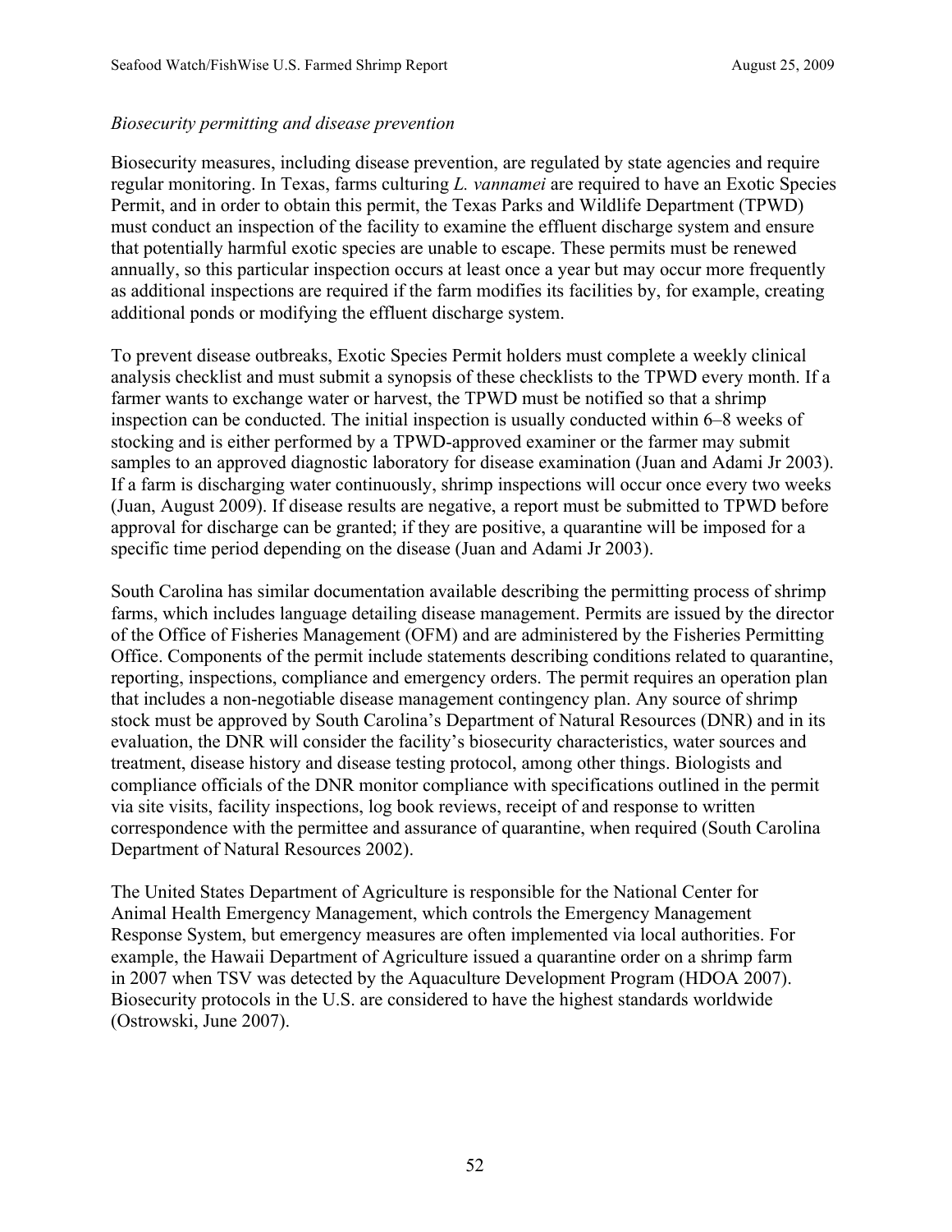*Biosecurity permitting and disease prevention*

Biosecurity measures, including disease prevention, are regulated by state agencies and require regular monitoring. In Texas, farms culturing *L. vannamei* are required to have an Exotic Species Permit, and in order to obtain this permit, the Texas Parks and Wildlife Department (TPWD) must conduct an inspection of the facility to examine the effluent discharge system and ensure that potentially harmful exotic species are unable to escape. These permits must be renewed annually, so this particular inspection occurs at least once a year but may occur more frequently as additional inspections are required if the farm modifies its facilities by, for example, creating additional ponds or modifying the effluent discharge system.

To prevent disease outbreaks, Exotic Species Permit holders must complete a weekly clinical analysis checklist and must submit a synopsis of these checklists to the TPWD every month. If a farmer wants to exchange water or harvest, the TPWD must be notified so that a shrimp inspection can be conducted. The initial inspection is usually conducted within 6–8 weeks of stocking and is either performed by a TPWD-approved examiner or the farmer may submit samples to an approved diagnostic laboratory for disease examination (Juan and Adami Jr 2003). If a farm is discharging water continuously, shrimp inspections will occur once every two weeks (Juan, August 2009). If disease results are negative, a report must be submitted to TPWD before approval for discharge can be granted; if they are positive, a quarantine will be imposed for a specific time period depending on the disease (Juan and Adami Jr 2003).

South Carolina has similar documentation available describing the permitting process of shrimp farms, which includes language detailing disease management. Permits are issued by the director of the Office of Fisheries Management (OFM) and are administered by the Fisheries Permitting Office. Components of the permit include statements describing conditions related to quarantine, reporting, inspections, compliance and emergency orders. The permit requires an operation plan that includes a non-negotiable disease management contingency plan. Any source of shrimp stock must be approved by South Carolina's Department of Natural Resources (DNR) and in its evaluation, the DNR will consider the facility's biosecurity characteristics, water sources and treatment, disease history and disease testing protocol, among other things. Biologists and compliance officials of the DNR monitor compliance with specifications outlined in the permit via site visits, facility inspections, log book reviews, receipt of and response to written correspondence with the permittee and assurance of quarantine, when required (South Carolina Department of Natural Resources 2002).

The United States Department of Agriculture is responsible for the National Center for Animal Health Emergency Management, which controls the Emergency Management Response System, but emergency measures are often implemented via local authorities. For example, the Hawaii Department of Agriculture issued a quarantine order on a shrimp farm in 2007 when TSV was detected by the Aquaculture Development Program (HDOA 2007). Biosecurity protocols in the U.S. are considered to have the highest standards worldwide (Ostrowski, June 2007).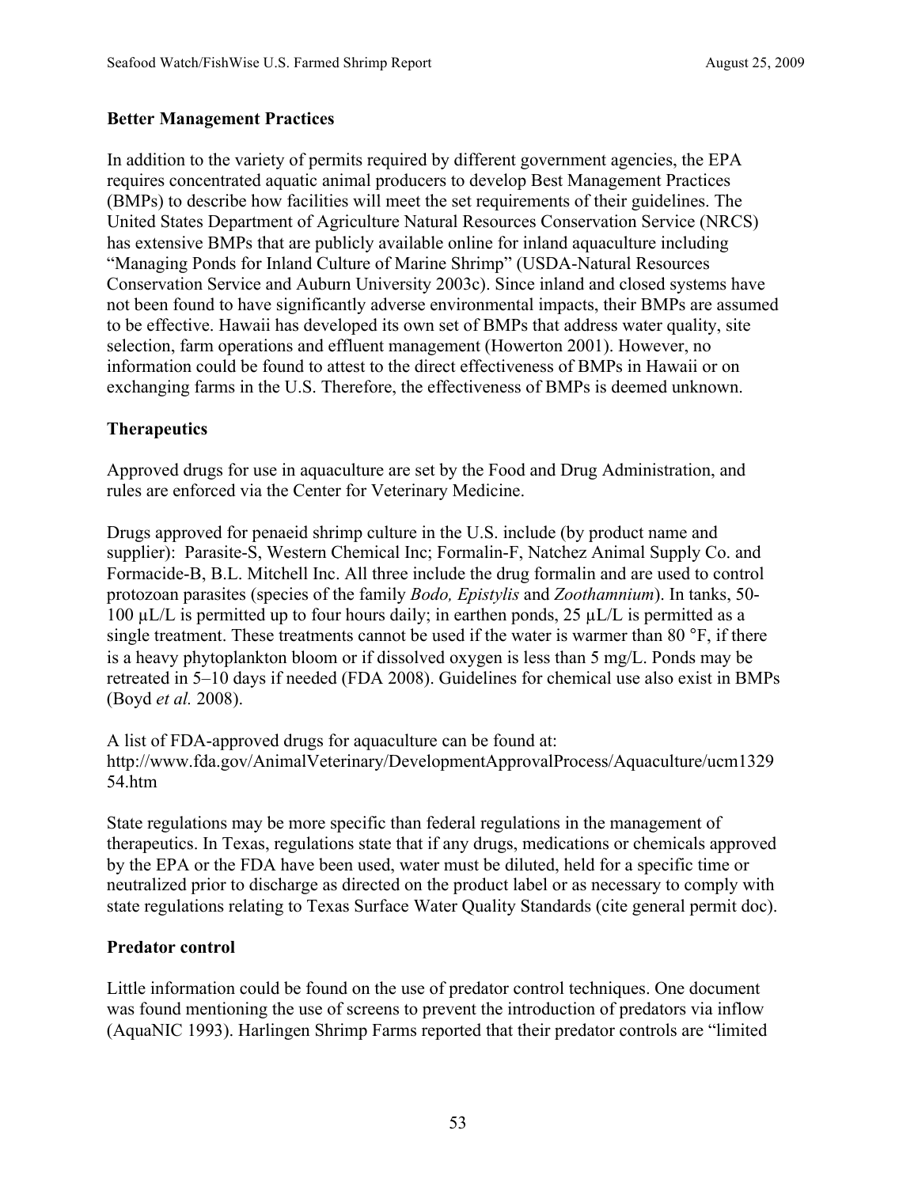**Better Management Practices**

In addition to the variety of permits required by different government agencies, the EPA requires concentrated aquatic animal producers to develop Best Management Practices (BMPs) to describe how facilities will meet the set requirements of their guidelines. The United States Department of Agriculture Natural Resources Conservation Service (NRCS) has extensive BMPs that are publicly available online for inland aquaculture including "Managing Ponds for Inland Culture of Marine Shrimp" (USDA-Natural Resources Conservation Service and Auburn University 2003c). Since inland and closed systems have not been found to have significantly adverse environmental impacts, their BMPs are assumed to be effective. Hawaii has developed its own set of BMPs that address water quality, site selection, farm operations and effluent management (Howerton 2001). However, no information could be found to attest to the direct effectiveness of BMPs in Hawaii or on exchanging farms in the U.S. Therefore, the effectiveness of BMPs is deemed unknown.

**Therapeutics**

Approved drugs for use in aquaculture are set by the Food and Drug Administration, and rules are enforced via the Center for Veterinary Medicine.

Drugs approved for penaeid shrimp culture in the U.S. include (by product name and supplier): Parasite-S, Western Chemical Inc; Formalin-F, Natchez Animal Supply Co. and Formacide-B, B.L. Mitchell Inc. All three include the drug formalin and are used to control protozoan parasites (species of the family *Bodo, Epistylis* and *Zoothamnium*). In tanks, 50-100 µL/L is permitted up to four hours daily; in earthen ponds, 25 µL/L is permitted as a single treatment. These treatments cannot be used if the water is warmer than 80 °F, if there is a heavy phytoplankton bloom or if dissolved oxygen is less than 5 mg/L. Ponds may be retreated in 5–10 days if needed (FDA 2008). Guidelines for chemical use also exist in BMPs (Boyd *et al.* 2008).

A list of FDA-approved drugs for aquaculture can be found at:
http://www.fda.gov/AnimalVeterinary/DevelopmentApprovalProcess/Aquaculture/ucm132954.htm

State regulations may be more specific than federal regulations in the management of therapeutics. In Texas, regulations state that if any drugs, medications or chemicals approved by the EPA or the FDA have been used, water must be diluted, held for a specific time or neutralized prior to discharge as directed on the product label or as necessary to comply with state regulations relating to Texas Surface Water Quality Standards (cite general permit doc).

**Predator control**

Little information could be found on the use of predator control techniques. One document was found mentioning the use of screens to prevent the introduction of predators via inflow (AquaNIC 1993). Harlingen Shrimp Farms reported that their predator controls are "limited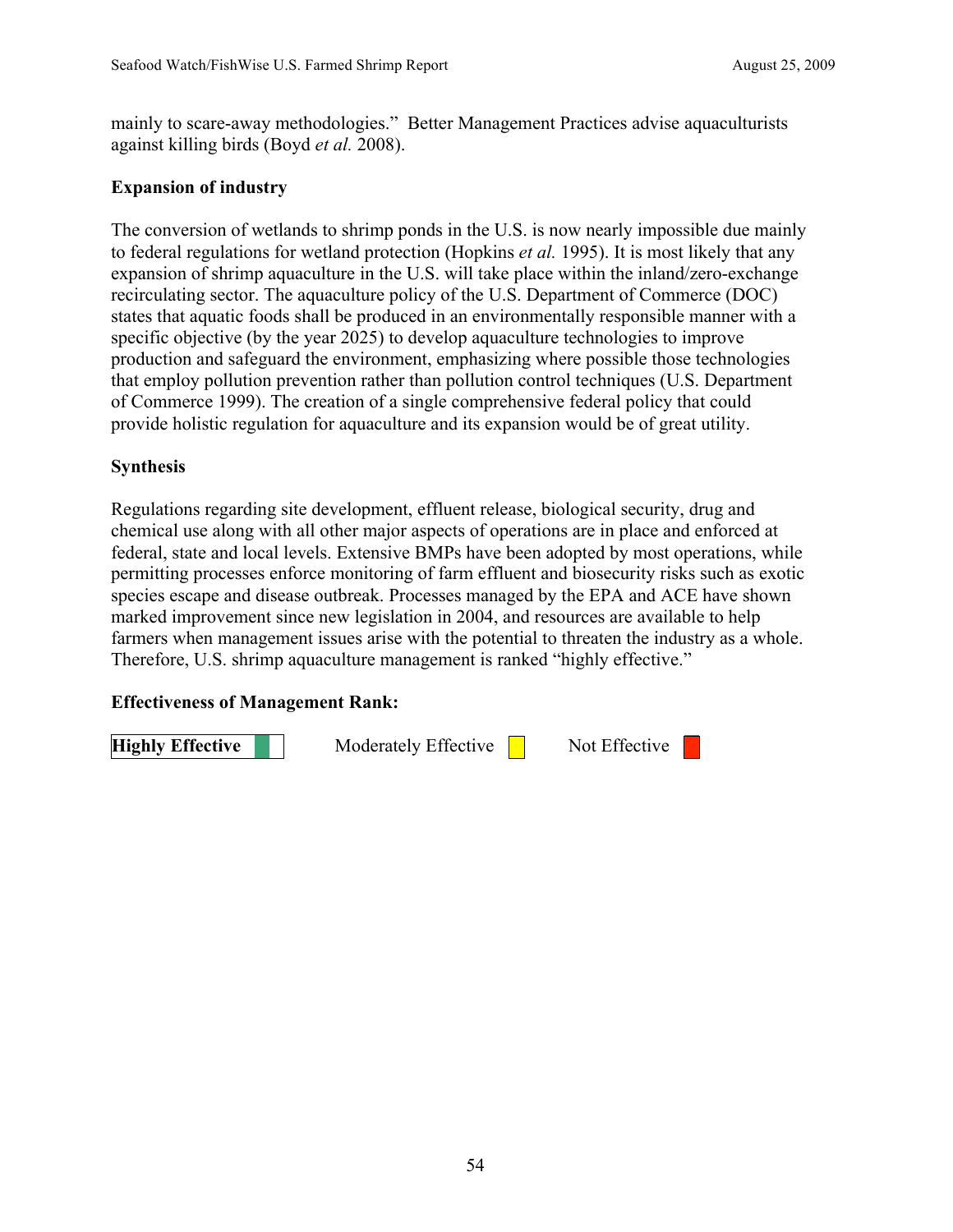mainly to scare-away methodologies." Better Management Practices advise aquaculturists against killing birds (Boyd *et al.* 2008).

**Expansion of industry**

The conversion of wetlands to shrimp ponds in the U.S. is now nearly impossible due mainly to federal regulations for wetland protection (Hopkins *et al.* 1995). It is most likely that any expansion of shrimp aquaculture in the U.S. will take place within the inland/zero-exchange recirculating sector. The aquaculture policy of the U.S. Department of Commerce (DOC) states that aquatic foods shall be produced in an environmentally responsible manner with a specific objective (by the year 2025) to develop aquaculture technologies to improve production and safeguard the environment, emphasizing where possible those technologies that employ pollution prevention rather than pollution control techniques (U.S. Department of Commerce 1999). The creation of a single comprehensive federal policy that could provide holistic regulation for aquaculture and its expansion would be of great utility.

**Synthesis**

Regulations regarding site development, effluent release, biological security, drug and chemical use along with all other major aspects of operations are in place and enforced at federal, state and local levels. Extensive BMPs have been adopted by most operations, while permitting processes enforce monitoring of farm effluent and biosecurity risks such as exotic species escape and disease outbreak. Processes managed by the EPA and ACE have shown marked improvement since new legislation in 2004, and resources are available to help farmers when management issues arise with the potential to threaten the industry as a whole. Therefore, U.S. shrimp aquaculture management is ranked "highly effective."

**Effectiveness of Management Rank:**

**Highly Effective** Moderately Effective Not Effective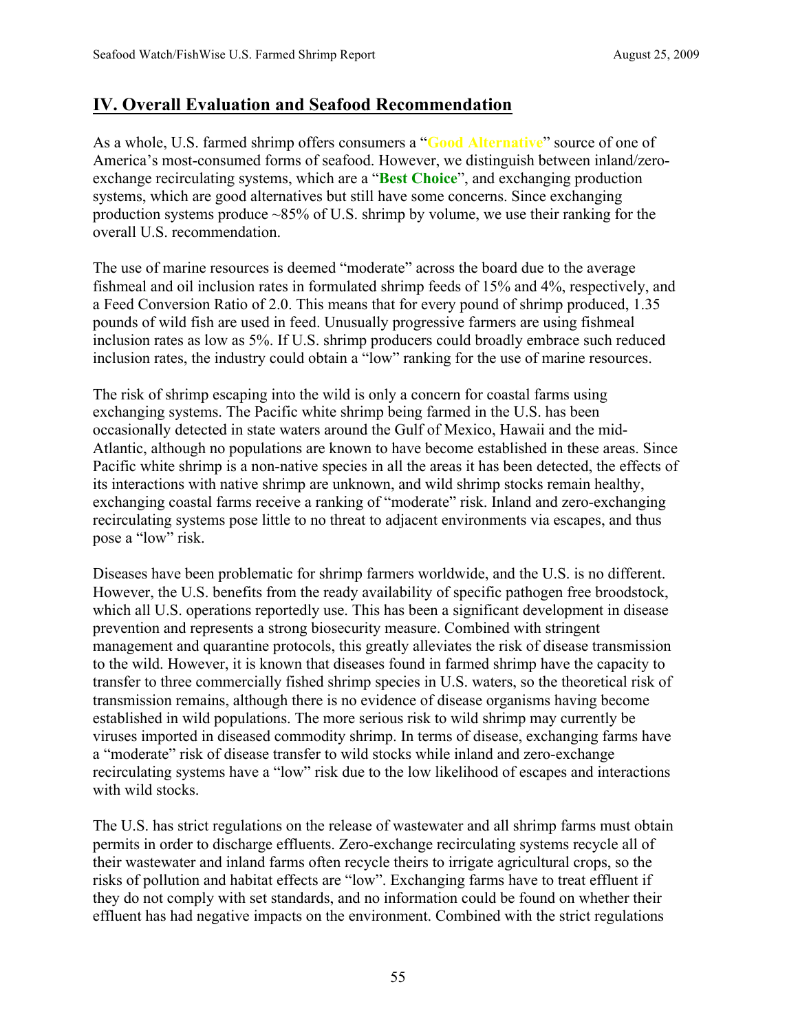## IV. Overall Evaluation and Seafood Recommendation

As a whole, U.S. farmed shrimp offers consumers a "**Good Alternative**" source of one of America's most-consumed forms of seafood. However, we distinguish between inland/zero-exchange recirculating systems, which are a "**Best Choice**", and exchanging production systems, which are good alternatives but still have some concerns. Since exchanging production systems produce ~85% of U.S. shrimp by volume, we use their ranking for the overall U.S. recommendation.

The use of marine resources is deemed "moderate" across the board due to the average fishmeal and oil inclusion rates in formulated shrimp feeds of 15% and 4%, respectively, and a Feed Conversion Ratio of 2.0. This means that for every pound of shrimp produced, 1.35 pounds of wild fish are used in feed. Unusually progressive farmers are using fishmeal inclusion rates as low as 5%. If U.S. shrimp producers could broadly embrace such reduced inclusion rates, the industry could obtain a "low" ranking for the use of marine resources.

The risk of shrimp escaping into the wild is only a concern for coastal farms using exchanging systems. The Pacific white shrimp being farmed in the U.S. has been occasionally detected in state waters around the Gulf of Mexico, Hawaii and the mid-Atlantic, although no populations are known to have become established in these areas. Since Pacific white shrimp is a non-native species in all the areas it has been detected, the effects of its interactions with native shrimp are unknown, and wild shrimp stocks remain healthy, exchanging coastal farms receive a ranking of "moderate" risk. Inland and zero-exchanging recirculating systems pose little to no threat to adjacent environments via escapes, and thus pose a "low" risk.

Diseases have been problematic for shrimp farmers worldwide, and the U.S. is no different. However, the U.S. benefits from the ready availability of specific pathogen free broodstock, which all U.S. operations reportedly use. This has been a significant development in disease prevention and represents a strong biosecurity measure. Combined with stringent management and quarantine protocols, this greatly alleviates the risk of disease transmission to the wild. However, it is known that diseases found in farmed shrimp have the capacity to transfer to three commercially fished shrimp species in U.S. waters, so the theoretical risk of transmission remains, although there is no evidence of disease organisms having become established in wild populations. The more serious risk to wild shrimp may currently be viruses imported in diseased commodity shrimp. In terms of disease, exchanging farms have a "moderate" risk of disease transfer to wild stocks while inland and zero-exchange recirculating systems have a "low" risk due to the low likelihood of escapes and interactions with wild stocks.

The U.S. has strict regulations on the release of wastewater and all shrimp farms must obtain permits in order to discharge effluents. Zero-exchange recirculating systems recycle all of their wastewater and inland farms often recycle theirs to irrigate agricultural crops, so the risks of pollution and habitat effects are "low". Exchanging farms have to treat effluent if they do not comply with set standards, and no information could be found on whether their effluent has had negative impacts on the environment. Combined with the strict regulations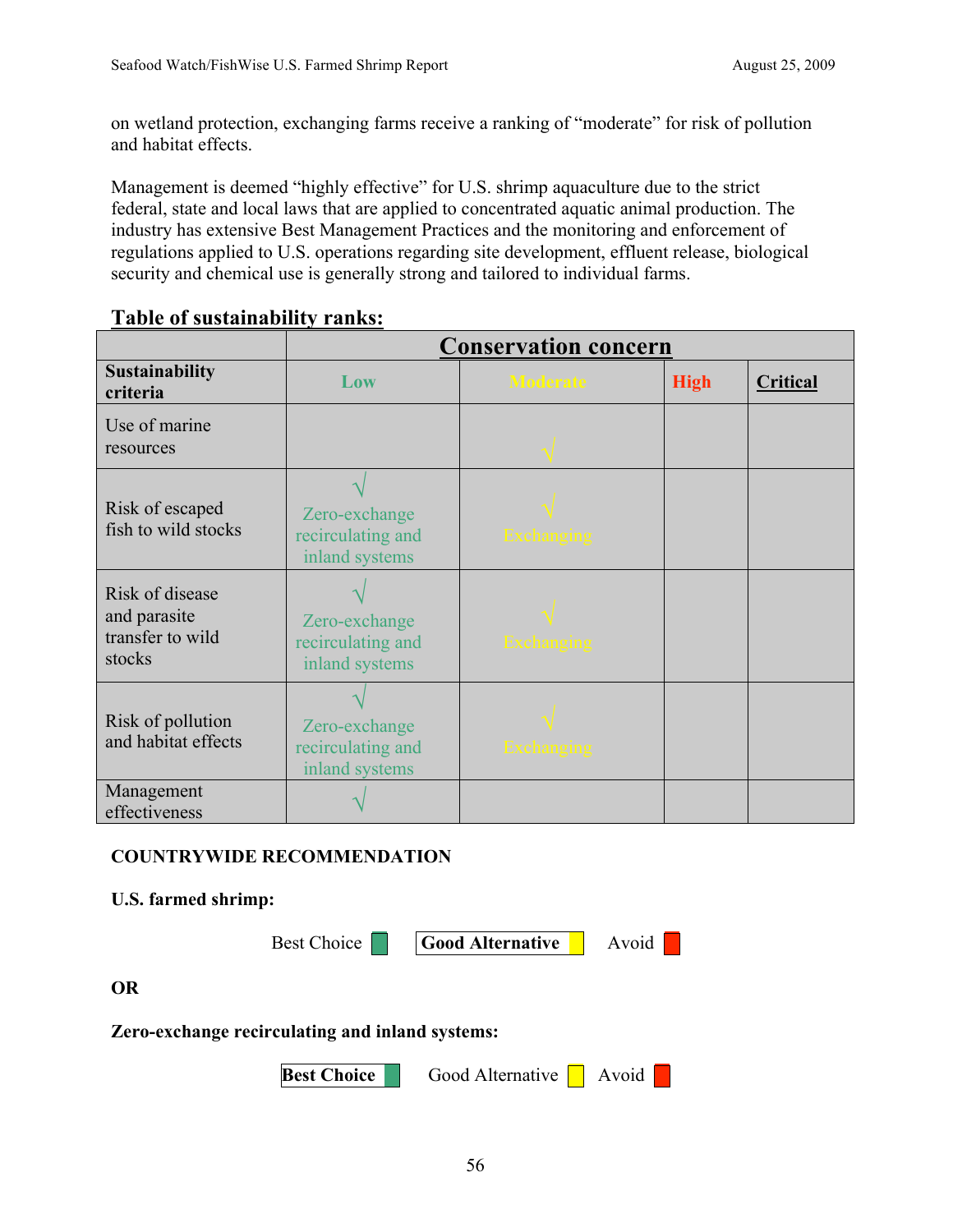on wetland protection, exchanging farms receive a ranking of "moderate" for risk of pollution and habitat effects.

Management is deemed "highly effective" for U.S. shrimp aquaculture due to the strict federal, state and local laws that are applied to concentrated aquatic animal production. The industry has extensive Best Management Practices and the monitoring and enforcement of regulations applied to U.S. operations regarding site development, effluent release, biological security and chemical use is generally strong and tailored to individual farms.

## Table of sustainability ranks:

| | Conservation concern | | | |
|---|---|---|---|---|
| **Sustainability criteria** | **Low** | **Moderate** | **High** | **Critical** |
| Use of marine resources | | √ | | |
| Risk of escaped fish to wild stocks | √ Zero-exchange recirculating and inland systems | √ Exchanging | | |
| Risk of disease and parasite transfer to wild stocks | √ Zero-exchange recirculating and inland systems | √ Exchanging | | |
| Risk of pollution and habitat effects | √ Zero-exchange recirculating and inland systems | √ Exchanging | | |
| Management effectiveness | √ | | | |

**COUNTRYWIDE RECOMMENDATION**

**U.S. farmed shrimp:**

Best Choice | **Good Alternative** | Avoid

**OR**

**Zero-exchange recirculating and inland systems:**

**Best Choice** | Good Alternative | Avoid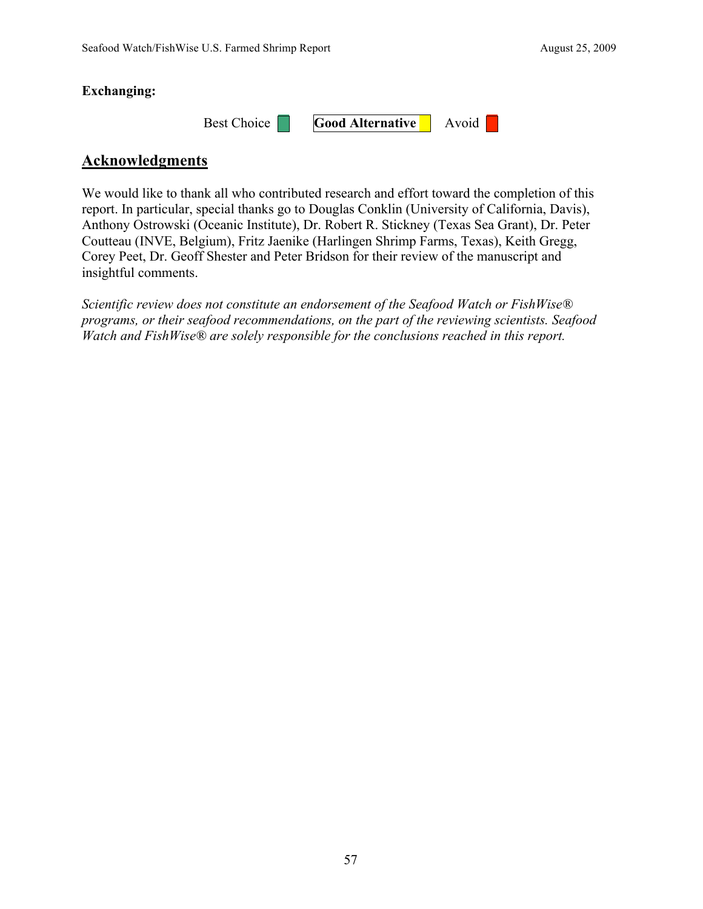**Exchanging:**

Best Choice **Good Alternative** Avoid

## Acknowledgments

We would like to thank all who contributed research and effort toward the completion of this report. In particular, special thanks go to Douglas Conklin (University of California, Davis), Anthony Ostrowski (Oceanic Institute), Dr. Robert R. Stickney (Texas Sea Grant), Dr. Peter Coutteau (INVE, Belgium), Fritz Jaenike (Harlingen Shrimp Farms, Texas), Keith Gregg, Corey Peet, Dr. Geoff Shester and Peter Bridson for their review of the manuscript and insightful comments.

*Scientific review does not constitute an endorsement of the Seafood Watch or FishWise® programs, or their seafood recommendations, on the part of the reviewing scientists. Seafood Watch and FishWise® are solely responsible for the conclusions reached in this report.*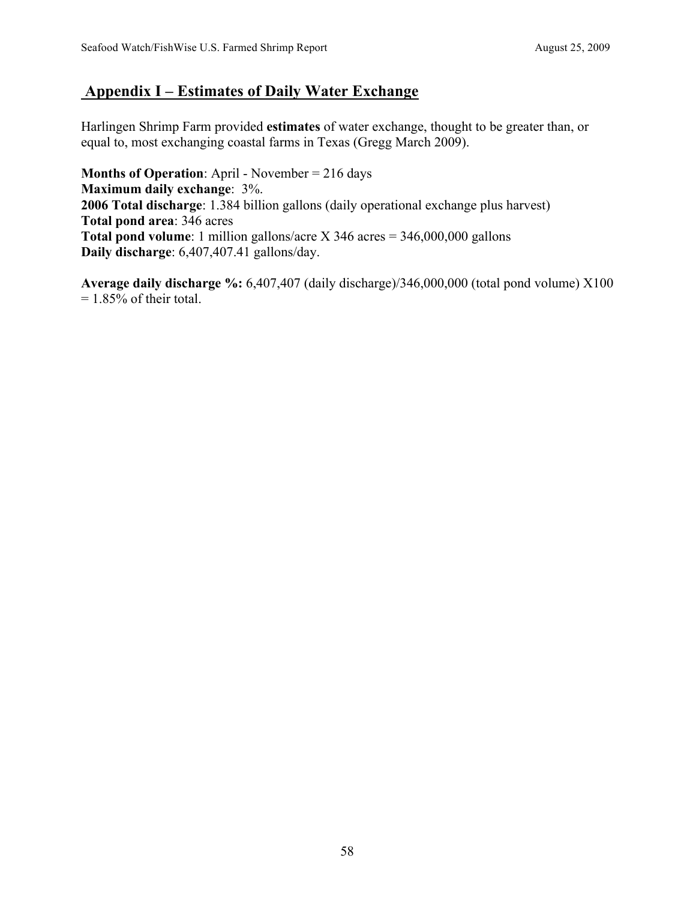## Appendix I – Estimates of Daily Water Exchange

Harlingen Shrimp Farm provided **estimates** of water exchange, thought to be greater than, or equal to, most exchanging coastal farms in Texas (Gregg March 2009).

**Months of Operation**: April - November = 216 days
**Maximum daily exchange**: 3%.
**2006 Total discharge**: 1.384 billion gallons (daily operational exchange plus harvest)
**Total pond area**: 346 acres
**Total pond volume**: 1 million gallons/acre X 346 acres = 346,000,000 gallons
**Daily discharge**: 6,407,407.41 gallons/day.

**Average daily discharge %:** 6,407,407 (daily discharge)/346,000,000 (total pond volume) X100 = 1.85% of their total.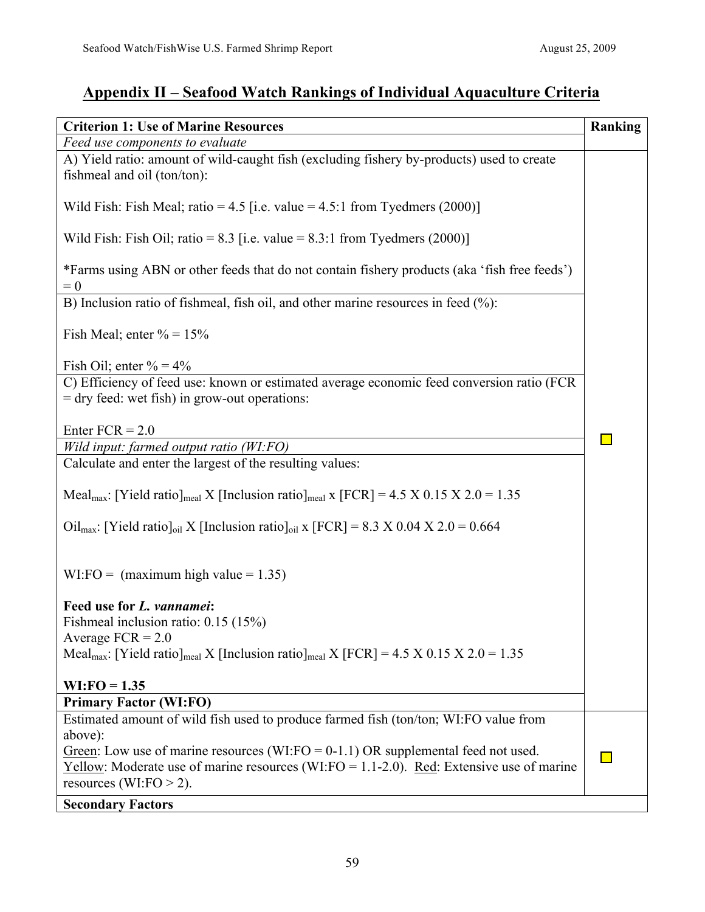## Appendix II – Seafood Watch Rankings of Individual Aquaculture Criteria

| Criterion 1: Use of Marine Resources | Ranking |
|---|---|
| *Feed use components to evaluate* | |
| A) Yield ratio: amount of wild-caught fish (excluding fishery by-products) used to create fishmeal and oil (ton/ton):<br><br>Wild Fish: Fish Meal; ratio = 4.5 [i.e. value = 4.5:1 from Tyedmers (2000)]<br><br>Wild Fish: Fish Oil; ratio = 8.3 [i.e. value = 8.3:1 from Tyedmers (2000)]<br><br>*Farms using ABN or other feeds that do not contain fishery products (aka 'fish free feeds') = 0 | Yellow |
| B) Inclusion ratio of fishmeal, fish oil, and other marine resources in feed (%):<br><br>Fish Meal; enter % = 15%<br><br>Fish Oil; enter % = 4% | |
| C) Efficiency of feed use: known or estimated average economic feed conversion ratio (FCR = dry feed: wet fish) in grow-out operations:<br><br>Enter FCR = 2.0 | |
| *Wild input: farmed output ratio (WI:FO)* | |
| Calculate and enter the largest of the resulting values:<br><br>$Meal_{max}$: $[\text{Yield ratio}]_{meal}$ X $[\text{Inclusion ratio}]_{meal}$ x [FCR] = 4.5 X 0.15 X 2.0 = 1.35<br><br>$Oil_{max}$: $[\text{Yield ratio}]_{oil}$ X $[\text{Inclusion ratio}]_{oil}$ x [FCR] = 8.3 X 0.04 X 2.0 = 0.664<br><br>WI:FO = (maximum high value = 1.35)<br><br>**Feed use for *L. vannamei*:**<br>Fishmeal inclusion ratio: 0.15 (15%)<br>Average FCR = 2.0<br>$Meal_{max}$: $[\text{Yield ratio}]_{meal}$ X $[\text{Inclusion ratio}]_{meal}$ X [FCR] = 4.5 X 0.15 X 2.0 = 1.35<br><br>**WI:FO = 1.35** | |
| **Primary Factor (WI:FO)** | |
| Estimated amount of wild fish used to produce farmed fish (ton/ton; WI:FO value from above):<br>Green: Low use of marine resources (WI:FO = 0-1.1) OR supplemental feed not used.<br>Yellow: Moderate use of marine resources (WI:FO = 1.1-2.0). Red: Extensive use of marine resources (WI:FO > 2). | Yellow |
| **Secondary Factors** | |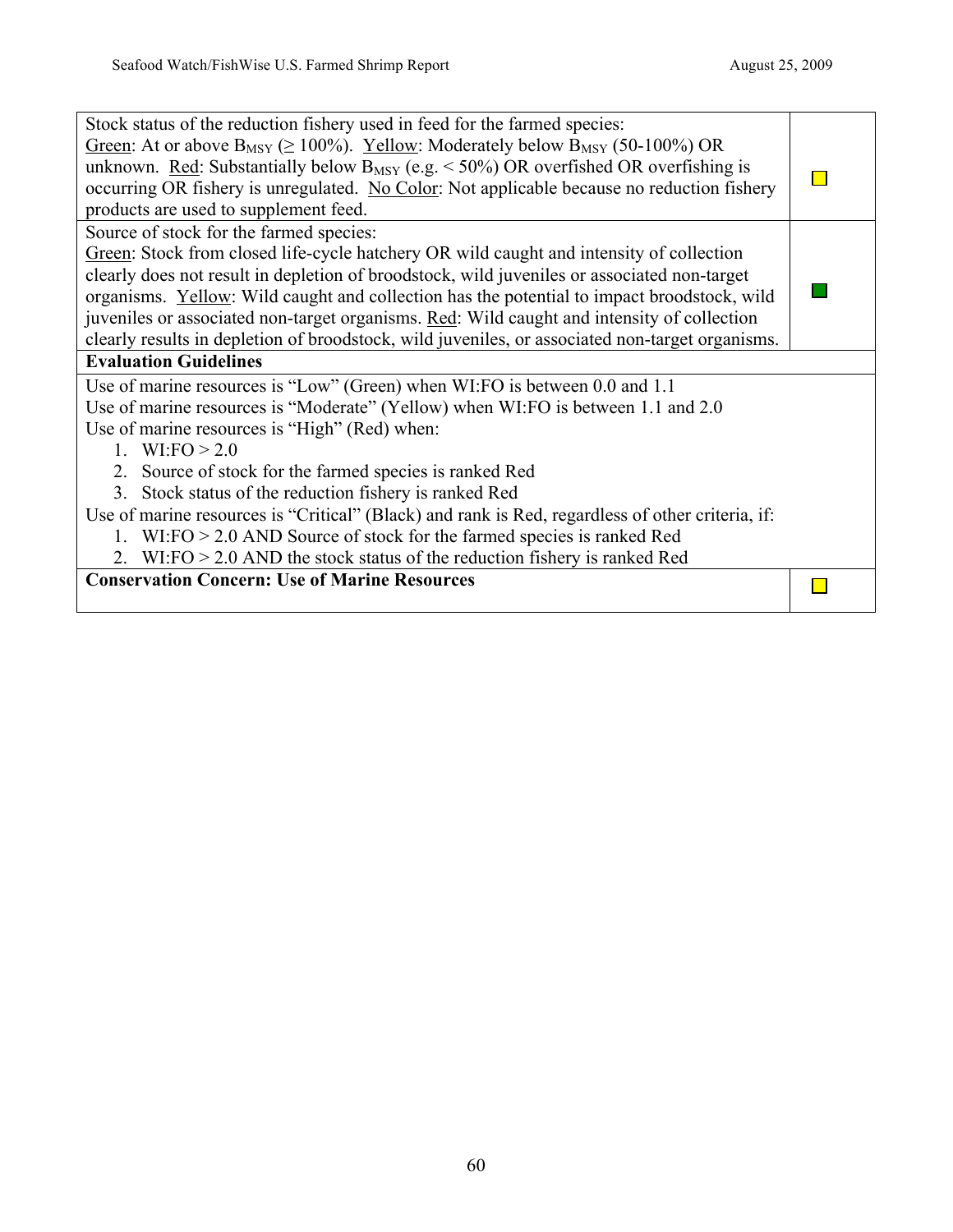| | |
|---|---|
| Stock status of the reduction fishery used in feed for the farmed species:<br>Green: At or above $B_{MSY}$ ($\geq$ 100%). Yellow: Moderately below $B_{MSY}$ (50-100%) OR unknown. Red: Substantially below $B_{MSY}$ (e.g. < 50%) OR overfished OR overfishing is occurring OR fishery is unregulated. No Color: Not applicable because no reduction fishery products are used to supplement feed. | Yellow |
| Source of stock for the farmed species:<br>Green: Stock from closed life-cycle hatchery OR wild caught and intensity of collection clearly does not result in depletion of broodstock, wild juveniles or associated non-target organisms. Yellow: Wild caught and collection has the potential to impact broodstock, wild juveniles or associated non-target organisms. Red: Wild caught and intensity of collection clearly results in depletion of broodstock, wild juveniles, or associated non-target organisms. | Green |
| **Evaluation Guidelines** | |
| Use of marine resources is "Low" (Green) when WI:FO is between 0.0 and 1.1<br>Use of marine resources is "Moderate" (Yellow) when WI:FO is between 1.1 and 2.0<br>Use of marine resources is "High" (Red) when:<br>1. WI:FO > 2.0<br>2. Source of stock for the farmed species is ranked Red<br>3. Stock status of the reduction fishery is ranked Red<br>Use of marine resources is "Critical" (Black) and rank is Red, regardless of other criteria, if:<br>1. WI:FO > 2.0 AND Source of stock for the farmed species is ranked Red<br>2. WI:FO > 2.0 AND the stock status of the reduction fishery is ranked Red | |
| **Conservation Concern: Use of Marine Resources** | Yellow |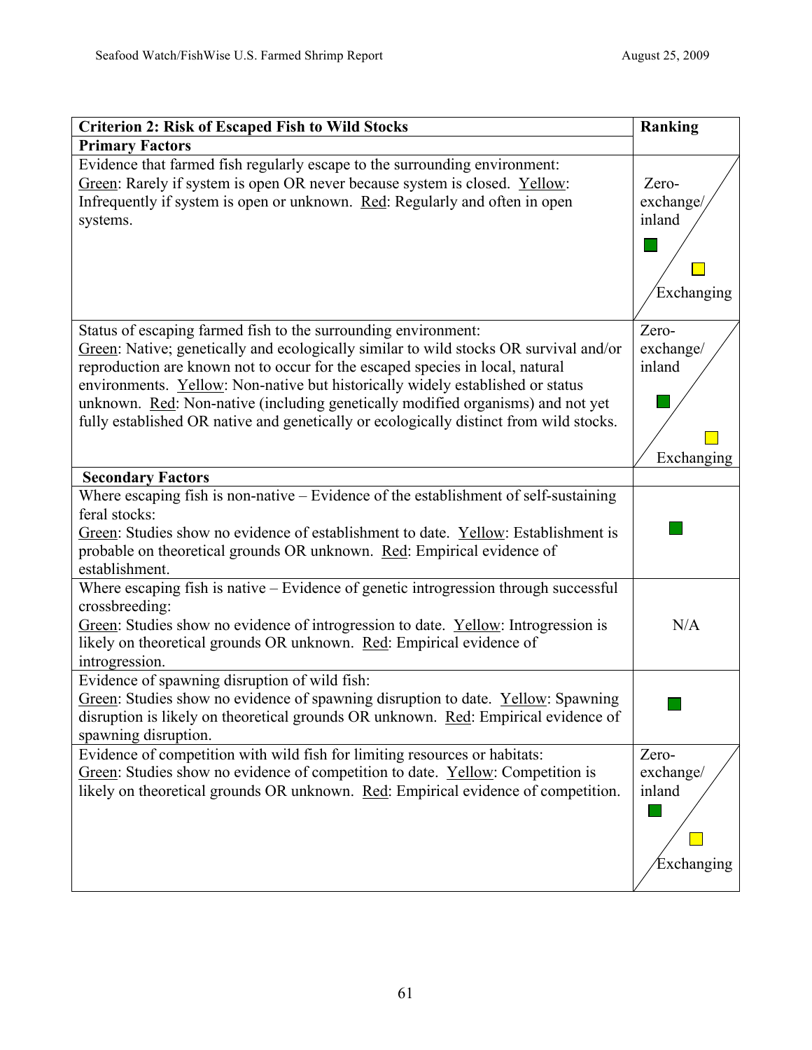| Criterion 2: Risk of Escaped Fish to Wild Stocks | Ranking |
|---|---|
| **Primary Factors** | |
| Evidence that farmed fish regularly escape to the surrounding environment: <u>Green</u>: Rarely if system is open OR never because system is closed. <u>Yellow</u>: Infrequently if system is open or unknown. <u>Red</u>: Regularly and often in open systems. | Zero-exchange/inland: Green; Exchanging: Yellow |
| Status of escaping farmed fish to the surrounding environment: <u>Green</u>: Native; genetically and ecologically similar to wild stocks OR survival and/or reproduction are known not to occur for the escaped species in local, natural environments. <u>Yellow</u>: Non-native but historically widely established or status unknown. <u>Red</u>: Non-native (including genetically modified organisms) and not yet fully established OR native and genetically or ecologically distinct from wild stocks. | Zero-exchange/inland: Green; Exchanging: Yellow |
| **Secondary Factors** | |
| Where escaping fish is non-native – Evidence of the establishment of self-sustaining feral stocks: <u>Green</u>: Studies show no evidence of establishment to date. <u>Yellow</u>: Establishment is probable on theoretical grounds OR unknown. <u>Red</u>: Empirical evidence of establishment. | Green |
| Where escaping fish is native – Evidence of genetic introgression through successful crossbreeding: <u>Green</u>: Studies show no evidence of introgression to date. <u>Yellow</u>: Introgression is likely on theoretical grounds OR unknown. <u>Red</u>: Empirical evidence of introgression. | N/A |
| Evidence of spawning disruption of wild fish: <u>Green</u>: Studies show no evidence of spawning disruption to date. <u>Yellow</u>: Spawning disruption is likely on theoretical grounds OR unknown. <u>Red</u>: Empirical evidence of spawning disruption. | Green |
| Evidence of competition with wild fish for limiting resources or habitats: <u>Green</u>: Studies show no evidence of competition to date. <u>Yellow</u>: Competition is likely on theoretical grounds OR unknown. <u>Red</u>: Empirical evidence of competition. | Zero-exchange/inland: Green; Exchanging: Yellow |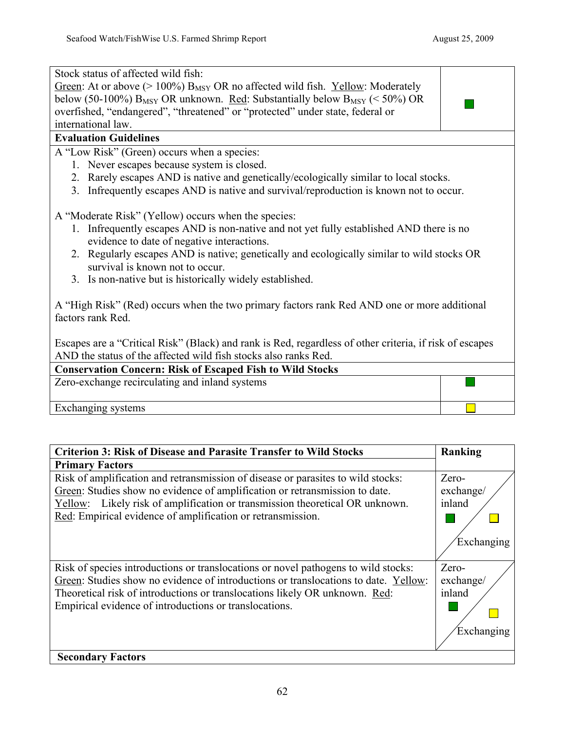| | |
|---|---|
| Stock status of affected wild fish:<br>Green: At or above (> 100%) $B_{MSY}$ OR no affected wild fish. Yellow: Moderately below (50-100%) $B_{MSY}$ OR unknown. Red: Substantially below $B_{MSY}$ (< 50%) OR overfished, "endangered", "threatened" or "protected" under state, federal or international law. | Green |
| **Evaluation Guidelines** | |
| A "Low Risk" (Green) occurs when a species:<br>1. Never escapes because system is closed.<br>2. Rarely escapes AND is native and genetically/ecologically similar to local stocks.<br>3. Infrequently escapes AND is native and survival/reproduction is known not to occur.<br><br>A "Moderate Risk" (Yellow) occurs when the species:<br>1. Infrequently escapes AND is non-native and not yet fully established AND there is no evidence to date of negative interactions.<br>2. Regularly escapes AND is native; genetically and ecologically similar to wild stocks OR survival is known not to occur.<br>3. Is non-native but is historically widely established.<br><br>A "High Risk" (Red) occurs when the two primary factors rank Red AND one or more additional factors rank Red.<br><br>Escapes are a "Critical Risk" (Black) and rank is Red, regardless of other criteria, if risk of escapes AND the status of the affected wild fish stocks also ranks Red. | |
| **Conservation Concern: Risk of Escaped Fish to Wild Stocks** | |
| Zero-exchange recirculating and inland systems | Green |
| Exchanging systems | Yellow |

| **Criterion 3: Risk of Disease and Parasite Transfer to Wild Stocks** | **Ranking** |
|---|---|
| **Primary Factors** | |
| Risk of amplification and retransmission of disease or parasites to wild stocks:<br>Green: Studies show no evidence of amplification or retransmission to date.<br>Yellow: Likely risk of amplification or transmission theoretical OR unknown.<br>Red: Empirical evidence of amplification or retransmission. | Zero-exchange/inland: Green<br>Exchanging: Yellow |
| Risk of species introductions or translocations or novel pathogens to wild stocks:<br>Green: Studies show no evidence of introductions or translocations to date. Yellow: Theoretical risk of introductions or translocations likely OR unknown. Red: Empirical evidence of introductions or translocations. | Zero-exchange/inland: Green<br>Exchanging: Yellow |
| **Secondary Factors** | |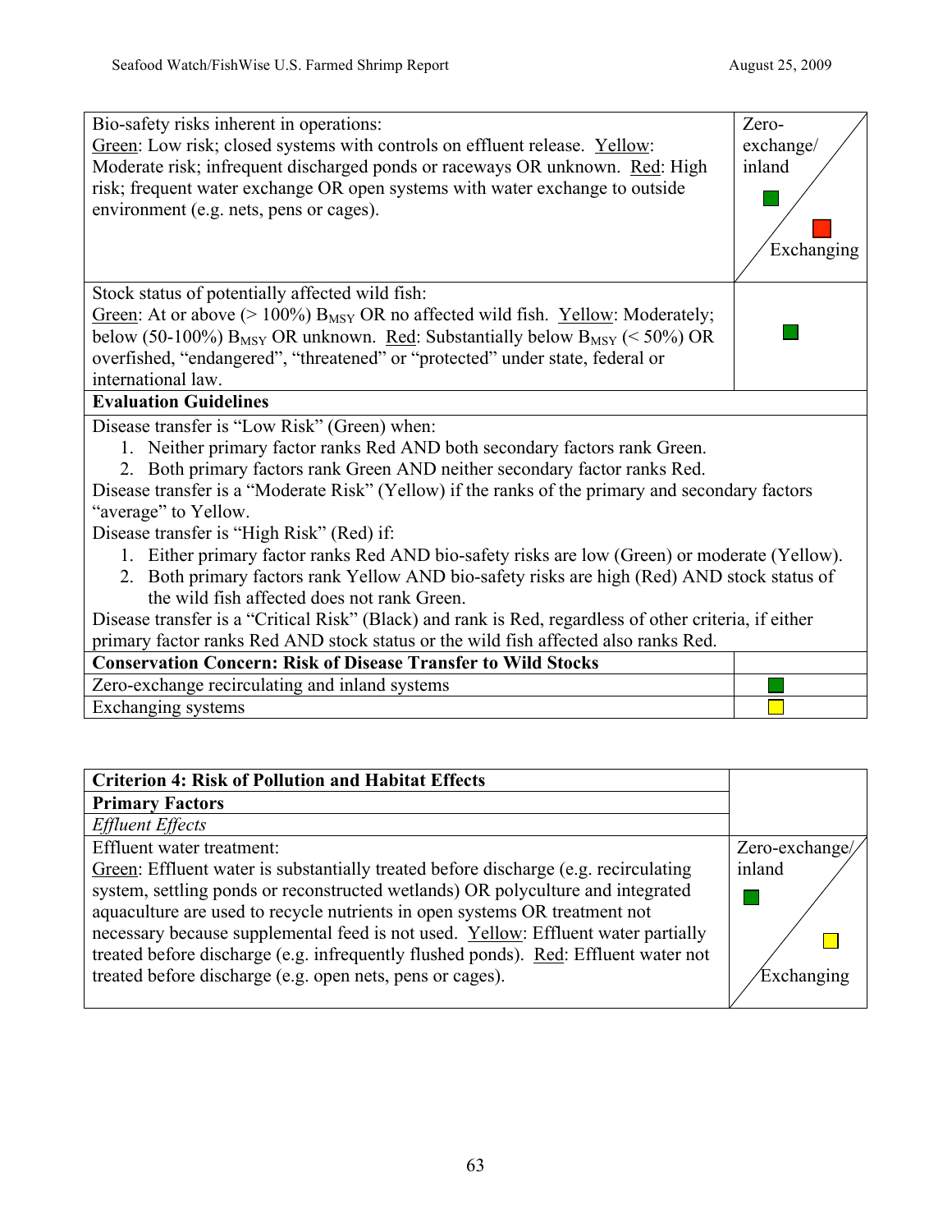| | |
|---|---|
| Bio-safety risks inherent in operations:<br>Green: Low risk; closed systems with controls on effluent release. Yellow: Moderate risk; infrequent discharged ponds or raceways OR unknown. Red: High risk; frequent water exchange OR open systems with water exchange to outside environment (e.g. nets, pens or cages). | Zero-exchange/inland: Green<br>Exchanging: Red |
| Stock status of potentially affected wild fish:<br>Green: At or above (> 100%) $B_{MSY}$ OR no affected wild fish. Yellow: Moderately; below (50-100%) $B_{MSY}$ OR unknown. Red: Substantially below $B_{MSY}$ (< 50%) OR overfished, "endangered", "threatened" or "protected" under state, federal or international law. | Green |

**Evaluation Guidelines**

Disease transfer is "Low Risk" (Green) when:

1. Neither primary factor ranks Red AND both secondary factors rank Green.
2. Both primary factors rank Green AND neither secondary factor ranks Red.

Disease transfer is a "Moderate Risk" (Yellow) if the ranks of the primary and secondary factors "average" to Yellow.

Disease transfer is "High Risk" (Red) if:

1. Either primary factor ranks Red AND bio-safety risks are low (Green) or moderate (Yellow).
2. Both primary factors rank Yellow AND bio-safety risks are high (Red) AND stock status of the wild fish affected does not rank Green.

Disease transfer is a "Critical Risk" (Black) and rank is Red, regardless of other criteria, if either primary factor ranks Red AND stock status or the wild fish affected also ranks Red.

| **Conservation Concern: Risk of Disease Transfer to Wild Stocks** | |
|---|---|
| Zero-exchange recirculating and inland systems | Green |
| Exchanging systems | Yellow |

| **Criterion 4: Risk of Pollution and Habitat Effects** | |
|---|---|
| **Primary Factors** | |
| *Effluent Effects* | |
| Effluent water treatment:<br>Green: Effluent water is substantially treated before discharge (e.g. recirculating system, settling ponds or reconstructed wetlands) OR polyculture and integrated aquaculture are used to recycle nutrients in open systems OR treatment not necessary because supplemental feed is not used. Yellow: Effluent water partially treated before discharge (e.g. infrequently flushed ponds). Red: Effluent water not treated before discharge (e.g. open nets, pens or cages). | Zero-exchange/inland: Green<br>Exchanging: Yellow |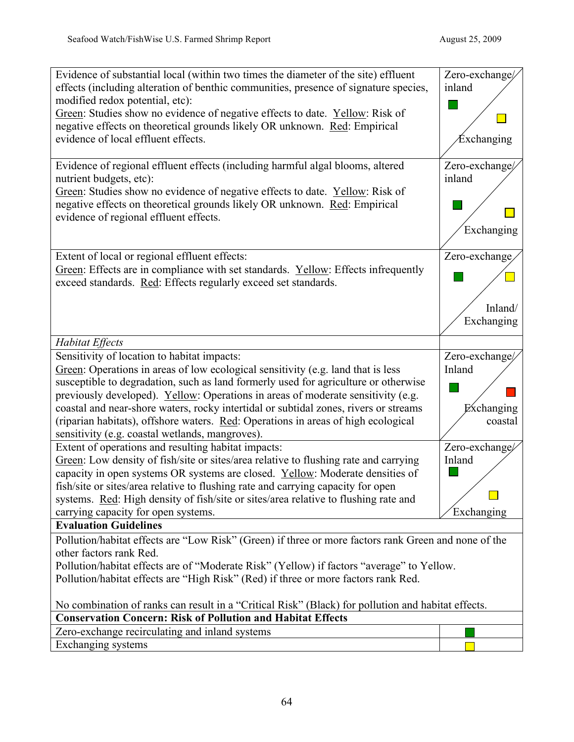| | |
|---|---|
| Evidence of substantial local (within two times the diameter of the site) effluent effects (including alteration of benthic communities, presence of signature species, modified redox potential, etc):<br>Green: Studies show no evidence of negative effects to date. Yellow: Risk of negative effects on theoretical grounds likely OR unknown. Red: Empirical evidence of local effluent effects. | Zero-exchange/inland: Green<br>Exchanging: Yellow |
| Evidence of regional effluent effects (including harmful algal blooms, altered nutrient budgets, etc):<br>Green: Studies show no evidence of negative effects to date. Yellow: Risk of negative effects on theoretical grounds likely OR unknown. Red: Empirical evidence of regional effluent effects. | Zero-exchange/inland: Green<br>Exchanging: Yellow |
| Extent of local or regional effluent effects:<br>Green: Effects are in compliance with set standards. Yellow: Effects infrequently exceed standards. Red: Effects regularly exceed set standards. | Zero-exchange: Green<br>Inland/Exchanging: Yellow |
| *Habitat Effects* | |
| Sensitivity of location to habitat impacts:<br>Green: Operations in areas of low ecological sensitivity (e.g. land that is less susceptible to degradation, such as land formerly used for agriculture or otherwise previously developed). Yellow: Operations in areas of moderate sensitivity (e.g. coastal and near-shore waters, rocky intertidal or subtidal zones, rivers or streams (riparian habitats), offshore waters. Red: Operations in areas of high ecological sensitivity (e.g. coastal wetlands, mangroves). | Zero-exchange/Inland: Green<br>Exchanging coastal: Red |
| Extent of operations and resulting habitat impacts:<br>Green: Low density of fish/site or sites/area relative to flushing rate and carrying capacity in open systems OR systems are closed. Yellow: Moderate densities of fish/site or sites/area relative to flushing rate and carrying capacity for open systems. Red: High density of fish/site or sites/area relative to flushing rate and carrying capacity for open systems. | Zero-exchange/Inland: Green<br>Exchanging: Yellow |
| **Evaluation Guidelines** | |
| Pollution/habitat effects are "Low Risk" (Green) if three or more factors rank Green and none of the other factors rank Red.<br>Pollution/habitat effects are of "Moderate Risk" (Yellow) if factors "average" to Yellow.<br>Pollution/habitat effects are "High Risk" (Red) if three or more factors rank Red.<br><br>No combination of ranks can result in a "Critical Risk" (Black) for pollution and habitat effects. | |
| **Conservation Concern: Risk of Pollution and Habitat Effects** | |
| Zero-exchange recirculating and inland systems | Green |
| Exchanging systems | Yellow |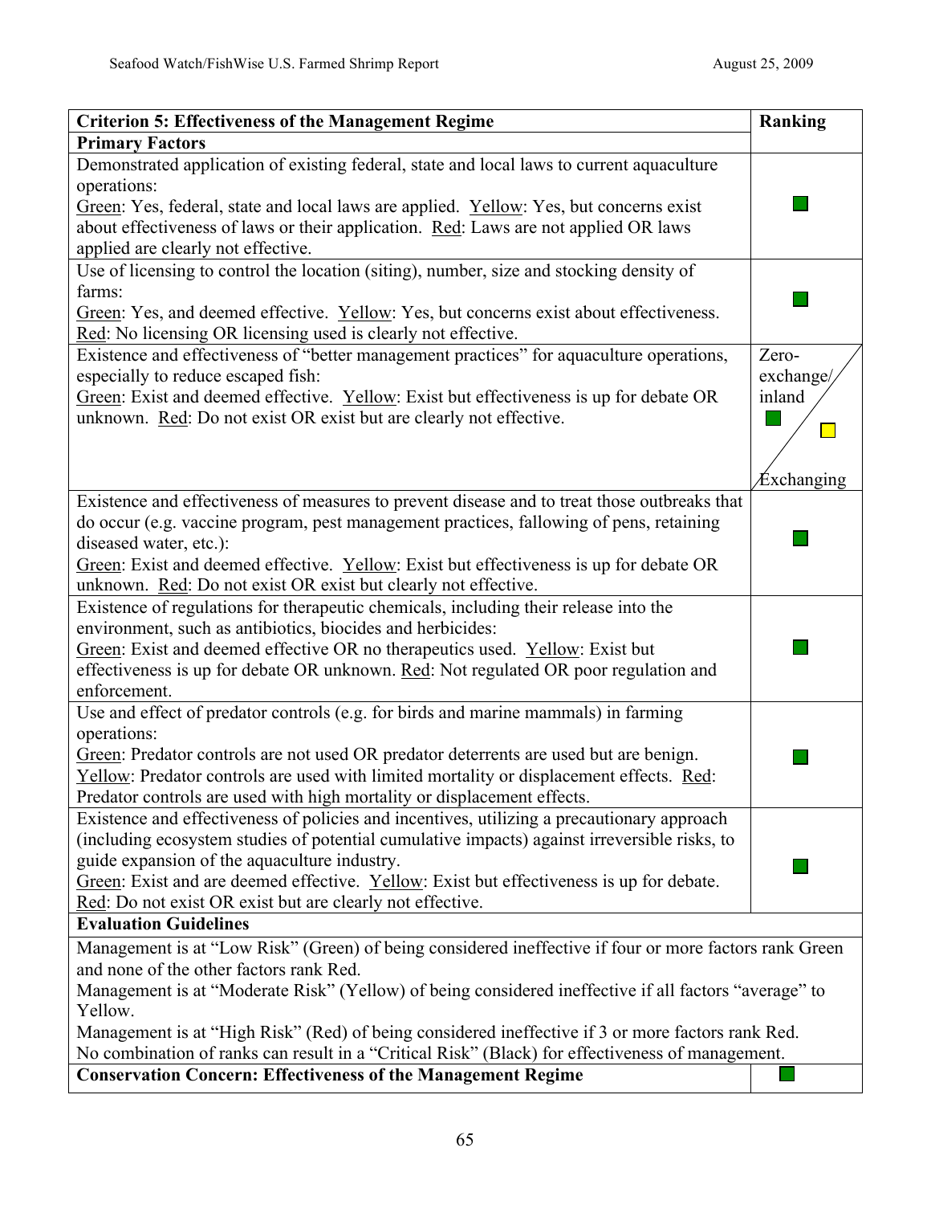| Criterion 5: Effectiveness of the Management Regime | Ranking |
|---|---|
| **Primary Factors** | |
| Demonstrated application of existing federal, state and local laws to current aquaculture operations: <br>Green: Yes, federal, state and local laws are applied. Yellow: Yes, but concerns exist about effectiveness of laws or their application. Red: Laws are not applied OR laws applied are clearly not effective. | Green |
| Use of licensing to control the location (siting), number, size and stocking density of farms: <br>Green: Yes, and deemed effective. Yellow: Yes, but concerns exist about effectiveness. Red: No licensing OR licensing used is clearly not effective. | Green |
| Existence and effectiveness of "better management practices" for aquaculture operations, especially to reduce escaped fish: <br>Green: Exist and deemed effective. Yellow: Exist but effectiveness is up for debate OR unknown. Red: Do not exist OR exist but are clearly not effective. | Zero-exchange/inland: Green <br>Exchanging: Yellow |
| Existence and effectiveness of measures to prevent disease and to treat those outbreaks that do occur (e.g. vaccine program, pest management practices, fallowing of pens, retaining diseased water, etc.): <br>Green: Exist and deemed effective. Yellow: Exist but effectiveness is up for debate OR unknown. Red: Do not exist OR exist but clearly not effective. | Green |
| Existence of regulations for therapeutic chemicals, including their release into the environment, such as antibiotics, biocides and herbicides: <br>Green: Exist and deemed effective OR no therapeutics used. Yellow: Exist but effectiveness is up for debate OR unknown. Red: Not regulated OR poor regulation and enforcement. | Green |
| Use and effect of predator controls (e.g. for birds and marine mammals) in farming operations: <br>Green: Predator controls are not used OR predator deterrents are used but are benign. Yellow: Predator controls are used with limited mortality or displacement effects. Red: Predator controls are used with high mortality or displacement effects. | Green |
| Existence and effectiveness of policies and incentives, utilizing a precautionary approach (including ecosystem studies of potential cumulative impacts) against irreversible risks, to guide expansion of the aquaculture industry. <br>Green: Exist and are deemed effective. Yellow: Exist but effectiveness is up for debate. Red: Do not exist OR exist but are clearly not effective. | Green |
| **Evaluation Guidelines** | |
| Management is at "Low Risk" (Green) of being considered ineffective if four or more factors rank Green and none of the other factors rank Red. <br>Management is at "Moderate Risk" (Yellow) of being considered ineffective if all factors "average" to Yellow. <br>Management is at "High Risk" (Red) of being considered ineffective if 3 or more factors rank Red. <br>No combination of ranks can result in a "Critical Risk" (Black) for effectiveness of management. | |
| **Conservation Concern: Effectiveness of the Management Regime** | Green |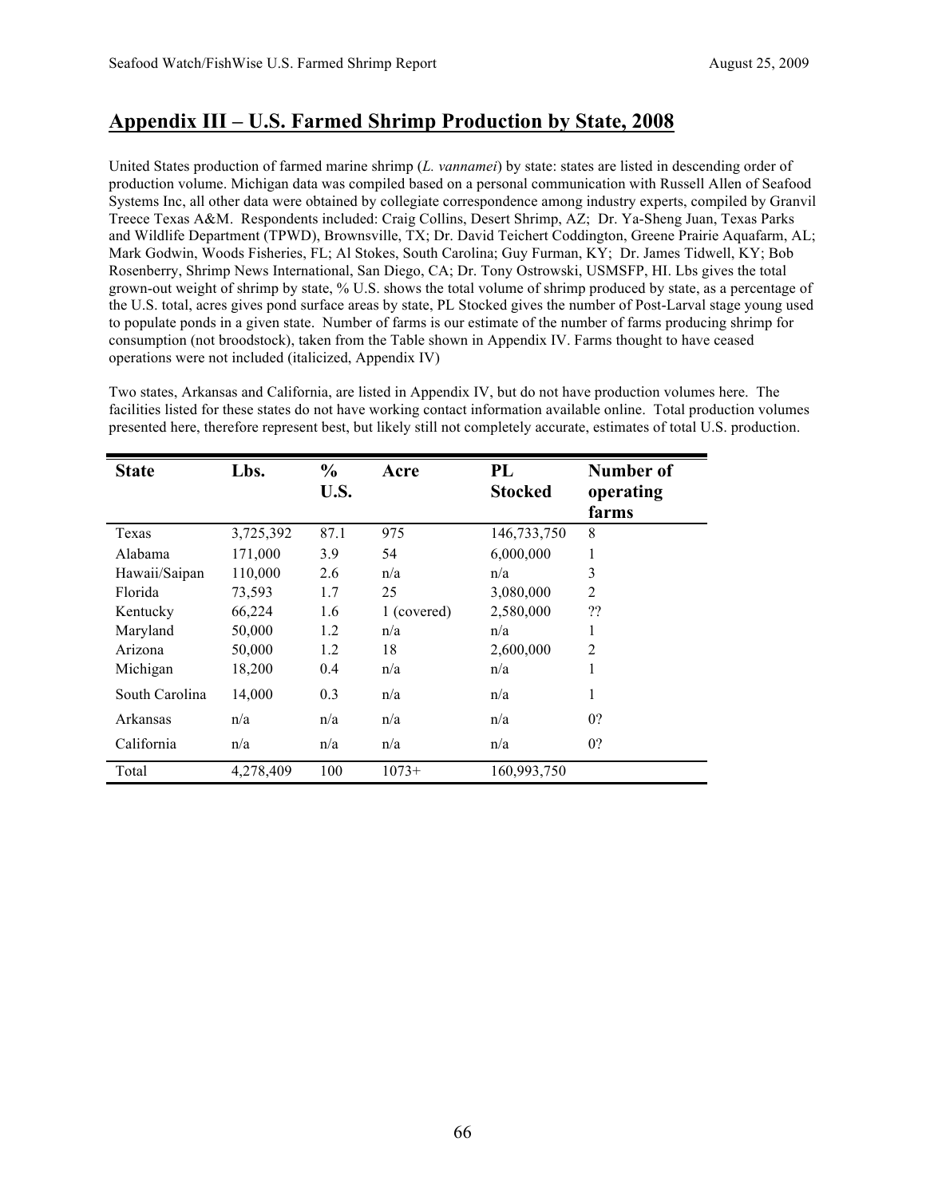## Appendix III – U.S. Farmed Shrimp Production by State, 2008

United States production of farmed marine shrimp (*L. vannamei*) by state: states are listed in descending order of production volume. Michigan data was compiled based on a personal communication with Russell Allen of Seafood Systems Inc, all other data were obtained by collegiate correspondence among industry experts, compiled by Granvil Treece Texas A&M. Respondents included: Craig Collins, Desert Shrimp, AZ; Dr. Ya-Sheng Juan, Texas Parks and Wildlife Department (TPWD), Brownsville, TX; Dr. David Teichert Coddington, Greene Prairie Aquafarm, AL; Mark Godwin, Woods Fisheries, FL; Al Stokes, South Carolina; Guy Furman, KY; Dr. James Tidwell, KY; Bob Rosenberry, Shrimp News International, San Diego, CA; Dr. Tony Ostrowski, USMSFP, HI. Lbs gives the total grown-out weight of shrimp by state, % U.S. shows the total volume of shrimp produced by state, as a percentage of the U.S. total, acres gives pond surface areas by state, PL Stocked gives the number of Post-Larval stage young used to populate ponds in a given state. Number of farms is our estimate of the number of farms producing shrimp for consumption (not broodstock), taken from the Table shown in Appendix IV. Farms thought to have ceased operations were not included (italicized, Appendix IV)

Two states, Arkansas and California, are listed in Appendix IV, but do not have production volumes here. The facilities listed for these states do not have working contact information available online. Total production volumes presented here, therefore represent best, but likely still not completely accurate, estimates of total U.S. production.

| State | Lbs. | % U.S. | Acre | PL Stocked | Number of operating farms |
|---|---|---|---|---|---|
| Texas | 3,725,392 | 87.1 | 975 | 146,733,750 | 8 |
| Alabama | 171,000 | 3.9 | 54 | 6,000,000 | 1 |
| Hawaii/Saipan | 110,000 | 2.6 | n/a | n/a | 3 |
| Florida | 73,593 | 1.7 | 25 | 3,080,000 | 2 |
| Kentucky | 66,224 | 1.6 | 1 (covered) | 2,580,000 | ?? |
| Maryland | 50,000 | 1.2 | n/a | n/a | 1 |
| Arizona | 50,000 | 1.2 | 18 | 2,600,000 | 2 |
| Michigan | 18,200 | 0.4 | n/a | n/a | 1 |
| South Carolina | 14,000 | 0.3 | n/a | n/a | 1 |
| Arkansas | n/a | n/a | n/a | n/a | 0? |
| California | n/a | n/a | n/a | n/a | 0? |
| Total | 4,278,409 | 100 | 1073+ | 160,993,750 | |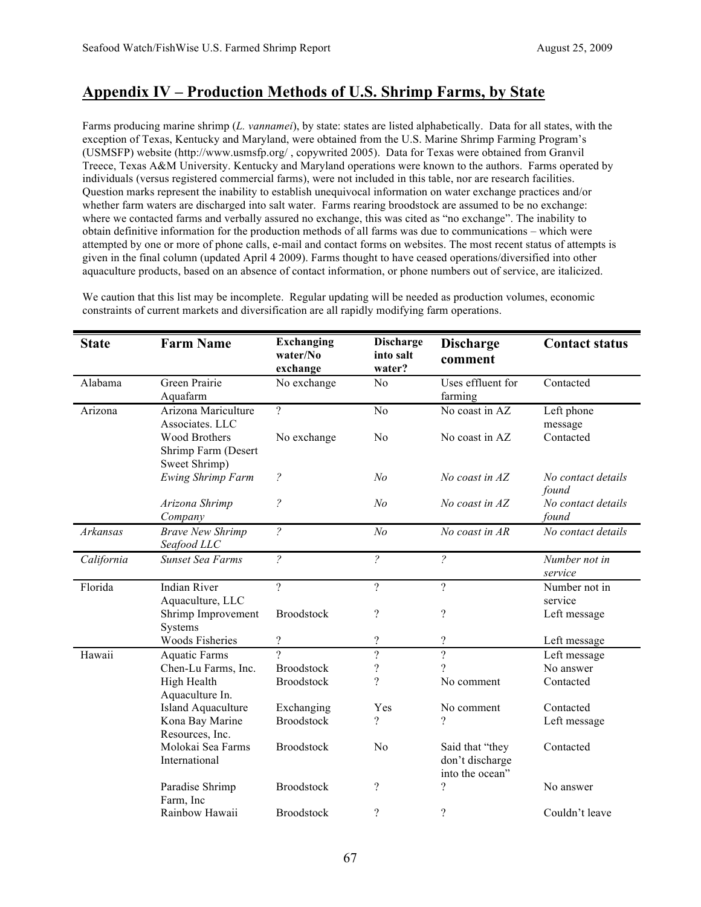## Appendix IV – Production Methods of U.S. Shrimp Farms, by State

Farms producing marine shrimp (*L. vannamei*), by state: states are listed alphabetically. Data for all states, with the exception of Texas, Kentucky and Maryland, were obtained from the U.S. Marine Shrimp Farming Program's (USMSFP) website (http://www.usmsfp.org/ , copywrited 2005). Data for Texas were obtained from Granvil Treece, Texas A&M University. Kentucky and Maryland operations were known to the authors. Farms operated by individuals (versus registered commercial farms), were not included in this table, nor are research facilities. Question marks represent the inability to establish unequivocal information on water exchange practices and/or whether farm waters are discharged into salt water. Farms rearing broodstock are assumed to be no exchange: where we contacted farms and verbally assured no exchange, this was cited as "no exchange". The inability to obtain definitive information for the production methods of all farms was due to communications – which were attempted by one or more of phone calls, e-mail and contact forms on websites. The most recent status of attempts is given in the final column (updated April 4 2009). Farms thought to have ceased operations/diversified into other aquaculture products, based on an absence of contact information, or phone numbers out of service, are italicized.

We caution that this list may be incomplete. Regular updating will be needed as production volumes, economic constraints of current markets and diversification are all rapidly modifying farm operations.

| State | Farm Name | Exchanging water/No exchange | Discharge into salt water? | Discharge comment | Contact status |
|---|---|---|---|---|---|
| Alabama | Green Prairie Aquafarm | No exchange | No | Uses effluent for farming | Contacted |
| Arizona | Arizona Mariculture Associates. LLC | ? | No | No coast in AZ | Left phone message |
| | Wood Brothers Shrimp Farm (Desert Sweet Shrimp) | No exchange | No | No coast in AZ | Contacted |
| | *Ewing Shrimp Farm* | *?* | *No* | *No coast in AZ* | *No contact details found* |
| | *Arizona Shrimp Company* | *?* | *No* | *No coast in AZ* | *No contact details found* |
| *Arkansas* | *Brave New Shrimp Seafood LLC* | *?* | *No* | *No coast in AR* | *No contact details* |
| *California* | *Sunset Sea Farms* | *?* | *?* | *?* | *Number not in service* |
| Florida | Indian River Aquaculture, LLC | ? | ? | ? | Number not in service |
| | Shrimp Improvement Systems | Broodstock | ? | ? | Left message |
| | Woods Fisheries | ? | ? | ? | Left message |
| Hawaii | Aquatic Farms | ? | ? | ? | Left message |
| | Chen-Lu Farms, Inc. | Broodstock | ? | ? | No answer |
| | High Health Aquaculture In. | Broodstock | ? | No comment | Contacted |
| | Island Aquaculture | Exchanging | Yes | No comment | Contacted |
| | Kona Bay Marine Resources, Inc. | Broodstock | ? | ? | Left message |
| | Molokai Sea Farms International | Broodstock | No | Said that "they don't discharge into the ocean" | Contacted |
| | Paradise Shrimp Farm, Inc | Broodstock | ? | ? | No answer |
| | Rainbow Hawaii | Broodstock | ? | ? | Couldn't leave |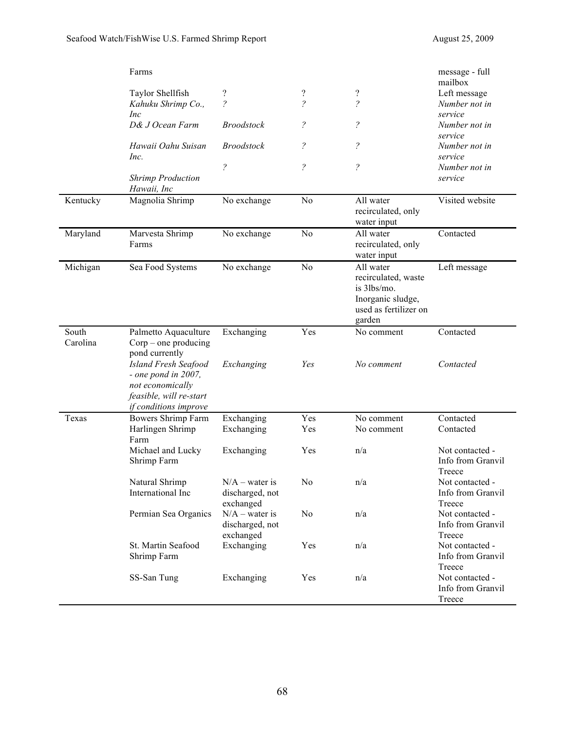| | | | | | |
|---|---|---|---|---|---|
| | Farms | | | | message - full mailbox |
| | Taylor Shellfish | ? | ? | ? | Left message |
| | *Kahuku Shrimp Co., Inc* | *?* | *?* | *?* | *Number not in service* |
| | *D& J Ocean Farm* | *Broodstock* | *?* | *?* | *Number not in service* |
| | *Hawaii Oahu Suisan Inc.* | *Broodstock* | *?* | *?* | *Number not in service* |
| | *Shrimp Production Hawaii, Inc* | *?* | *?* | *?* | *Number not in service* |
| Kentucky | Magnolia Shrimp | No exchange | No | All water recirculated, only water input | Visited website |
| Maryland | Marvesta Shrimp Farms | No exchange | No | All water recirculated, only water input | Contacted |
| Michigan | Sea Food Systems | No exchange | No | All water recirculated, waste is 3lbs/mo. Inorganic sludge, used as fertilizer on garden | Left message |
| South Carolina | Palmetto Aquaculture Corp – one producing pond currently | Exchanging | Yes | No comment | Contacted |
| | *Island Fresh Seafood - one pond in 2007, not economically feasible, will re-start if conditions improve* | *Exchanging* | *Yes* | *No comment* | *Contacted* |
| Texas | Bowers Shrimp Farm | Exchanging | Yes | No comment | Contacted |
| | Harlingen Shrimp Farm | Exchanging | Yes | No comment | Contacted |
| | Michael and Lucky Shrimp Farm | Exchanging | Yes | n/a | Not contacted - Info from Granvil Treece |
| | Natural Shrimp International Inc | N/A – water is discharged, not exchanged | No | n/a | Not contacted - Info from Granvil Treece |
| | Permian Sea Organics | N/A – water is discharged, not exchanged | No | n/a | Not contacted - Info from Granvil Treece |
| | St. Martin Seafood Shrimp Farm | Exchanging | Yes | n/a | Not contacted - Info from Granvil Treece |
| | SS-San Tung | Exchanging | Yes | n/a | Not contacted - Info from Granvil Treece |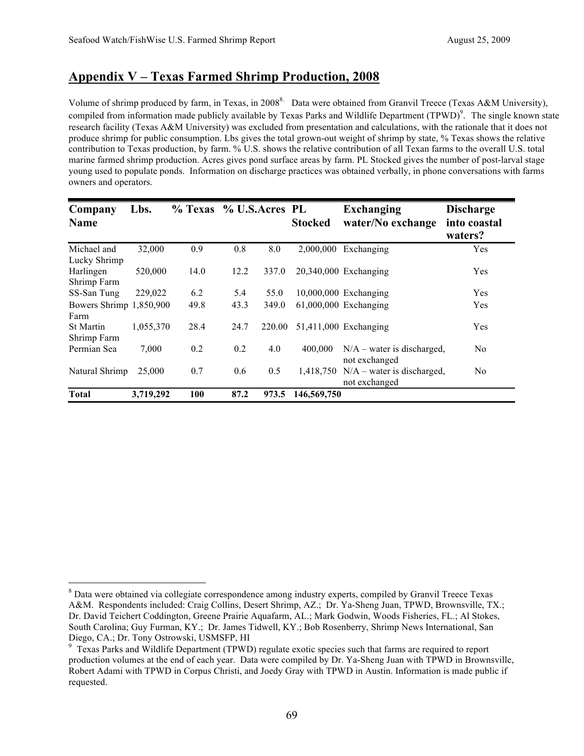## Appendix V – Texas Farmed Shrimp Production, 2008

Volume of shrimp produced by farm, in Texas, in 2008[8]. Data were obtained from Granvil Treece (Texas A&M University), compiled from information made publicly available by Texas Parks and Wildlife Department (TPWD)[9]. The single known state research facility (Texas A&M University) was excluded from presentation and calculations, with the rationale that it does not produce shrimp for public consumption. Lbs gives the total grown-out weight of shrimp by state, % Texas shows the relative contribution to Texas production, by farm. % U.S. shows the relative contribution of all Texan farms to the overall U.S. total marine farmed shrimp production. Acres gives pond surface areas by farm. PL Stocked gives the number of post-larval stage young used to populate ponds. Information on discharge practices was obtained verbally, in phone conversations with farms owners and operators.

| Company Name | Lbs. | % Texas | % U.S. | Acres | PL Stocked | Exchanging water/No exchange | Discharge into coastal waters? |
|---|---|---|---|---|---|---|---|
| Michael and Lucky Shrimp | 32,000 | 0.9 | 0.8 | 8.0 | 2,000,000 | Exchanging | Yes |
| Harlingen Shrimp Farm | 520,000 | 14.0 | 12.2 | 337.0 | 20,340,000 | Exchanging | Yes |
| SS-San Tung | 229,022 | 6.2 | 5.4 | 55.0 | 10,000,000 | Exchanging | Yes |
| Bowers Shrimp Farm | 1,850,900 | 49.8 | 43.3 | 349.0 | 61,000,000 | Exchanging | Yes |
| St Martin Shrimp Farm | 1,055,370 | 28.4 | 24.7 | 220.00 | 51,411,000 | Exchanging | Yes |
| Permian Sea | 7,000 | 0.2 | 0.2 | 4.0 | 400,000 | N/A – water is discharged, not exchanged | No |
| Natural Shrimp | 25,000 | 0.7 | 0.6 | 0.5 | 1,418,750 | N/A – water is discharged, not exchanged | No |
| **Total** | **3,719,292** | **100** | **87.2** | **973.5** | **146,569,750** | | |

[8] Data were obtained via collegiate correspondence among industry experts, compiled by Granvil Treece Texas A&M. Respondents included: Craig Collins, Desert Shrimp, AZ.; Dr. Ya-Sheng Juan, TPWD, Brownsville, TX.; Dr. David Teichert Coddington, Greene Prairie Aquafarm, AL.; Mark Godwin, Woods Fisheries, FL.; Al Stokes, South Carolina; Guy Furman, KY.; Dr. James Tidwell, KY.; Bob Rosenberry, Shrimp News International, San Diego, CA.; Dr. Tony Ostrowski, USMSFP, HI

[9] Texas Parks and Wildlife Department (TPWD) regulate exotic species such that farms are required to report production volumes at the end of each year. Data were compiled by Dr. Ya-Sheng Juan with TPWD in Brownsville, Robert Adami with TPWD in Corpus Christi, and Joedy Gray with TPWD in Austin. Information is made public if requested.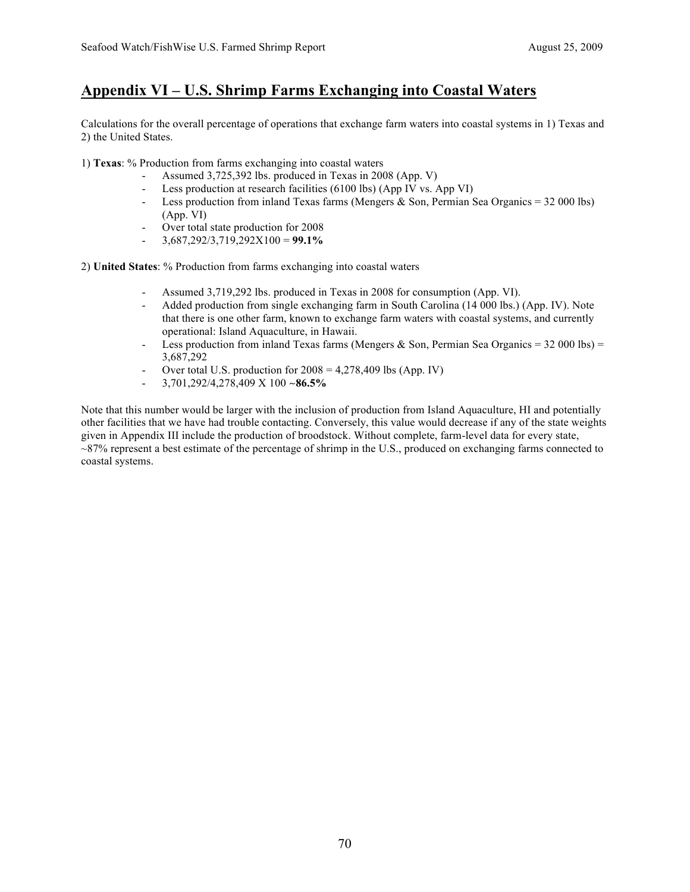## Appendix VI – U.S. Shrimp Farms Exchanging into Coastal Waters

Calculations for the overall percentage of operations that exchange farm waters into coastal systems in 1) Texas and 2) the United States.

1) **Texas**: % Production from farms exchanging into coastal waters

- Assumed 3,725,392 lbs. produced in Texas in 2008 (App. V)
- Less production at research facilities (6100 lbs) (App IV vs. App VI)
- Less production from inland Texas farms (Mengers & Son, Permian Sea Organics = 32 000 lbs) (App. VI)
- Over total state production for 2008
- 3,687,292/3,719,292X100 = **99.1%**

2) **United States**: % Production from farms exchanging into coastal waters

- Assumed 3,719,292 lbs. produced in Texas in 2008 for consumption (App. VI).
- Added production from single exchanging farm in South Carolina (14 000 lbs.) (App. IV). Note that there is one other farm, known to exchange farm waters with coastal systems, and currently operational: Island Aquaculture, in Hawaii.
- Less production from inland Texas farms (Mengers & Son, Permian Sea Organics = 32 000 lbs) = 3,687,292
- Over total U.S. production for 2008 = 4,278,409 lbs (App. IV)
- 3,701,292/4,278,409 X 100 **~86.5%**

Note that this number would be larger with the inclusion of production from Island Aquaculture, HI and potentially other facilities that we have had trouble contacting. Conversely, this value would decrease if any of the state weights given in Appendix III include the production of broodstock. Without complete, farm-level data for every state, ~87% represent a best estimate of the percentage of shrimp in the U.S., produced on exchanging farms connected to coastal systems.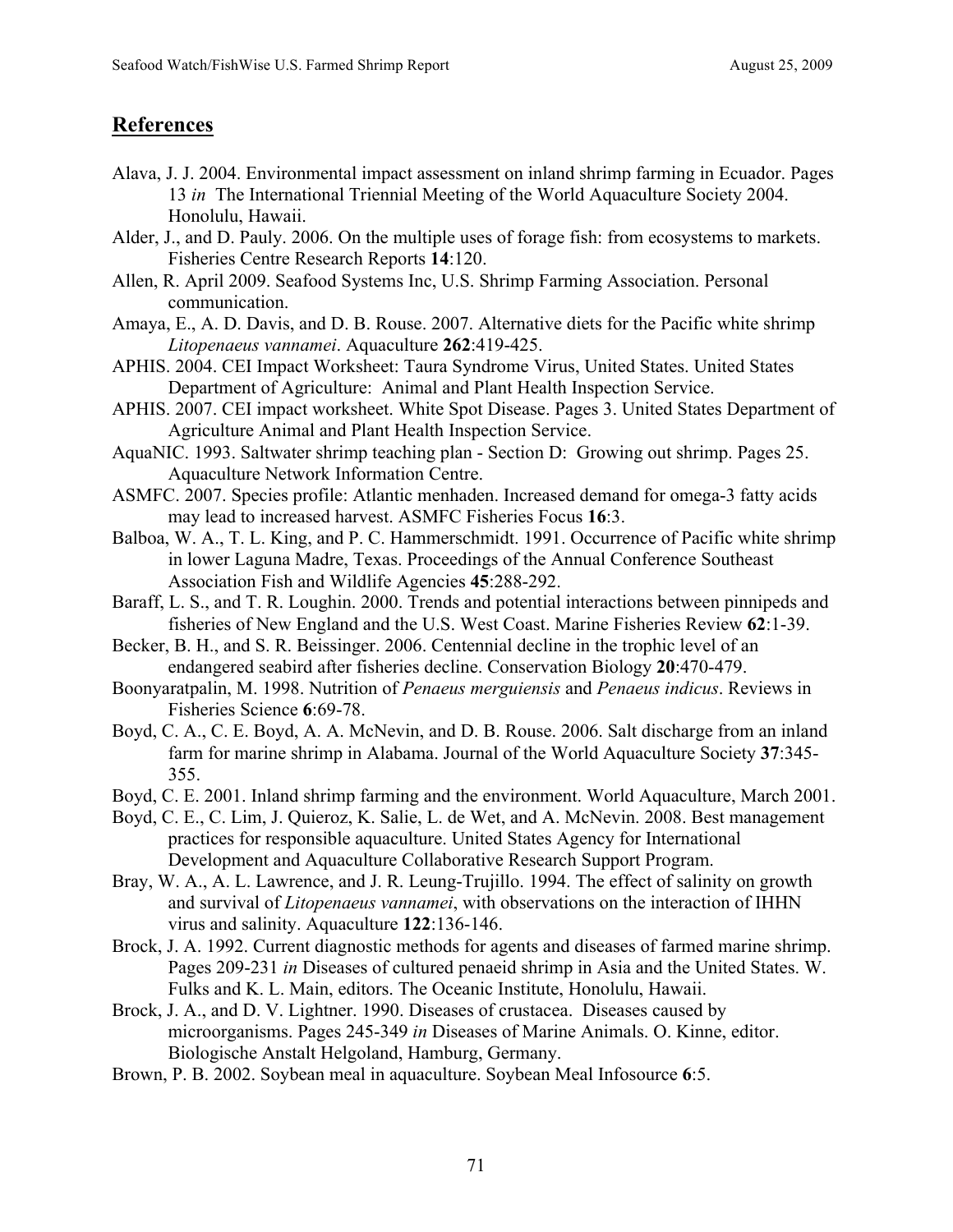## References

Alava, J. J. 2004. Environmental impact assessment on inland shrimp farming in Ecuador. Pages 13 *in* The International Triennial Meeting of the World Aquaculture Society 2004. Honolulu, Hawaii.

Alder, J., and D. Pauly. 2006. On the multiple uses of forage fish: from ecosystems to markets. Fisheries Centre Research Reports **14**:120.

Allen, R. April 2009. Seafood Systems Inc, U.S. Shrimp Farming Association. Personal communication.

Amaya, E., A. D. Davis, and D. B. Rouse. 2007. Alternative diets for the Pacific white shrimp *Litopenaeus vannamei*. Aquaculture **262**:419-425.

APHIS. 2004. CEI Impact Worksheet: Taura Syndrome Virus, United States. United States Department of Agriculture: Animal and Plant Health Inspection Service.

APHIS. 2007. CEI impact worksheet. White Spot Disease. Pages 3. United States Department of Agriculture Animal and Plant Health Inspection Service.

AquaNIC. 1993. Saltwater shrimp teaching plan - Section D: Growing out shrimp. Pages 25. Aquaculture Network Information Centre.

ASMFC. 2007. Species profile: Atlantic menhaden. Increased demand for omega-3 fatty acids may lead to increased harvest. ASMFC Fisheries Focus **16**:3.

Balboa, W. A., T. L. King, and P. C. Hammerschmidt. 1991. Occurrence of Pacific white shrimp in lower Laguna Madre, Texas. Proceedings of the Annual Conference Southeast Association Fish and Wildlife Agencies **45**:288-292.

Baraff, L. S., and T. R. Loughin. 2000. Trends and potential interactions between pinnipeds and fisheries of New England and the U.S. West Coast. Marine Fisheries Review **62**:1-39.

Becker, B. H., and S. R. Beissinger. 2006. Centennial decline in the trophic level of an endangered seabird after fisheries decline. Conservation Biology **20**:470-479.

Boonyaratpalin, M. 1998. Nutrition of *Penaeus merguiensis* and *Penaeus indicus*. Reviews in Fisheries Science **6**:69-78.

Boyd, C. A., C. E. Boyd, A. A. McNevin, and D. B. Rouse. 2006. Salt discharge from an inland farm for marine shrimp in Alabama. Journal of the World Aquaculture Society **37**:345-355.

Boyd, C. E. 2001. Inland shrimp farming and the environment. World Aquaculture, March 2001.

Boyd, C. E., C. Lim, J. Quieroz, K. Salie, L. de Wet, and A. McNevin. 2008. Best management practices for responsible aquaculture. United States Agency for International Development and Aquaculture Collaborative Research Support Program.

Bray, W. A., A. L. Lawrence, and J. R. Leung-Trujillo. 1994. The effect of salinity on growth and survival of *Litopenaeus vannamei*, with observations on the interaction of IHHN virus and salinity. Aquaculture **122**:136-146.

Brock, J. A. 1992. Current diagnostic methods for agents and diseases of farmed marine shrimp. Pages 209-231 *in* Diseases of cultured penaeid shrimp in Asia and the United States. W. Fulks and K. L. Main, editors. The Oceanic Institute, Honolulu, Hawaii.

Brock, J. A., and D. V. Lightner. 1990. Diseases of crustacea. Diseases caused by microorganisms. Pages 245-349 *in* Diseases of Marine Animals. O. Kinne, editor. Biologische Anstalt Helgoland, Hamburg, Germany.

Brown, P. B. 2002. Soybean meal in aquaculture. Soybean Meal Infosource **6**:5.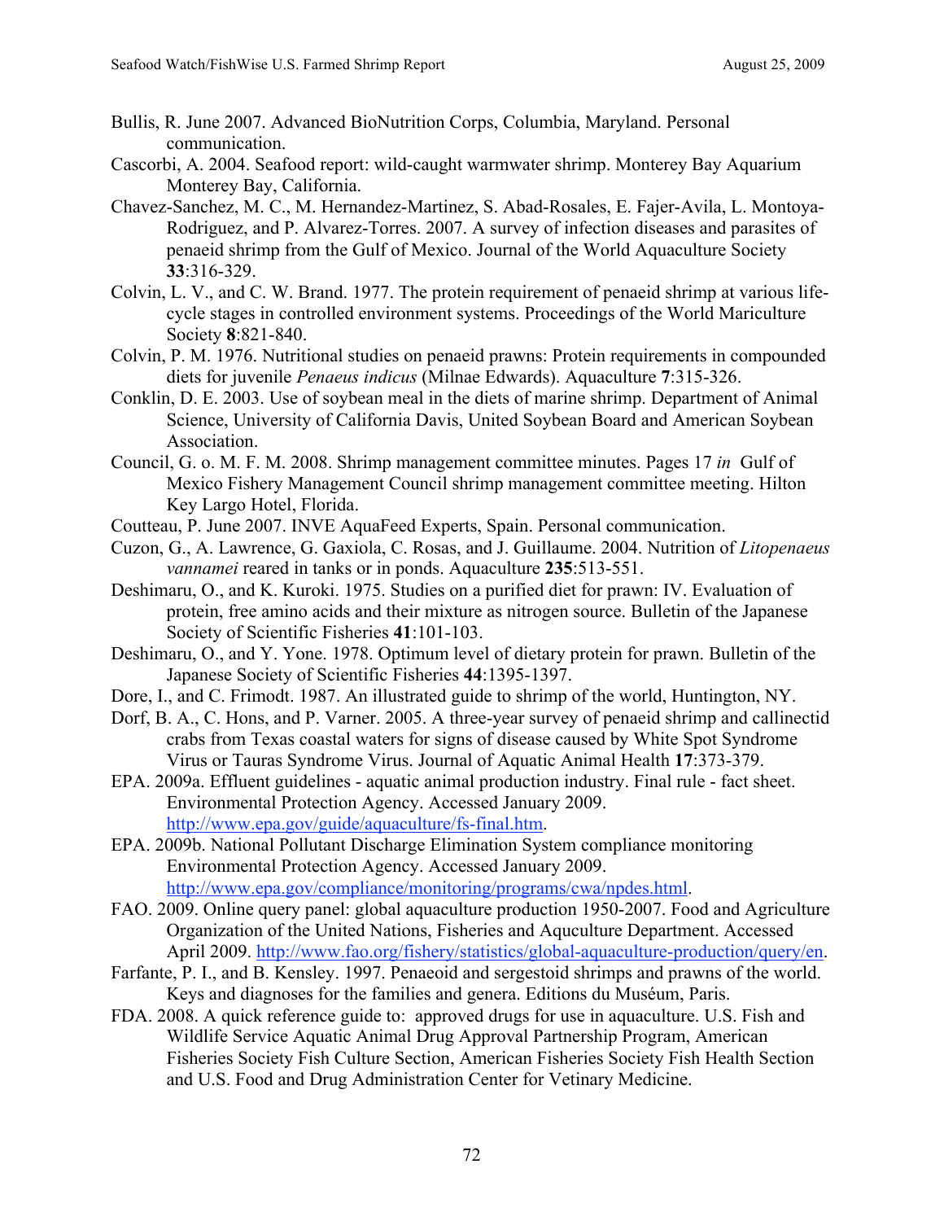Bullis, R. June 2007. Advanced BioNutrition Corps, Columbia, Maryland. Personal communication.

Cascorbi, A. 2004. Seafood report: wild-caught warmwater shrimp. Monterey Bay Aquarium Monterey Bay, California.

Chavez-Sanchez, M. C., M. Hernandez-Martinez, S. Abad-Rosales, E. Fajer-Avila, L. Montoya-Rodriguez, and P. Alvarez-Torres. 2007. A survey of infection diseases and parasites of penaeid shrimp from the Gulf of Mexico. Journal of the World Aquaculture Society **33**:316-329.

Colvin, L. V., and C. W. Brand. 1977. The protein requirement of penaeid shrimp at various life-cycle stages in controlled environment systems. Proceedings of the World Mariculture Society **8**:821-840.

Colvin, P. M. 1976. Nutritional studies on penaeid prawns: Protein requirements in compounded diets for juvenile *Penaeus indicus* (Milnae Edwards). Aquaculture **7**:315-326.

Conklin, D. E. 2003. Use of soybean meal in the diets of marine shrimp. Department of Animal Science, University of California Davis, United Soybean Board and American Soybean Association.

Council, G. o. M. F. M. 2008. Shrimp management committee minutes. Pages 17 *in* Gulf of Mexico Fishery Management Council shrimp management committee meeting. Hilton Key Largo Hotel, Florida.

Coutteau, P. June 2007. INVE AquaFeed Experts, Spain. Personal communication.

Cuzon, G., A. Lawrence, G. Gaxiola, C. Rosas, and J. Guillaume. 2004. Nutrition of *Litopenaeus vannamei* reared in tanks or in ponds. Aquaculture **235**:513-551.

Deshimaru, O., and K. Kuroki. 1975. Studies on a purified diet for prawn: IV. Evaluation of protein, free amino acids and their mixture as nitrogen source. Bulletin of the Japanese Society of Scientific Fisheries **41**:101-103.

Deshimaru, O., and Y. Yone. 1978. Optimum level of dietary protein for prawn. Bulletin of the Japanese Society of Scientific Fisheries **44**:1395-1397.

Dore, I., and C. Frimodt. 1987. An illustrated guide to shrimp of the world, Huntington, NY.

Dorf, B. A., C. Hons, and P. Varner. 2005. A three-year survey of penaeid shrimp and callinectid crabs from Texas coastal waters for signs of disease caused by White Spot Syndrome Virus or Tauras Syndrome Virus. Journal of Aquatic Animal Health **17**:373-379.

EPA. 2009a. Effluent guidelines - aquatic animal production industry. Final rule - fact sheet. Environmental Protection Agency. Accessed January 2009. http://www.epa.gov/guide/aquaculture/fs-final.htm.

EPA. 2009b. National Pollutant Discharge Elimination System compliance monitoring Environmental Protection Agency. Accessed January 2009. http://www.epa.gov/compliance/monitoring/programs/cwa/npdes.html.

FAO. 2009. Online query panel: global aquaculture production 1950-2007. Food and Agriculture Organization of the United Nations, Fisheries and Aquculture Department. Accessed April 2009. http://www.fao.org/fishery/statistics/global-aquaculture-production/query/en.

Farfante, P. I., and B. Kensley. 1997. Penaeoid and sergestoid shrimps and prawns of the world. Keys and diagnoses for the families and genera. Editions du Muséum, Paris.

FDA. 2008. A quick reference guide to: approved drugs for use in aquaculture. U.S. Fish and Wildlife Service Aquatic Animal Drug Approval Partnership Program, American Fisheries Society Fish Culture Section, American Fisheries Society Fish Health Section and U.S. Food and Drug Administration Center for Vetinary Medicine.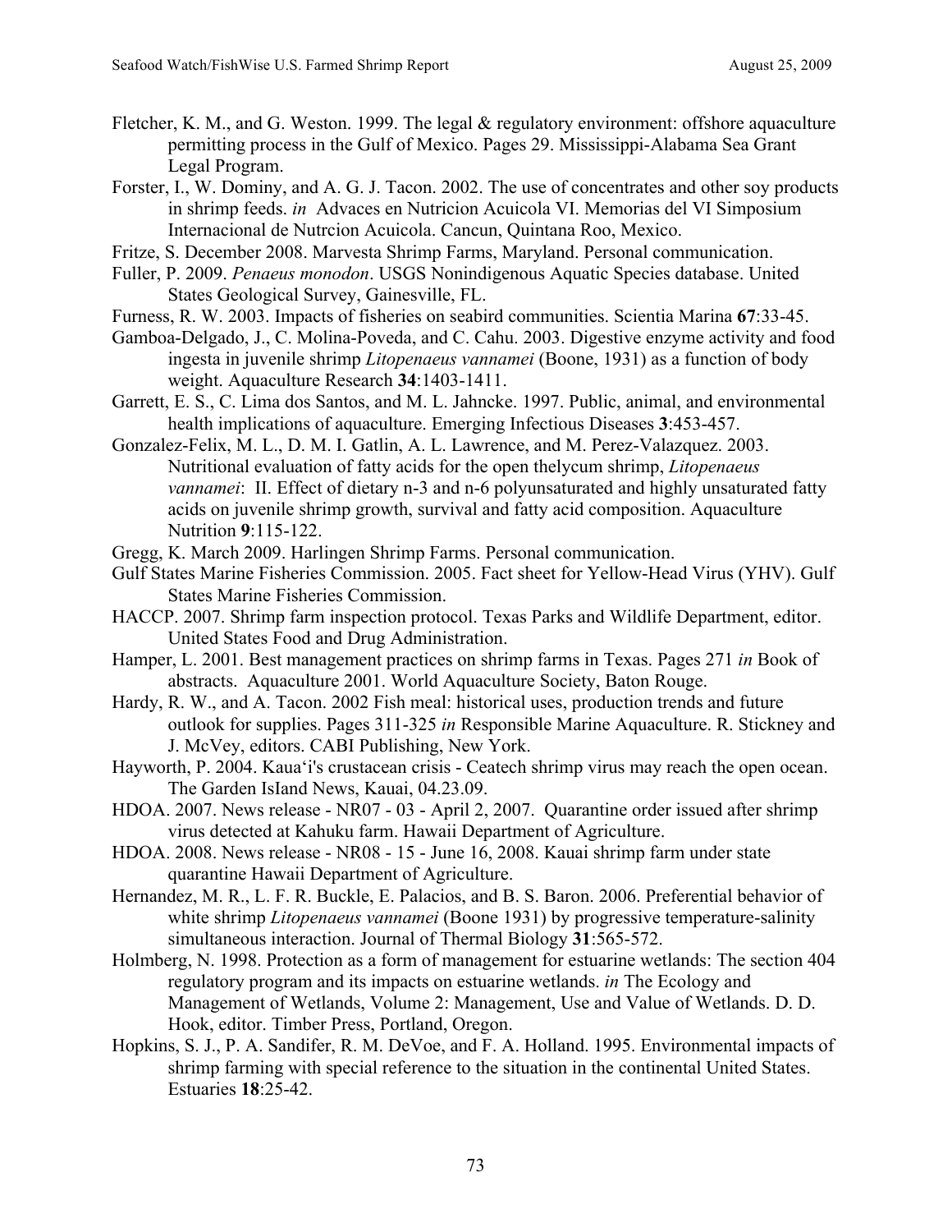Fletcher, K. M., and G. Weston. 1999. The legal & regulatory environment: offshore aquaculture permitting process in the Gulf of Mexico. Pages 29. Mississippi-Alabama Sea Grant Legal Program.

Forster, I., W. Dominy, and A. G. J. Tacon. 2002. The use of concentrates and other soy products in shrimp feeds. *in* Advaces en Nutricion Acuicola VI. Memorias del VI Simposium Internacional de Nutrcion Acuicola. Cancun, Quintana Roo, Mexico.

Fritze, S. December 2008. Marvesta Shrimp Farms, Maryland. Personal communication.

Fuller, P. 2009. *Penaeus monodon*. USGS Nonindigenous Aquatic Species database. United States Geological Survey, Gainesville, FL.

Furness, R. W. 2003. Impacts of fisheries on seabird communities. Scientia Marina **67**:33-45.

Gamboa-Delgado, J., C. Molina-Poveda, and C. Cahu. 2003. Digestive enzyme activity and food ingesta in juvenile shrimp *Litopenaeus vannamei* (Boone, 1931) as a function of body weight. Aquaculture Research **34**:1403-1411.

Garrett, E. S., C. Lima dos Santos, and M. L. Jahncke. 1997. Public, animal, and environmental health implications of aquaculture. Emerging Infectious Diseases **3**:453-457.

Gonzalez-Felix, M. L., D. M. I. Gatlin, A. L. Lawrence, and M. Perez-Valazquez. 2003. Nutritional evaluation of fatty acids for the open thelycum shrimp, *Litopenaeus vannamei*: II. Effect of dietary n-3 and n-6 polyunsaturated and highly unsaturated fatty acids on juvenile shrimp growth, survival and fatty acid composition. Aquaculture Nutrition **9**:115-122.

Gregg, K. March 2009. Harlingen Shrimp Farms. Personal communication.

Gulf States Marine Fisheries Commission. 2005. Fact sheet for Yellow-Head Virus (YHV). Gulf States Marine Fisheries Commission.

HACCP. 2007. Shrimp farm inspection protocol. Texas Parks and Wildlife Department, editor. United States Food and Drug Administration.

Hamper, L. 2001. Best management practices on shrimp farms in Texas. Pages 271 *in* Book of abstracts. Aquaculture 2001. World Aquaculture Society, Baton Rouge.

Hardy, R. W., and A. Tacon. 2002 Fish meal: historical uses, production trends and future outlook for supplies. Pages 311-325 *in* Responsible Marine Aquaculture. R. Stickney and J. McVey, editors. CABI Publishing, New York.

Hayworth, P. 2004. Kaua'i's crustacean crisis - Ceatech shrimp virus may reach the open ocean. The Garden IsIand News, Kauai, 04.23.09.

HDOA. 2007. News release - NR07 - 03 - April 2, 2007. Quarantine order issued after shrimp virus detected at Kahuku farm. Hawaii Department of Agriculture.

HDOA. 2008. News release - NR08 - 15 - June 16, 2008. Kauai shrimp farm under state quarantine Hawaii Department of Agriculture.

Hernandez, M. R., L. F. R. Buckle, E. Palacios, and B. S. Baron. 2006. Preferential behavior of white shrimp *Litopenaeus vannamei* (Boone 1931) by progressive temperature-salinity simultaneous interaction. Journal of Thermal Biology **31**:565-572.

Holmberg, N. 1998. Protection as a form of management for estuarine wetlands: The section 404 regulatory program and its impacts on estuarine wetlands. *in* The Ecology and Management of Wetlands, Volume 2: Management, Use and Value of Wetlands. D. D. Hook, editor. Timber Press, Portland, Oregon.

Hopkins, S. J., P. A. Sandifer, R. M. DeVoe, and F. A. Holland. 1995. Environmental impacts of shrimp farming with special reference to the situation in the continental United States. Estuaries **18**:25-42.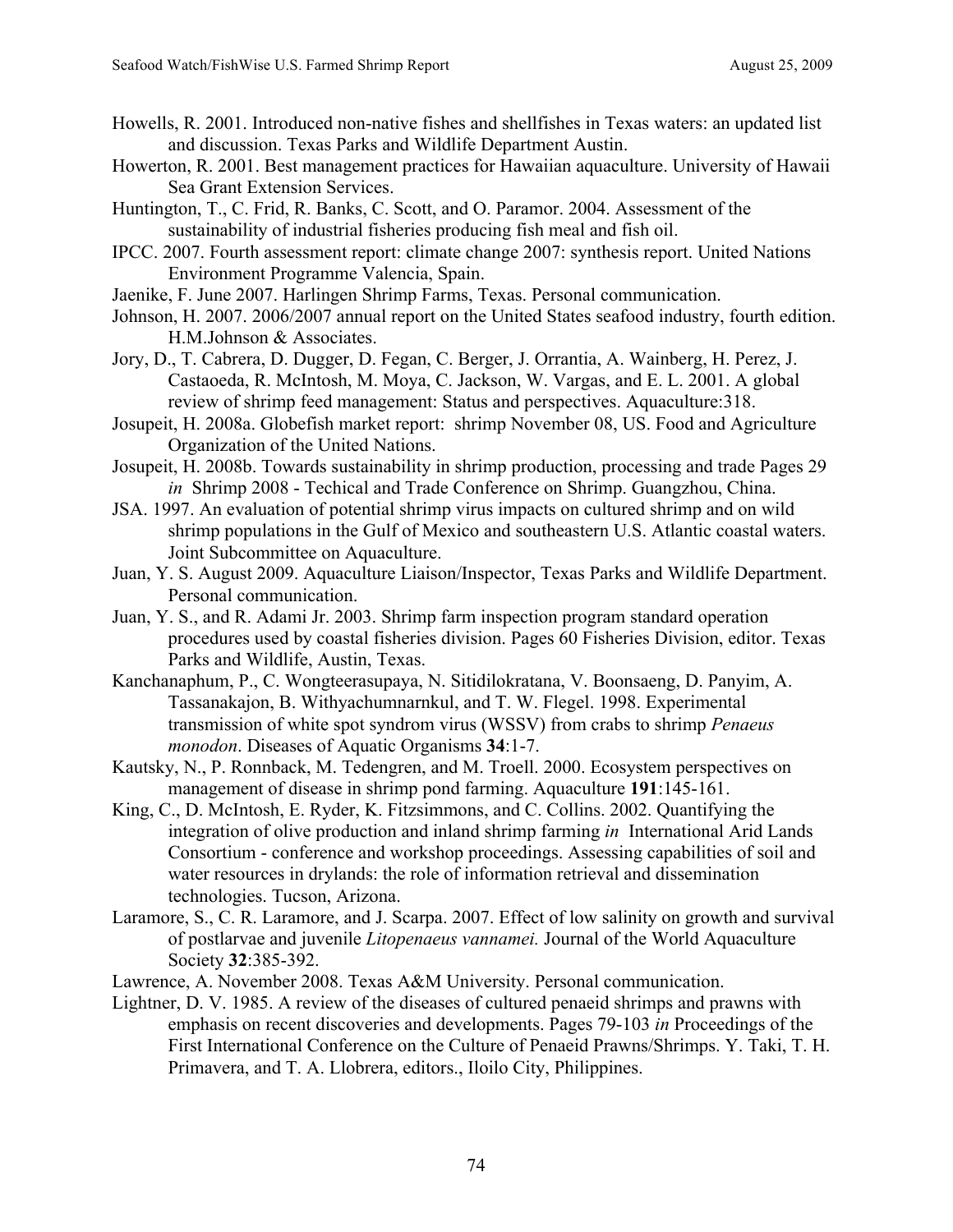Howells, R. 2001. Introduced non-native fishes and shellfishes in Texas waters: an updated list and discussion. Texas Parks and Wildlife Department Austin.

Howerton, R. 2001. Best management practices for Hawaiian aquaculture. University of Hawaii Sea Grant Extension Services.

Huntington, T., C. Frid, R. Banks, C. Scott, and O. Paramor. 2004. Assessment of the sustainability of industrial fisheries producing fish meal and fish oil.

IPCC. 2007. Fourth assessment report: climate change 2007: synthesis report. United Nations Environment Programme Valencia, Spain.

Jaenike, F. June 2007. Harlingen Shrimp Farms, Texas. Personal communication.

Johnson, H. 2007. 2006/2007 annual report on the United States seafood industry, fourth edition. H.M.Johnson & Associates.

Jory, D., T. Cabrera, D. Dugger, D. Fegan, C. Berger, J. Orrantia, A. Wainberg, H. Perez, J. Castaoeda, R. McIntosh, M. Moya, C. Jackson, W. Vargas, and E. L. 2001. A global review of shrimp feed management: Status and perspectives. Aquaculture:318.

Josupeit, H. 2008a. Globefish market report: shrimp November 08, US. Food and Agriculture Organization of the United Nations.

Josupeit, H. 2008b. Towards sustainability in shrimp production, processing and trade Pages 29 *in* Shrimp 2008 - Techical and Trade Conference on Shrimp. Guangzhou, China.

JSA. 1997. An evaluation of potential shrimp virus impacts on cultured shrimp and on wild shrimp populations in the Gulf of Mexico and southeastern U.S. Atlantic coastal waters. Joint Subcommittee on Aquaculture.

Juan, Y. S. August 2009. Aquaculture Liaison/Inspector, Texas Parks and Wildlife Department. Personal communication.

Juan, Y. S., and R. Adami Jr. 2003. Shrimp farm inspection program standard operation procedures used by coastal fisheries division. Pages 60 Fisheries Division, editor. Texas Parks and Wildlife, Austin, Texas.

Kanchanaphum, P., C. Wongteerasupaya, N. Sitidilokratana, V. Boonsaeng, D. Panyim, A. Tassanakajon, B. Withyachumnarnkul, and T. W. Flegel. 1998. Experimental transmission of white spot syndrom virus (WSSV) from crabs to shrimp *Penaeus monodon*. Diseases of Aquatic Organisms **34**:1-7.

Kautsky, N., P. Ronnback, M. Tedengren, and M. Troell. 2000. Ecosystem perspectives on management of disease in shrimp pond farming. Aquaculture **191**:145-161.

King, C., D. McIntosh, E. Ryder, K. Fitzsimmons, and C. Collins. 2002. Quantifying the integration of olive production and inland shrimp farming *in* International Arid Lands Consortium - conference and workshop proceedings. Assessing capabilities of soil and water resources in drylands: the role of information retrieval and dissemination technologies. Tucson, Arizona.

Laramore, S., C. R. Laramore, and J. Scarpa. 2007. Effect of low salinity on growth and survival of postlarvae and juvenile *Litopenaeus vannamei.* Journal of the World Aquaculture Society **32**:385-392.

Lawrence, A. November 2008. Texas A&M University. Personal communication.

Lightner, D. V. 1985. A review of the diseases of cultured penaeid shrimps and prawns with emphasis on recent discoveries and developments. Pages 79-103 *in* Proceedings of the First International Conference on the Culture of Penaeid Prawns/Shrimps. Y. Taki, T. H. Primavera, and T. A. Llobrera, editors., Iloilo City, Philippines.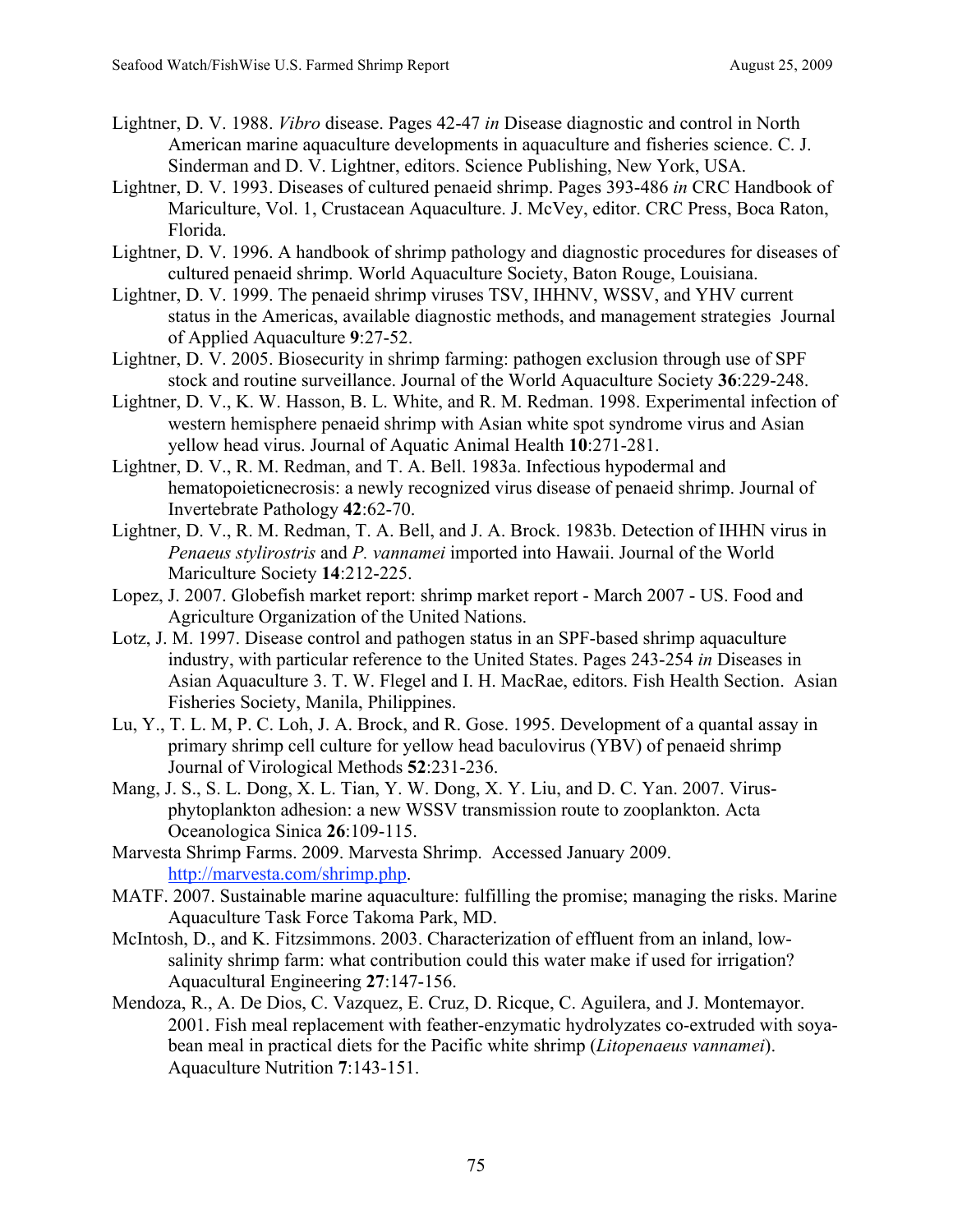Lightner, D. V. 1988. *Vibro* disease. Pages 42-47 *in* Disease diagnostic and control in North American marine aquaculture developments in aquaculture and fisheries science. C. J. Sinderman and D. V. Lightner, editors. Science Publishing, New York, USA.

Lightner, D. V. 1993. Diseases of cultured penaeid shrimp. Pages 393-486 *in* CRC Handbook of Mariculture, Vol. 1, Crustacean Aquaculture. J. McVey, editor. CRC Press, Boca Raton, Florida.

Lightner, D. V. 1996. A handbook of shrimp pathology and diagnostic procedures for diseases of cultured penaeid shrimp. World Aquaculture Society, Baton Rouge, Louisiana.

Lightner, D. V. 1999. The penaeid shrimp viruses TSV, IHHNV, WSSV, and YHV current status in the Americas, available diagnostic methods, and management strategies Journal of Applied Aquaculture **9**:27-52.

Lightner, D. V. 2005. Biosecurity in shrimp farming: pathogen exclusion through use of SPF stock and routine surveillance. Journal of the World Aquaculture Society **36**:229-248.

Lightner, D. V., K. W. Hasson, B. L. White, and R. M. Redman. 1998. Experimental infection of western hemisphere penaeid shrimp with Asian white spot syndrome virus and Asian yellow head virus. Journal of Aquatic Animal Health **10**:271-281.

Lightner, D. V., R. M. Redman, and T. A. Bell. 1983a. Infectious hypodermal and hematopoieticnecrosis: a newly recognized virus disease of penaeid shrimp. Journal of Invertebrate Pathology **42**:62-70.

Lightner, D. V., R. M. Redman, T. A. Bell, and J. A. Brock. 1983b. Detection of IHHN virus in *Penaeus stylirostris* and *P. vannamei* imported into Hawaii. Journal of the World Mariculture Society **14**:212-225.

Lopez, J. 2007. Globefish market report: shrimp market report - March 2007 - US. Food and Agriculture Organization of the United Nations.

Lotz, J. M. 1997. Disease control and pathogen status in an SPF-based shrimp aquaculture industry, with particular reference to the United States. Pages 243-254 *in* Diseases in Asian Aquaculture 3. T. W. Flegel and I. H. MacRae, editors. Fish Health Section. Asian Fisheries Society, Manila, Philippines.

Lu, Y., T. L. M, P. C. Loh, J. A. Brock, and R. Gose. 1995. Development of a quantal assay in primary shrimp cell culture for yellow head baculovirus (YBV) of penaeid shrimp Journal of Virological Methods **52**:231-236.

Mang, J. S., S. L. Dong, X. L. Tian, Y. W. Dong, X. Y. Liu, and D. C. Yan. 2007. Virus-phytoplankton adhesion: a new WSSV transmission route to zooplankton. Acta Oceanologica Sinica **26**:109-115.

Marvesta Shrimp Farms. 2009. Marvesta Shrimp. Accessed January 2009. http://marvesta.com/shrimp.php.

MATF. 2007. Sustainable marine aquaculture: fulfilling the promise; managing the risks. Marine Aquaculture Task Force Takoma Park, MD.

McIntosh, D., and K. Fitzsimmons. 2003. Characterization of effluent from an inland, low-salinity shrimp farm: what contribution could this water make if used for irrigation? Aquacultural Engineering **27**:147-156.

Mendoza, R., A. De Dios, C. Vazquez, E. Cruz, D. Ricque, C. Aguilera, and J. Montemayor. 2001. Fish meal replacement with feather-enzymatic hydrolyzates co-extruded with soya-bean meal in practical diets for the Pacific white shrimp (*Litopenaeus vannamei*). Aquaculture Nutrition **7**:143-151.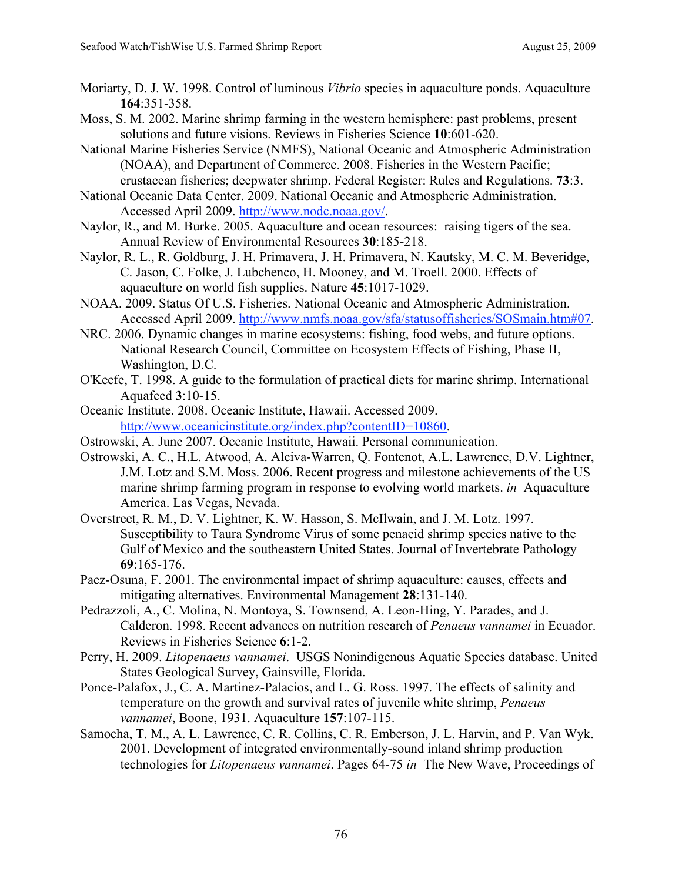Moriarty, D. J. W. 1998. Control of luminous *Vibrio* species in aquaculture ponds. Aquaculture **164**:351-358.

Moss, S. M. 2002. Marine shrimp farming in the western hemisphere: past problems, present solutions and future visions. Reviews in Fisheries Science **10**:601-620.

National Marine Fisheries Service (NMFS), National Oceanic and Atmospheric Administration (NOAA), and Department of Commerce. 2008. Fisheries in the Western Pacific; crustacean fisheries; deepwater shrimp. Federal Register: Rules and Regulations. **73**:3.

National Oceanic Data Center. 2009. National Oceanic and Atmospheric Administration. Accessed April 2009. http://www.nodc.noaa.gov/.

Naylor, R., and M. Burke. 2005. Aquaculture and ocean resources: raising tigers of the sea. Annual Review of Environmental Resources **30**:185-218.

Naylor, R. L., R. Goldburg, J. H. Primavera, J. H. Primavera, N. Kautsky, M. C. M. Beveridge, C. Jason, C. Folke, J. Lubchenco, H. Mooney, and M. Troell. 2000. Effects of aquaculture on world fish supplies. Nature **45**:1017-1029.

NOAA. 2009. Status Of U.S. Fisheries. National Oceanic and Atmospheric Administration. Accessed April 2009. http://www.nmfs.noaa.gov/sfa/statusoffisheries/SOSmain.htm#07.

NRC. 2006. Dynamic changes in marine ecosystems: fishing, food webs, and future options. National Research Council, Committee on Ecosystem Effects of Fishing, Phase II, Washington, D.C.

O'Keefe, T. 1998. A guide to the formulation of practical diets for marine shrimp. International Aquafeed **3**:10-15.

Oceanic Institute. 2008. Oceanic Institute, Hawaii. Accessed 2009. http://www.oceanicinstitute.org/index.php?contentID=10860.

Ostrowski, A. June 2007. Oceanic Institute, Hawaii. Personal communication.

Ostrowski, A. C., H.L. Atwood, A. Alciva-Warren, Q. Fontenot, A.L. Lawrence, D.V. Lightner, J.M. Lotz and S.M. Moss. 2006. Recent progress and milestone achievements of the US marine shrimp farming program in response to evolving world markets. *in* Aquaculture America. Las Vegas, Nevada.

Overstreet, R. M., D. V. Lightner, K. W. Hasson, S. McIlwain, and J. M. Lotz. 1997. Susceptibility to Taura Syndrome Virus of some penaeid shrimp species native to the Gulf of Mexico and the southeastern United States. Journal of Invertebrate Pathology **69**:165-176.

Paez-Osuna, F. 2001. The environmental impact of shrimp aquaculture: causes, effects and mitigating alternatives. Environmental Management **28**:131-140.

Pedrazzoli, A., C. Molina, N. Montoya, S. Townsend, A. Leon-Hing, Y. Parades, and J. Calderon. 1998. Recent advances on nutrition research of *Penaeus vannamei* in Ecuador. Reviews in Fisheries Science **6**:1-2.

Perry, H. 2009. *Litopenaeus vannamei*. USGS Nonindigenous Aquatic Species database. United States Geological Survey, Gainsville, Florida.

Ponce-Palafox, J., C. A. Martinez-Palacios, and L. G. Ross. 1997. The effects of salinity and temperature on the growth and survival rates of juvenile white shrimp, *Penaeus vannamei*, Boone, 1931. Aquaculture **157**:107-115.

Samocha, T. M., A. L. Lawrence, C. R. Collins, C. R. Emberson, J. L. Harvin, and P. Van Wyk. 2001. Development of integrated environmentally-sound inland shrimp production technologies for *Litopenaeus vannamei*. Pages 64-75 *in* The New Wave, Proceedings of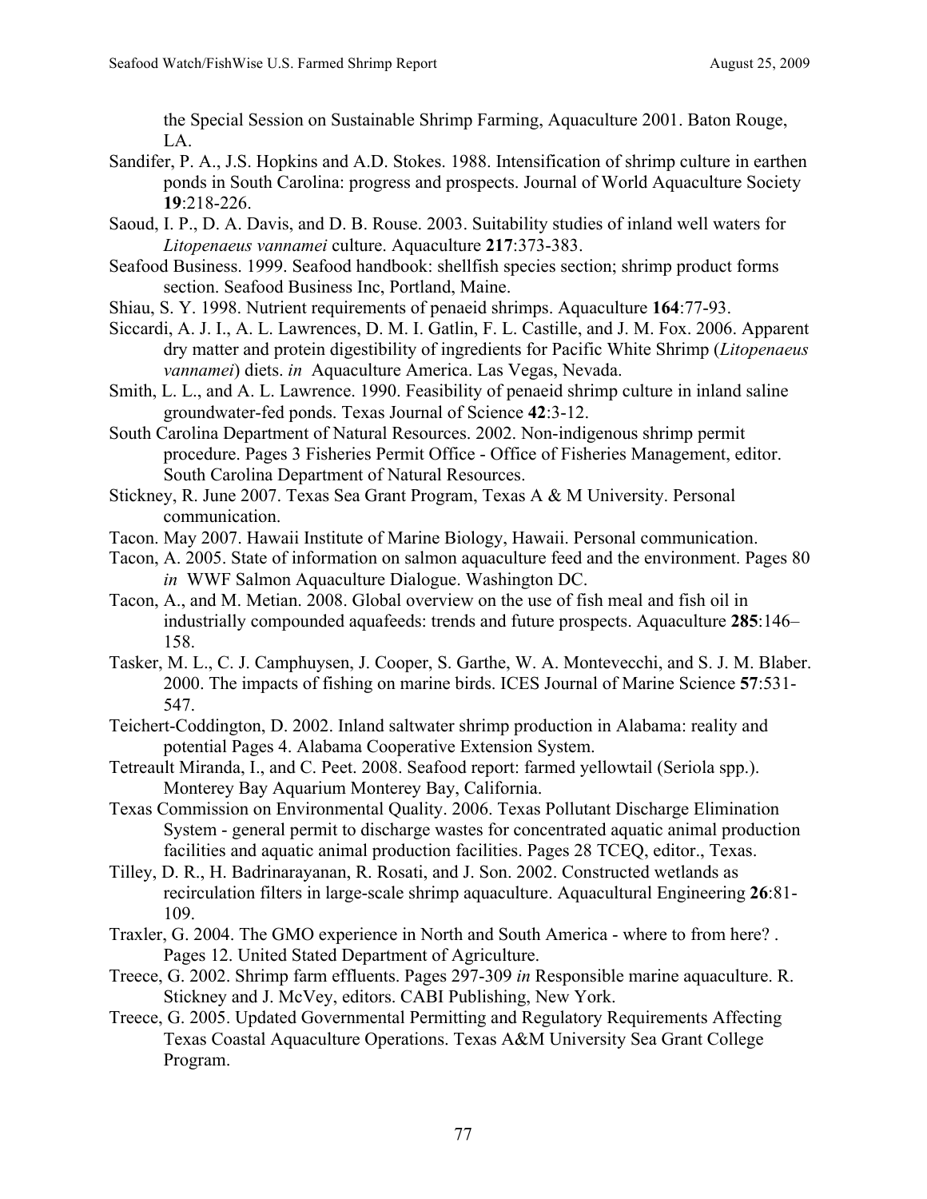the Special Session on Sustainable Shrimp Farming, Aquaculture 2001. Baton Rouge, LA.

Sandifer, P. A., J.S. Hopkins and A.D. Stokes. 1988. Intensification of shrimp culture in earthen ponds in South Carolina: progress and prospects. Journal of World Aquaculture Society **19**:218-226.

Saoud, I. P., D. A. Davis, and D. B. Rouse. 2003. Suitability studies of inland well waters for *Litopenaeus vannamei* culture. Aquaculture **217**:373-383.

Seafood Business. 1999. Seafood handbook: shellfish species section; shrimp product forms section. Seafood Business Inc, Portland, Maine.

Shiau, S. Y. 1998. Nutrient requirements of penaeid shrimps. Aquaculture **164**:77-93.

Siccardi, A. J. I., A. L. Lawrences, D. M. I. Gatlin, F. L. Castille, and J. M. Fox. 2006. Apparent dry matter and protein digestibility of ingredients for Pacific White Shrimp (*Litopenaeus vannamei*) diets. *in* Aquaculture America. Las Vegas, Nevada.

Smith, L. L., and A. L. Lawrence. 1990. Feasibility of penaeid shrimp culture in inland saline groundwater-fed ponds. Texas Journal of Science **42**:3-12.

South Carolina Department of Natural Resources. 2002. Non-indigenous shrimp permit procedure. Pages 3 Fisheries Permit Office - Office of Fisheries Management, editor. South Carolina Department of Natural Resources.

Stickney, R. June 2007. Texas Sea Grant Program, Texas A & M University. Personal communication.

Tacon. May 2007. Hawaii Institute of Marine Biology, Hawaii. Personal communication.

Tacon, A. 2005. State of information on salmon aquaculture feed and the environment. Pages 80 *in* WWF Salmon Aquaculture Dialogue. Washington DC.

Tacon, A., and M. Metian. 2008. Global overview on the use of fish meal and fish oil in industrially compounded aquafeeds: trends and future prospects. Aquaculture **285**:146–158.

Tasker, M. L., C. J. Camphuysen, J. Cooper, S. Garthe, W. A. Montevecchi, and S. J. M. Blaber. 2000. The impacts of fishing on marine birds. ICES Journal of Marine Science **57**:531-547.

Teichert-Coddington, D. 2002. Inland saltwater shrimp production in Alabama: reality and potential Pages 4. Alabama Cooperative Extension System.

Tetreault Miranda, I., and C. Peet. 2008. Seafood report: farmed yellowtail (Seriola spp.). Monterey Bay Aquarium Monterey Bay, California.

Texas Commission on Environmental Quality. 2006. Texas Pollutant Discharge Elimination System - general permit to discharge wastes for concentrated aquatic animal production facilities and aquatic animal production facilities. Pages 28 TCEQ, editor., Texas.

Tilley, D. R., H. Badrinarayanan, R. Rosati, and J. Son. 2002. Constructed wetlands as recirculation filters in large-scale shrimp aquaculture. Aquacultural Engineering **26**:81-109.

Traxler, G. 2004. The GMO experience in North and South America - where to from here? . Pages 12. United Stated Department of Agriculture.

Treece, G. 2002. Shrimp farm effluents. Pages 297-309 *in* Responsible marine aquaculture. R. Stickney and J. McVey, editors. CABI Publishing, New York.

Treece, G. 2005. Updated Governmental Permitting and Regulatory Requirements Affecting Texas Coastal Aquaculture Operations. Texas A&M University Sea Grant College Program.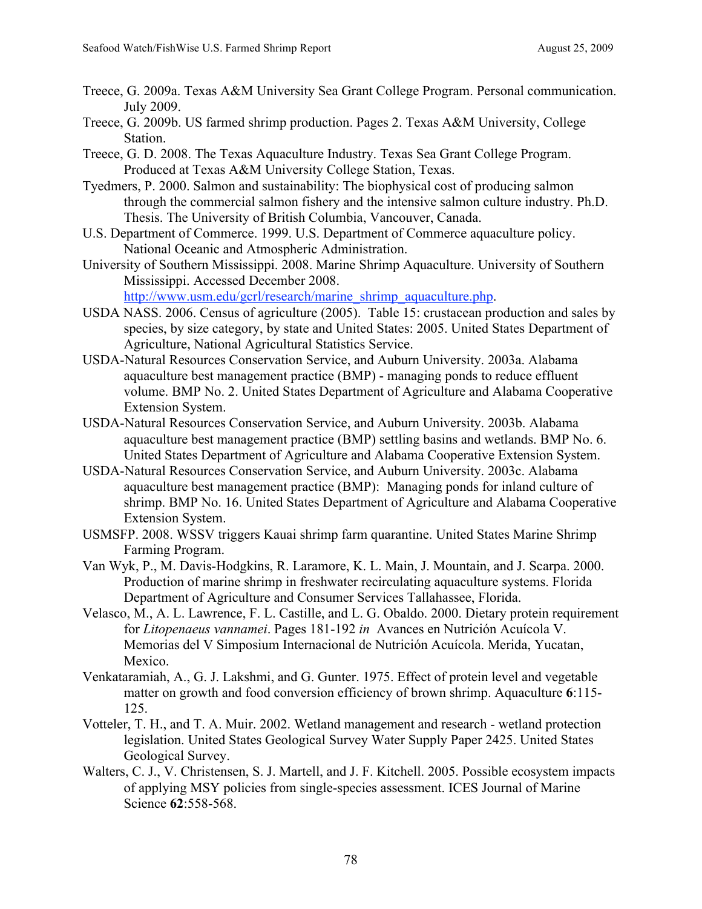Treece, G. 2009a. Texas A&M University Sea Grant College Program. Personal communication. July 2009.

Treece, G. 2009b. US farmed shrimp production. Pages 2. Texas A&M University, College Station.

Treece, G. D. 2008. The Texas Aquaculture Industry. Texas Sea Grant College Program. Produced at Texas A&M University College Station, Texas.

Tyedmers, P. 2000. Salmon and sustainability: The biophysical cost of producing salmon through the commercial salmon fishery and the intensive salmon culture industry. Ph.D. Thesis. The University of British Columbia, Vancouver, Canada.

U.S. Department of Commerce. 1999. U.S. Department of Commerce aquaculture policy. National Oceanic and Atmospheric Administration.

University of Southern Mississippi. 2008. Marine Shrimp Aquaculture. University of Southern Mississippi. Accessed December 2008. http://www.usm.edu/gcrl/research/marine_shrimp_aquaculture.php.

USDA NASS. 2006. Census of agriculture (2005). Table 15: crustacean production and sales by species, by size category, by state and United States: 2005. United States Department of Agriculture, National Agricultural Statistics Service.

USDA-Natural Resources Conservation Service, and Auburn University. 2003a. Alabama aquaculture best management practice (BMP) - managing ponds to reduce effluent volume. BMP No. 2. United States Department of Agriculture and Alabama Cooperative Extension System.

USDA-Natural Resources Conservation Service, and Auburn University. 2003b. Alabama aquaculture best management practice (BMP) settling basins and wetlands. BMP No. 6. United States Department of Agriculture and Alabama Cooperative Extension System.

USDA-Natural Resources Conservation Service, and Auburn University. 2003c. Alabama aquaculture best management practice (BMP): Managing ponds for inland culture of shrimp. BMP No. 16. United States Department of Agriculture and Alabama Cooperative Extension System.

USMSFP. 2008. WSSV triggers Kauai shrimp farm quarantine. United States Marine Shrimp Farming Program.

Van Wyk, P., M. Davis-Hodgkins, R. Laramore, K. L. Main, J. Mountain, and J. Scarpa. 2000. Production of marine shrimp in freshwater recirculating aquaculture systems. Florida Department of Agriculture and Consumer Services Tallahassee, Florida.

Velasco, M., A. L. Lawrence, F. L. Castille, and L. G. Obaldo. 2000. Dietary protein requirement for *Litopenaeus vannamei*. Pages 181-192 *in* Avances en Nutrición Acuícola V. Memorias del V Simposium Internacional de Nutrición Acuícola. Merida, Yucatan, Mexico.

Venkataramiah, A., G. J. Lakshmi, and G. Gunter. 1975. Effect of protein level and vegetable matter on growth and food conversion efficiency of brown shrimp. Aquaculture **6**:115-125.

Votteler, T. H., and T. A. Muir. 2002. Wetland management and research - wetland protection legislation. United States Geological Survey Water Supply Paper 2425. United States Geological Survey.

Walters, C. J., V. Christensen, S. J. Martell, and J. F. Kitchell. 2005. Possible ecosystem impacts of applying MSY policies from single-species assessment. ICES Journal of Marine Science **62**:558-568.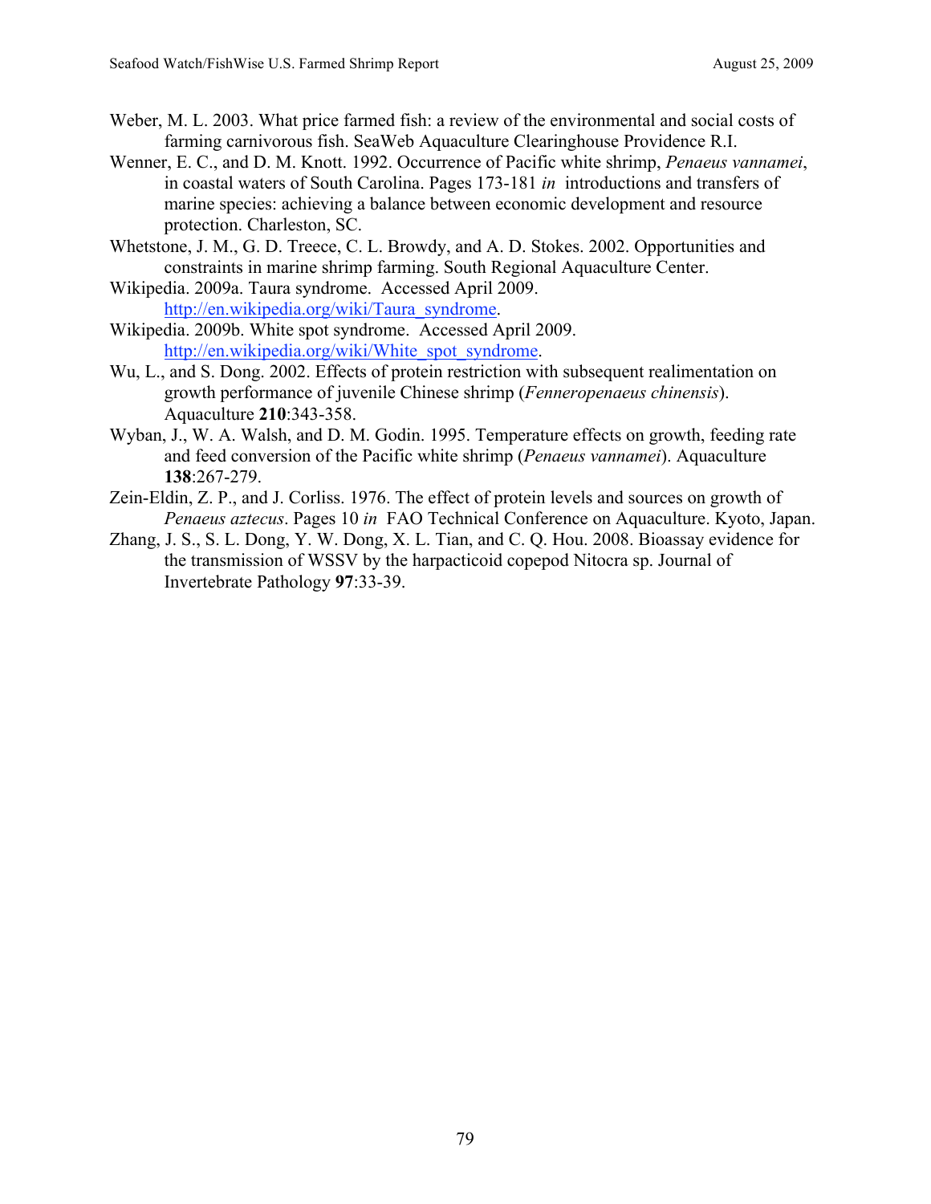Weber, M. L. 2003. What price farmed fish: a review of the environmental and social costs of farming carnivorous fish. SeaWeb Aquaculture Clearinghouse Providence R.I.

Wenner, E. C., and D. M. Knott. 1992. Occurrence of Pacific white shrimp, *Penaeus vannamei*, in coastal waters of South Carolina. Pages 173-181 *in* introductions and transfers of marine species: achieving a balance between economic development and resource protection. Charleston, SC.

Whetstone, J. M., G. D. Treece, C. L. Browdy, and A. D. Stokes. 2002. Opportunities and constraints in marine shrimp farming. South Regional Aquaculture Center.

Wikipedia. 2009a. Taura syndrome. Accessed April 2009. http://en.wikipedia.org/wiki/Taura_syndrome.

Wikipedia. 2009b. White spot syndrome. Accessed April 2009. http://en.wikipedia.org/wiki/White_spot_syndrome.

Wu, L., and S. Dong. 2002. Effects of protein restriction with subsequent realimentation on growth performance of juvenile Chinese shrimp (*Fenneropenaeus chinensis*). Aquaculture **210**:343-358.

Wyban, J., W. A. Walsh, and D. M. Godin. 1995. Temperature effects on growth, feeding rate and feed conversion of the Pacific white shrimp (*Penaeus vannamei*). Aquaculture **138**:267-279.

Zein-Eldin, Z. P., and J. Corliss. 1976. The effect of protein levels and sources on growth of *Penaeus aztecus*. Pages 10 *in* FAO Technical Conference on Aquaculture. Kyoto, Japan.

Zhang, J. S., S. L. Dong, Y. W. Dong, X. L. Tian, and C. Q. Hou. 2008. Bioassay evidence for the transmission of WSSV by the harpacticoid copepod Nitocra sp. Journal of Invertebrate Pathology **97**:33-39.